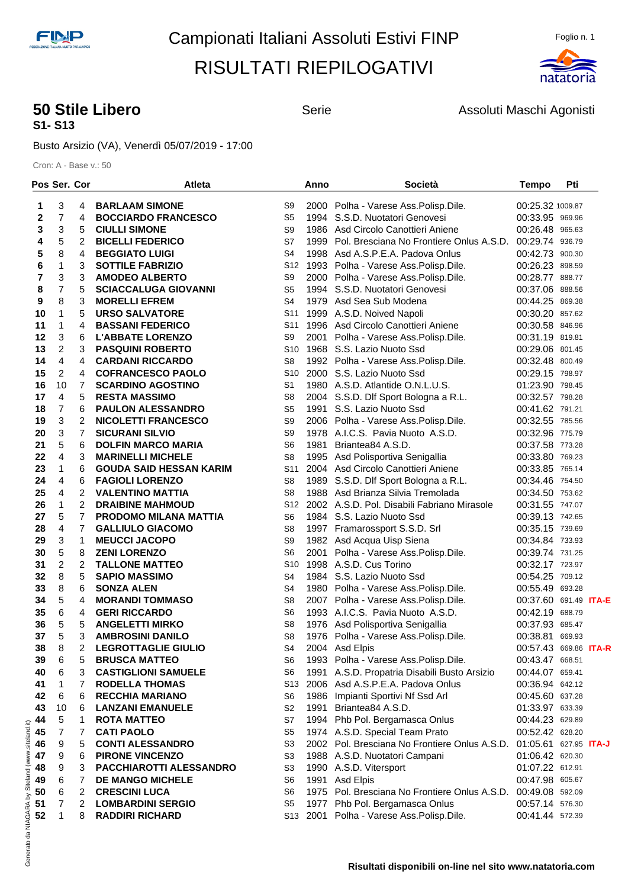# Campionati Italiani Assoluti Estivi FINP

# RISULTATI RIEPILOGATIVI

## 50 Stile Libero

**S1- S13**

Serie

Assoluti Maschi Agonisti

Busto Arsizio (VA), Venerdì 05/07/2019 - 17:00

Cron: A - Base v.: 50

| Pos | Ser. | Cor | Atleta | | Anno | Società | Tempo | Pti | |
|---|---|---|---|---|---|---|---|---|---|
| 1 | 3 | 4 | **BARLAAM SIMONE** | S9 | 2000 | Polha - Varese Ass.Polisp.Dile. | 00:25.32 | 1009.87 | |
| 2 | 7 | 4 | **BOCCIARDO FRANCESCO** | S5 | 1994 | S.S.D. Nuotatori Genovesi | 00:33.95 | 969.96 | |
| 3 | 3 | 5 | **CIULLI SIMONE** | S9 | 1986 | Asd Circolo Canottieri Aniene | 00:26.48 | 965.63 | |
| 4 | 5 | 2 | **BICELLI FEDERICO** | S7 | 1999 | Pol. Bresciana No Frontiere Onlus A.S.D. | 00:29.74 | 936.79 | |
| 5 | 8 | 4 | **BEGGIATO LUIGI** | S4 | 1998 | Asd A.S.P.E.A. Padova Onlus | 00:42.73 | 900.30 | |
| 6 | 1 | 3 | **SOTTILE FABRIZIO** | S12 | 1993 | Polha - Varese Ass.Polisp.Dile. | 00:26.23 | 898.59 | |
| 7 | 3 | 3 | **AMODEO ALBERTO** | S9 | 2000 | Polha - Varese Ass.Polisp.Dile. | 00:28.77 | 888.77 | |
| 8 | 7 | 5 | **SCIACCALUGA GIOVANNI** | S5 | 1994 | S.S.D. Nuotatori Genovesi | 00:37.06 | 888.56 | |
| 9 | 8 | 3 | **MORELLI EFREM** | S4 | 1979 | Asd Sea Sub Modena | 00:44.25 | 869.38 | |
| 10 | 1 | 5 | **URSO SALVATORE** | S11 | 1999 | A.S.D. Noived Napoli | 00:30.20 | 857.62 | |
| 11 | 1 | 4 | **BASSANI FEDERICO** | S11 | 1996 | Asd Circolo Canottieri Aniene | 00:30.58 | 846.96 | |
| 12 | 3 | 6 | **L'ABBATE LORENZO** | S9 | 2001 | Polha - Varese Ass.Polisp.Dile. | 00:31.19 | 819.81 | |
| 13 | 2 | 3 | **PASQUINI ROBERTO** | S10 | 1968 | S.S. Lazio Nuoto Ssd | 00:29.06 | 801.45 | |
| 14 | 4 | 4 | **CARDANI RICCARDO** | S8 | 1992 | Polha - Varese Ass.Polisp.Dile. | 00:32.48 | 800.49 | |
| 15 | 2 | 4 | **COFRANCESCO PAOLO** | S10 | 2000 | S.S. Lazio Nuoto Ssd | 00:29.15 | 798.97 | |
| 16 | 10 | 7 | **SCARDINO AGOSTINO** | S1 | 1980 | A.S.D. Atlantide O.N.L.U.S. | 01:23.90 | 798.45 | |
| 17 | 4 | 5 | **RESTA MASSIMO** | S8 | 2004 | S.S.D. Dlf Sport Bologna a R.L. | 00:32.57 | 798.28 | |
| 18 | 7 | 6 | **PAULON ALESSANDRO** | S5 | 1991 | S.S. Lazio Nuoto Ssd | 00:41.62 | 791.21 | |
| 19 | 3 | 2 | **NICOLETTI FRANCESCO** | S9 | 2006 | Polha - Varese Ass.Polisp.Dile. | 00:32.55 | 785.56 | |
| 20 | 3 | 7 | **SICURANI SILVIO** | S9 | 1978 | A.I.C.S. Pavia Nuoto A.S.D. | 00:32.96 | 775.79 | |
| 21 | 5 | 6 | **DOLFIN MARCO MARIA** | S6 | 1981 | Briantea84 A.S.D. | 00:37.58 | 773.28 | |
| 22 | 4 | 3 | **MARINELLI MICHELE** | S8 | 1995 | Asd Polisportiva Senigallia | 00:33.80 | 769.23 | |
| 23 | 1 | 6 | **GOUDA SAID HESSAN KARIM** | S11 | 2004 | Asd Circolo Canottieri Aniene | 00:33.85 | 765.14 | |
| 24 | 4 | 6 | **FAGIOLI LORENZO** | S8 | 1989 | S.S.D. Dlf Sport Bologna a R.L. | 00:34.46 | 754.50 | |
| 25 | 4 | 2 | **VALENTINO MATTIA** | S8 | 1988 | Asd Brianza Silvia Tremolada | 00:34.50 | 753.62 | |
| 26 | 1 | 2 | **DRAIBINE MAHMOUD** | S12 | 2002 | A.S.D. Pol. Disabili Fabriano Mirasole | 00:31.55 | 747.07 | |
| 27 | 5 | 7 | **PRODOMO MILANA MATTIA** | S6 | 1984 | S.S. Lazio Nuoto Ssd | 00:39.13 | 742.65 | |
| 28 | 4 | 7 | **GALLIULO GIACOMO** | S8 | 1997 | Framarossport S.S.D. Srl | 00:35.15 | 739.69 | |
| 29 | 3 | 1 | **MEUCCI JACOPO** | S9 | 1982 | Asd Acqua Uisp Siena | 00:34.84 | 733.93 | |
| 30 | 5 | 8 | **ZENI LORENZO** | S6 | 2001 | Polha - Varese Ass.Polisp.Dile. | 00:39.74 | 731.25 | |
| 31 | 2 | 2 | **TALLONE MATTEO** | S10 | 1998 | A.S.D. Cus Torino | 00:32.17 | 723.97 | |
| 32 | 8 | 5 | **SAPIO MASSIMO** | S4 | 1984 | S.S. Lazio Nuoto Ssd | 00:54.25 | 709.12 | |
| 33 | 8 | 6 | **SONZA ALEN** | S4 | 1980 | Polha - Varese Ass.Polisp.Dile. | 00:55.49 | 693.28 | |
| 34 | 5 | 4 | **MORANDI TOMMASO** | S8 | 2007 | Polha - Varese Ass.Polisp.Dile. | 00:37.60 | 691.49 | **ITA-E** |
| 35 | 6 | 4 | **GERI RICCARDO** | S6 | 1993 | A.I.C.S. Pavia Nuoto A.S.D. | 00:42.19 | 688.79 | |
| 36 | 5 | 5 | **ANGELETTI MIRKO** | S8 | 1976 | Asd Polisportiva Senigallia | 00:37.93 | 685.47 | |
| 37 | 5 | 3 | **AMBROSINI DANILO** | S8 | 1976 | Polha - Varese Ass.Polisp.Dile. | 00:38.81 | 669.93 | |
| 38 | 8 | 2 | **LEGROTTAGLIE GIULIO** | S4 | 2004 | Asd Elpis | 00:57.43 | 669.86 | **ITA-R** |
| 39 | 6 | 5 | **BRUSCA MATTEO** | S6 | 1993 | Polha - Varese Ass.Polisp.Dile. | 00:43.47 | 668.51 | |
| 40 | 6 | 3 | **CASTIGLIONI SAMUELE** | S6 | 1991 | A.S.D. Propatria Disabili Busto Arsizio | 00:44.07 | 659.41 | |
| 41 | 1 | 7 | **RODELLA THOMAS** | S13 | 2006 | Asd A.S.P.E.A. Padova Onlus | 00:36.94 | 642.12 | |
| 42 | 6 | 6 | **RECCHIA MARIANO** | S6 | 1986 | Impianti Sportivi Nf Ssd Arl | 00:45.60 | 637.28 | |
| 43 | 10 | 6 | **LANZANI EMANUELE** | S2 | 1991 | Briantea84 A.S.D. | 01:33.97 | 633.39 | |
| 44 | 5 | 1 | **ROTA MATTEO** | S7 | 1994 | Phb Pol. Bergamasca Onlus | 00:44.23 | 629.89 | |
| 45 | 7 | 7 | **CATI PAOLO** | S5 | 1974 | A.S.D. Special Team Prato | 00:52.42 | 628.20 | |
| 46 | 9 | 5 | **CONTI ALESSANDRO** | S3 | 2002 | Pol. Bresciana No Frontiere Onlus A.S.D. | 01:05.61 | 627.95 | **ITA-J** |
| 47 | 9 | 6 | **PIRONE VINCENZO** | S3 | 1988 | A.S.D. Nuotatori Campani | 01:06.42 | 620.30 | |
| 48 | 9 | 3 | **PACCHIAROTTI ALESSANDRO** | S3 | 1990 | A.S.D. Vitersport | 01:07.22 | 612.91 | |
| 49 | 6 | 7 | **DE MANGO MICHELE** | S6 | 1991 | Asd Elpis | 00:47.98 | 605.67 | |
| 50 | 6 | 2 | **CRESCINI LUCA** | S6 | 1975 | Pol. Bresciana No Frontiere Onlus A.S.D. | 00:49.08 | 592.09 | |
| 51 | 7 | 2 | **LOMBARDINI SERGIO** | S5 | 1977 | Phb Pol. Bergamasca Onlus | 00:57.14 | 576.30 | |
| 52 | 1 | 8 | **RADDIRI RICHARD** | S13 | 2001 | Polha - Varese Ass.Polisp.Dile. | 00:41.44 | 572.39 | |

Generato da NIAGARA by Siteland (www.siteland.it)

**Risultati disponibili on-line nel sito www.natatoria.com**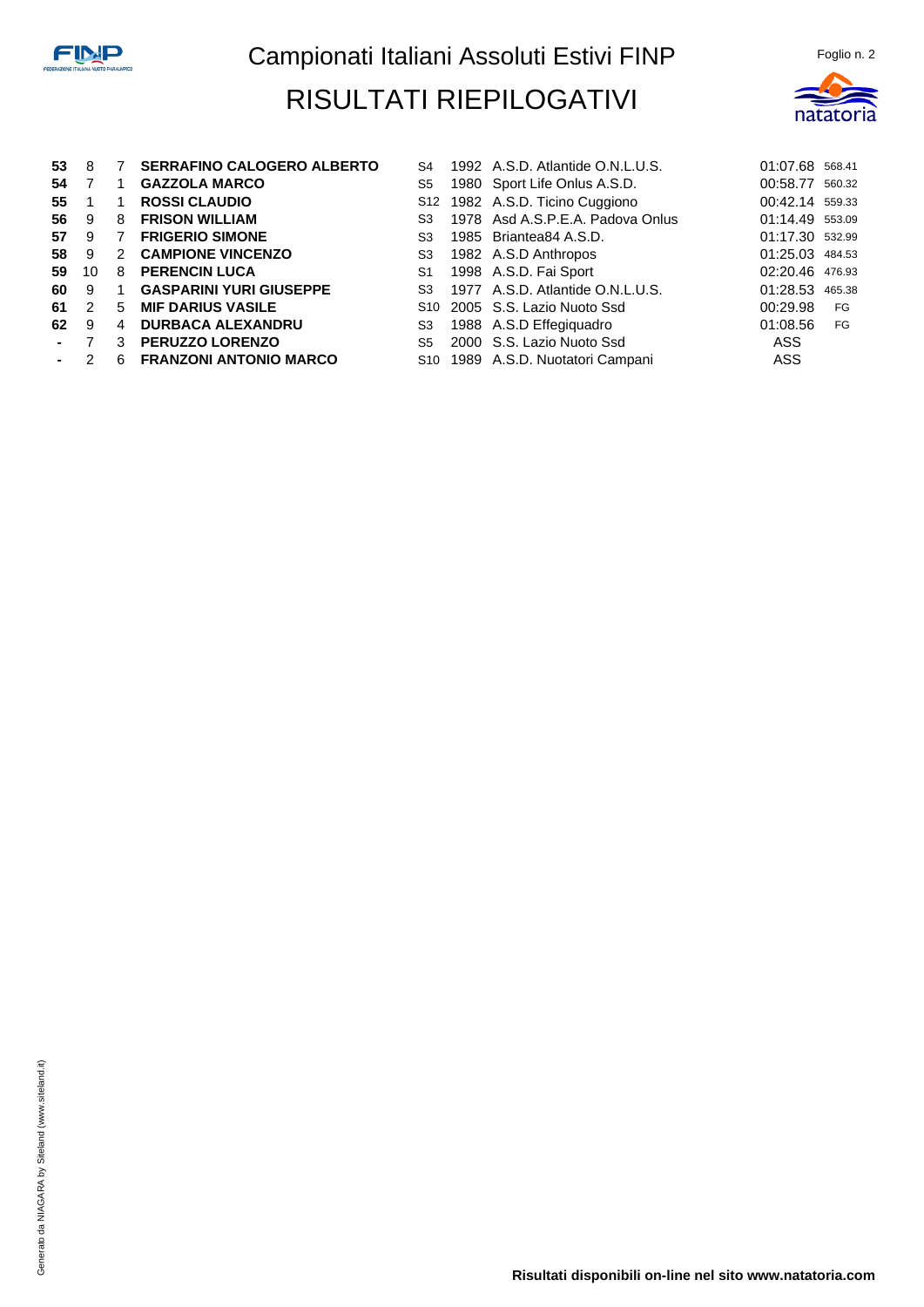# Campionati Italiani Assoluti Estivi FINP

## RISULTATI RIEPILOGATIVI

Foglio n. 2

| | | | | | | | | |
|---|---|---|---|---|---|---|---|---|
| **53** | 8 | 7 | **SERRAFINO CALOGERO ALBERTO** | S4 | 1992 | A.S.D. Atlantide O.N.L.U.S. | 01:07.68 | 568.41 |
| **54** | 7 | 1 | **GAZZOLA MARCO** | S5 | 1980 | Sport Life Onlus A.S.D. | 00:58.77 | 560.32 |
| **55** | 1 | 1 | **ROSSI CLAUDIO** | S12 | 1982 | A.S.D. Ticino Cuggiono | 00:42.14 | 559.33 |
| **56** | 9 | 8 | **FRISON WILLIAM** | S3 | 1978 | Asd A.S.P.E.A. Padova Onlus | 01:14.49 | 553.09 |
| **57** | 9 | 7 | **FRIGERIO SIMONE** | S3 | 1985 | Briantea84 A.S.D. | 01:17.30 | 532.99 |
| **58** | 9 | 2 | **CAMPIONE VINCENZO** | S3 | 1982 | A.S.D Anthropos | 01:25.03 | 484.53 |
| **59** | 10 | 8 | **PERENCIN LUCA** | S1 | 1998 | A.S.D. Fai Sport | 02:20.46 | 476.93 |
| **60** | 9 | 1 | **GASPARINI YURI GIUSEPPE** | S3 | 1977 | A.S.D. Atlantide O.N.L.U.S. | 01:28.53 | 465.38 |
| **61** | 2 | 5 | **MIF DARIUS VASILE** | S10 | 2005 | S.S. Lazio Nuoto Ssd | 00:29.98 | FG |
| **62** | 9 | 4 | **DURBACA ALEXANDRU** | S3 | 1988 | A.S.D Effegiquadro | 01:08.56 | FG |
| **-** | 7 | 3 | **PERUZZO LORENZO** | S5 | 2000 | S.S. Lazio Nuoto Ssd | ASS | |
| **-** | 2 | 6 | **FRANZONI ANTONIO MARCO** | S10 | 1989 | A.S.D. Nuotatori Campani | ASS | |

**Risultati disponibili on-line nel sito www.natatoria.com**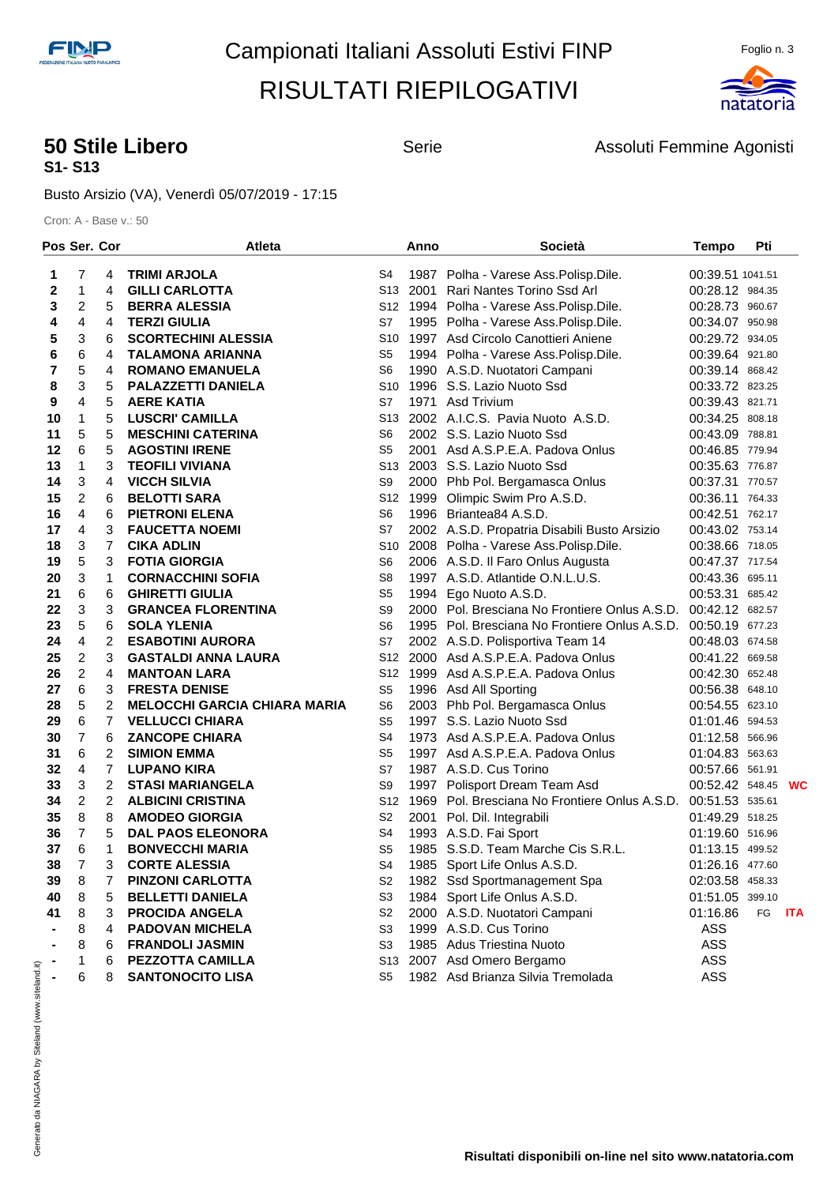# Campionati Italiani Assoluti Estivi FINP

# RISULTATI RIEPILOGATIVI

## 50 Stile Libero

**S1- S13**

Serie

Assoluti Femmine Agonisti

Busto Arsizio (VA), Venerdì 05/07/2019 - 17:15

Cron: A - Base v.: 50

| Pos | Ser. | Cor | Atleta | | Anno | Società | Tempo | Pti | |
|---|---|---|---|---|---|---|---|---|---|
| 1 | 7 | 4 | TRIMI ARJOLA | S4 | 1987 | Polha - Varese Ass.Polisp.Dile. | 00:39.51 | 1041.51 | |
| 2 | 1 | 4 | GILLI CARLOTTA | S13 | 2001 | Rari Nantes Torino Ssd Arl | 00:28.12 | 984.35 | |
| 3 | 2 | 5 | BERRA ALESSIA | S12 | 1994 | Polha - Varese Ass.Polisp.Dile. | 00:28.73 | 960.67 | |
| 4 | 4 | 4 | TERZI GIULIA | S7 | 1995 | Polha - Varese Ass.Polisp.Dile. | 00:34.07 | 950.98 | |
| 5 | 3 | 6 | SCORTECHINI ALESSIA | S10 | 1997 | Asd Circolo Canottieri Aniene | 00:29.72 | 934.05 | |
| 6 | 6 | 4 | TALAMONA ARIANNA | S5 | 1994 | Polha - Varese Ass.Polisp.Dile. | 00:39.64 | 921.80 | |
| 7 | 5 | 4 | ROMANO EMANUELA | S6 | 1990 | A.S.D. Nuotatori Campani | 00:39.14 | 868.42 | |
| 8 | 3 | 5 | PALAZZETTI DANIELA | S10 | 1996 | S.S. Lazio Nuoto Ssd | 00:33.72 | 823.25 | |
| 9 | 4 | 5 | AERE KATIA | S7 | 1971 | Asd Trivium | 00:39.43 | 821.71 | |
| 10 | 1 | 5 | LUSCRI' CAMILLA | S13 | 2002 | A.I.C.S. Pavia Nuoto A.S.D. | 00:34.25 | 808.18 | |
| 11 | 5 | 5 | MESCHINI CATERINA | S6 | 2002 | S.S. Lazio Nuoto Ssd | 00:43.09 | 788.81 | |
| 12 | 6 | 5 | AGOSTINI IRENE | S5 | 2001 | Asd A.S.P.E.A. Padova Onlus | 00:46.85 | 779.94 | |
| 13 | 1 | 3 | TEOFILI VIVIANA | S13 | 2003 | S.S. Lazio Nuoto Ssd | 00:35.63 | 776.87 | |
| 14 | 3 | 4 | VICCH SILVIA | S9 | 2000 | Phb Pol. Bergamasca Onlus | 00:37.31 | 770.57 | |
| 15 | 2 | 6 | BELOTTI SARA | S12 | 1999 | Olimpic Swim Pro A.S.D. | 00:36.11 | 764.33 | |
| 16 | 4 | 6 | PIETRONI ELENA | S6 | 1996 | Briantea84 A.S.D. | 00:42.51 | 762.17 | |
| 17 | 4 | 3 | FAUCETTA NOEMI | S7 | 2002 | A.S.D. Propatria Disabili Busto Arsizio | 00:43.02 | 753.14 | |
| 18 | 3 | 7 | CIKA ADLIN | S10 | 2008 | Polha - Varese Ass.Polisp.Dile. | 00:38.66 | 718.05 | |
| 19 | 5 | 3 | FOTIA GIORGIA | S6 | 2006 | A.S.D. Il Faro Onlus Augusta | 00:47.37 | 717.54 | |
| 20 | 3 | 1 | CORNACCHINI SOFIA | S8 | 1997 | A.S.D. Atlantide O.N.L.U.S. | 00:43.36 | 695.11 | |
| 21 | 6 | 6 | GHIRETTI GIULIA | S5 | 1994 | Ego Nuoto A.S.D. | 00:53.31 | 685.42 | |
| 22 | 3 | 3 | GRANCEA FLORENTINA | S9 | 2000 | Pol. Bresciana No Frontiere Onlus A.S.D. | 00:42.12 | 682.57 | |
| 23 | 5 | 6 | SOLA YLENIA | S6 | 1995 | Pol. Bresciana No Frontiere Onlus A.S.D. | 00:50.19 | 677.23 | |
| 24 | 4 | 2 | ESABOTINI AURORA | S7 | 2002 | A.S.D. Polisportiva Team 14 | 00:48.03 | 674.58 | |
| 25 | 2 | 3 | GASTALDI ANNA LAURA | S12 | 2000 | Asd A.S.P.E.A. Padova Onlus | 00:41.22 | 669.58 | |
| 26 | 2 | 4 | MANTOAN LARA | S12 | 1999 | Asd A.S.P.E.A. Padova Onlus | 00:42.30 | 652.48 | |
| 27 | 6 | 3 | FRESTA DENISE | S5 | 1996 | Asd All Sporting | 00:56.38 | 648.10 | |
| 28 | 5 | 2 | MELOCCHI GARCIA CHIARA MARIA | S6 | 2003 | Phb Pol. Bergamasca Onlus | 00:54.55 | 623.10 | |
| 29 | 6 | 7 | VELLUCCI CHIARA | S5 | 1997 | S.S. Lazio Nuoto Ssd | 01:01.46 | 594.53 | |
| 30 | 7 | 6 | ZANCOPE CHIARA | S4 | 1973 | Asd A.S.P.E.A. Padova Onlus | 01:12.58 | 566.96 | |
| 31 | 6 | 2 | SIMION EMMA | S5 | 1997 | Asd A.S.P.E.A. Padova Onlus | 01:04.83 | 563.63 | |
| 32 | 4 | 7 | LUPANO KIRA | S7 | 1987 | A.S.D. Cus Torino | 00:57.66 | 561.91 | |
| 33 | 3 | 2 | STASI MARIANGELA | S9 | 1997 | Polisport Dream Team Asd | 00:52.42 | 548.45 | WC |
| 34 | 2 | 2 | ALBICINI CRISTINA | S12 | 1969 | Pol. Bresciana No Frontiere Onlus A.S.D. | 00:51.53 | 535.61 | |
| 35 | 8 | 8 | AMODEO GIORGIA | S2 | 2001 | Pol. Dil. Integrabili | 01:49.29 | 518.25 | |
| 36 | 7 | 5 | DAL PAOS ELEONORA | S4 | 1993 | A.S.D. Fai Sport | 01:19.60 | 516.96 | |
| 37 | 6 | 1 | BONVECCHI MARIA | S5 | 1985 | S.S.D. Team Marche Cis S.R.L. | 01:13.15 | 499.52 | |
| 38 | 7 | 3 | CORTE ALESSIA | S4 | 1985 | Sport Life Onlus A.S.D. | 01:26.16 | 477.60 | |
| 39 | 8 | 7 | PINZONI CARLOTTA | S2 | 1982 | Ssd Sportmanagement Spa | 02:03.58 | 458.33 | |
| 40 | 8 | 5 | BELLETTI DANIELA | S3 | 1984 | Sport Life Onlus A.S.D. | 01:51.05 | 399.10 | |
| 41 | 8 | 3 | PROCIDA ANGELA | S2 | 2000 | A.S.D. Nuotatori Campani | 01:16.86 | FG | ITA |
| - | 8 | 4 | PADOVAN MICHELA | S3 | 1999 | A.S.D. Cus Torino | ASS | | |
| - | 8 | 6 | FRANDOLI JASMIN | S3 | 1985 | Adus Triestina Nuoto | ASS | | |
| - | 1 | 6 | PEZZOTTA CAMILLA | S13 | 2007 | Asd Omero Bergamo | ASS | | |
| - | 6 | 8 | SANTONOCITO LISA | S5 | 1982 | Asd Brianza Silvia Tremolada | ASS | | |

Risultati disponibili on-line nel sito www.natatoria.com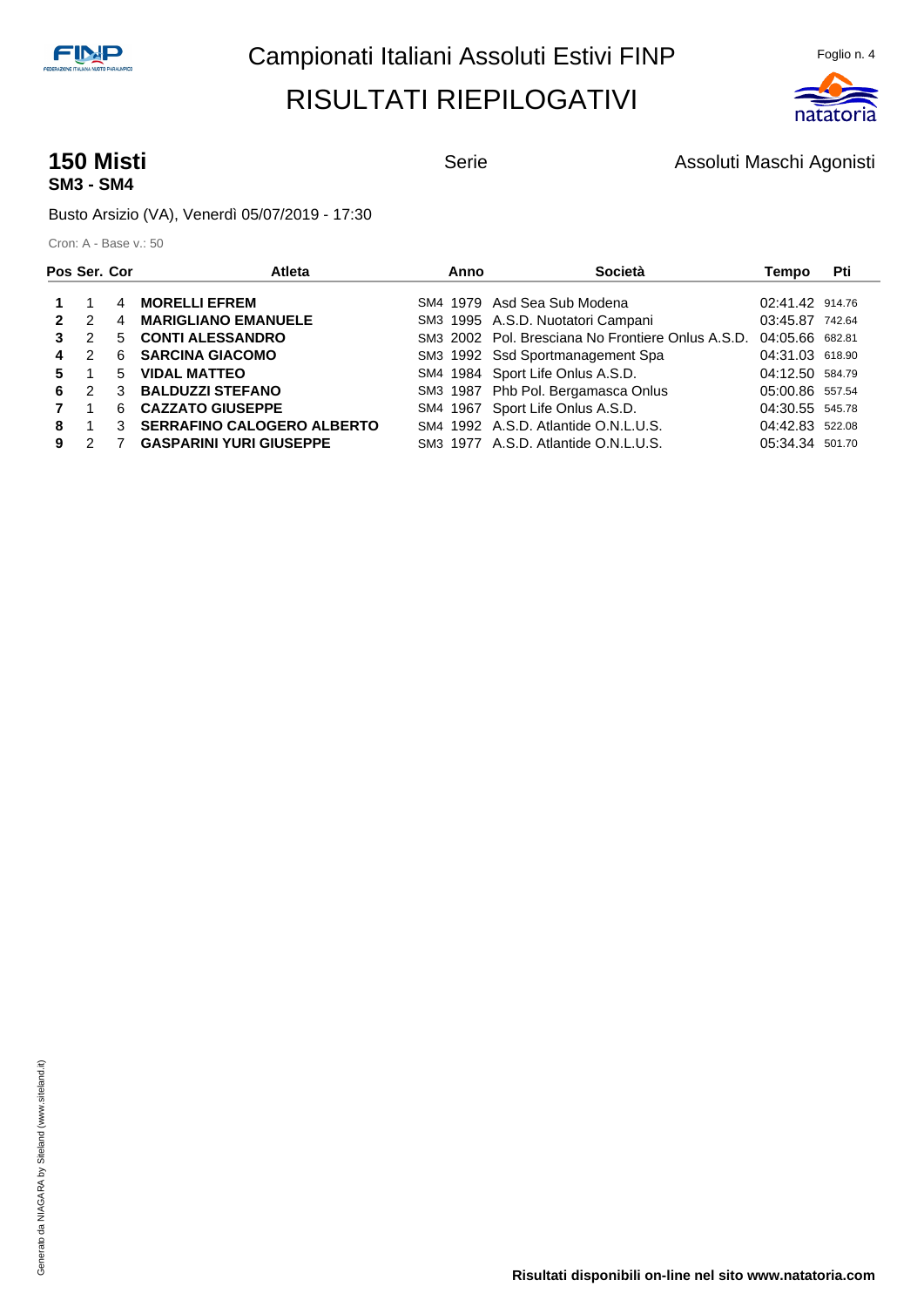Campionati Italiani Assoluti Estivi FINP

# RISULTATI RIEPILOGATIVI

## 150 Misti
**SM3 - SM4**

Serie

Assoluti Maschi Agonisti

Busto Arsizio (VA), Venerdì 05/07/2019 - 17:30

Cron: A - Base v.: 50

| Pos | Ser. | Cor | Atleta | | Anno | Società | Tempo | Pti |
|---|---|---|---|---|---|---|---|---|
| **1** | 1 | 4 | **MORELLI EFREM** | SM4 | 1979 | Asd Sea Sub Modena | 02:41.42 | 914.76 |
| **2** | 2 | 4 | **MARIGLIANO EMANUELE** | SM3 | 1995 | A.S.D. Nuotatori Campani | 03:45.87 | 742.64 |
| **3** | 2 | 5 | **CONTI ALESSANDRO** | SM3 | 2002 | Pol. Bresciana No Frontiere Onlus A.S.D. | 04:05.66 | 682.81 |
| **4** | 2 | 6 | **SARCINA GIACOMO** | SM3 | 1992 | Ssd Sportmanagement Spa | 04:31.03 | 618.90 |
| **5** | 1 | 5 | **VIDAL MATTEO** | SM4 | 1984 | Sport Life Onlus A.S.D. | 04:12.50 | 584.79 |
| **6** | 2 | 3 | **BALDUZZI STEFANO** | SM3 | 1987 | Phb Pol. Bergamasca Onlus | 05:00.86 | 557.54 |
| **7** | 1 | 6 | **CAZZATO GIUSEPPE** | SM4 | 1967 | Sport Life Onlus A.S.D. | 04:30.55 | 545.78 |
| **8** | 1 | 3 | **SERRAFINO CALOGERO ALBERTO** | SM4 | 1992 | A.S.D. Atlantide O.N.L.U.S. | 04:42.83 | 522.08 |
| **9** | 2 | 7 | **GASPARINI YURI GIUSEPPE** | SM3 | 1977 | A.S.D. Atlantide O.N.L.U.S. | 05:34.34 | 501.70 |

**Risultati disponibili on-line nel sito www.natatoria.com**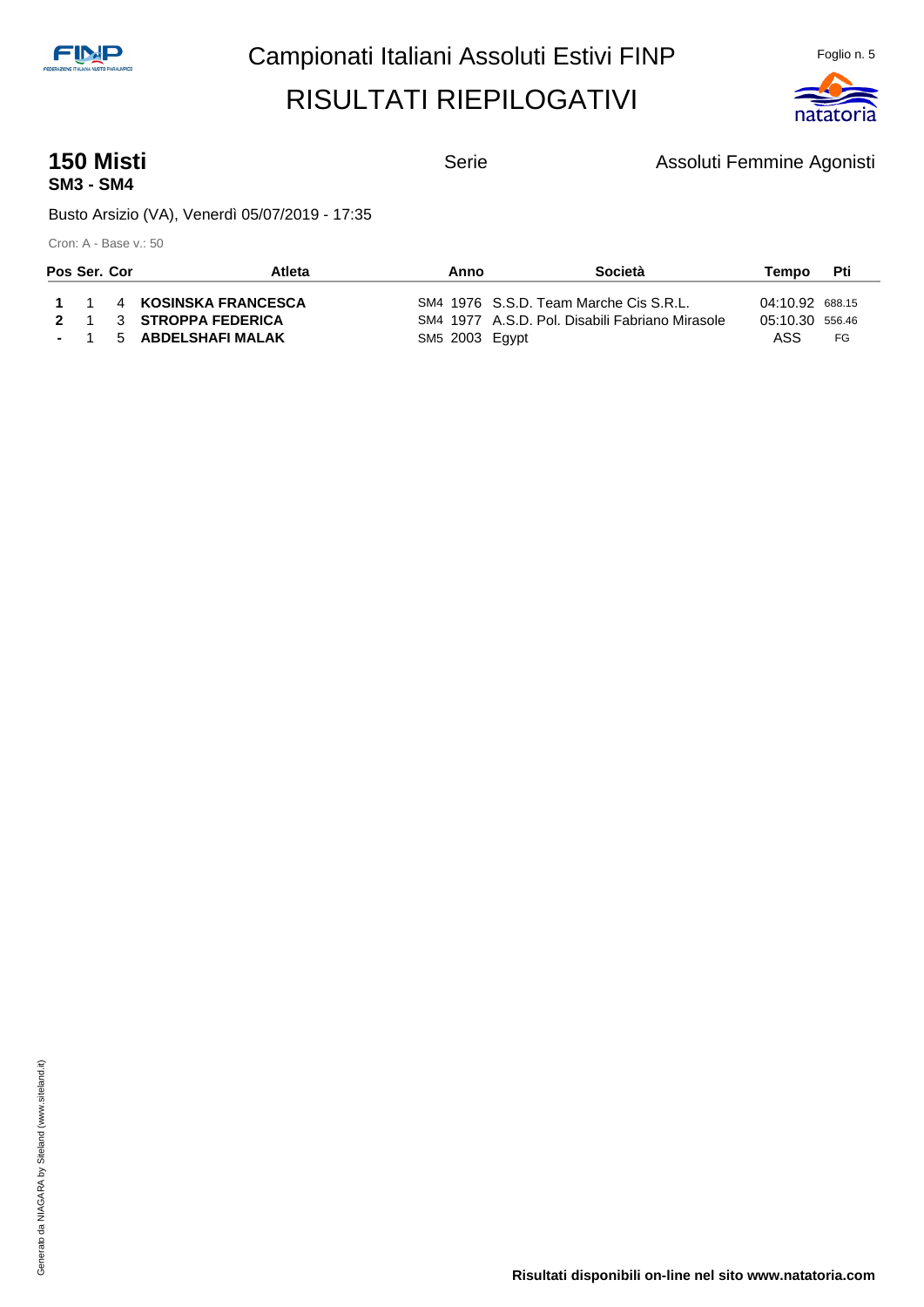# Campionati Italiani Assoluti Estivi FINP

# RISULTATI RIEPILOGATIVI

## 150 Misti

**SM3 - SM4**

Serie

Assoluti Femmine Agonisti

Busto Arsizio (VA), Venerdì 05/07/2019 - 17:35

Cron: A - Base v.: 50

| Pos | Ser. | Cor | Atleta | | Anno | Società | Tempo | Pti |
|---|---|---|---|---|---|---|---|---|
| **1** | 1 | 4 | **KOSINSKA FRANCESCA** | SM4 | 1976 | S.S.D. Team Marche Cis S.R.L. | 04:10.92 | 688.15 |
| **2** | 1 | 3 | **STROPPA FEDERICA** | SM4 | 1977 | A.S.D. Pol. Disabili Fabriano Mirasole | 05:10.30 | 556.46 |
| **-** | 1 | 5 | **ABDELSHAFI MALAK** | SM5 | 2003 | Egypt | ASS | FG |

Generato da NIAGARA by Siteland (www.siteland.it)

**Risultati disponibili on-line nel sito www.natatoria.com**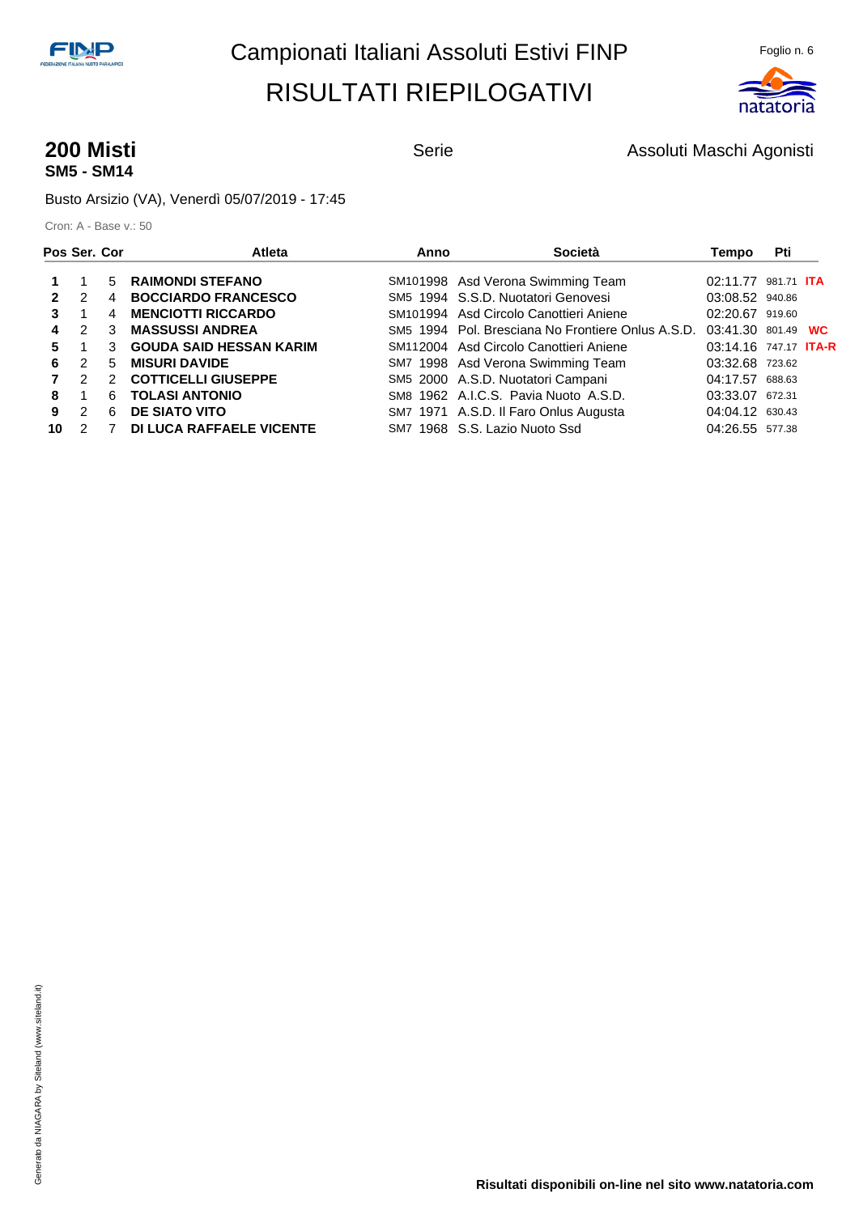# Campionati Italiani Assoluti Estivi FINP

# RISULTATI RIEPILOGATIVI

## 200 Misti

**SM5 - SM14**

Serie

Assoluti Maschi Agonisti

Busto Arsizio (VA), Venerdì 05/07/2019 - 17:45

Cron: A - Base v.: 50

| Pos | Ser. | Cor | Atleta | Anno | Società | Tempo | Pti | |
|---|---|---|---|---|---|---|---|---|
| **1** | 1 | 5 | **RAIMONDI STEFANO** | SM10 1998 | Asd Verona Swimming Team | 02:11.77 | 981.71 | **ITA** |
| **2** | 2 | 4 | **BOCCIARDO FRANCESCO** | SM5 1994 | S.S.D. Nuotatori Genovesi | 03:08.52 | 940.86 | |
| **3** | 1 | 4 | **MENCIOTTI RICCARDO** | SM10 1994 | Asd Circolo Canottieri Aniene | 02:20.67 | 919.60 | |
| **4** | 2 | 3 | **MASSUSSI ANDREA** | SM5 1994 | Pol. Bresciana No Frontiere Onlus A.S.D. | 03:41.30 | 801.49 | **WC** |
| **5** | 1 | 3 | **GOUDA SAID HESSAN KARIM** | SM11 2004 | Asd Circolo Canottieri Aniene | 03:14.16 | 747.17 | **ITA-R** |
| **6** | 2 | 5 | **MISURI DAVIDE** | SM7 1998 | Asd Verona Swimming Team | 03:32.68 | 723.62 | |
| **7** | 2 | 2 | **COTTICELLI GIUSEPPE** | SM5 2000 | A.S.D. Nuotatori Campani | 04:17.57 | 688.63 | |
| **8** | 1 | 6 | **TOLASI ANTONIO** | SM8 1962 | A.I.C.S. Pavia Nuoto A.S.D. | 03:33.07 | 672.31 | |
| **9** | 2 | 6 | **DE SIATO VITO** | SM7 1971 | A.S.D. Il Faro Onlus Augusta | 04:04.12 | 630.43 | |
| **10** | 2 | 7 | **DI LUCA RAFFAELE VICENTE** | SM7 1968 | S.S. Lazio Nuoto Ssd | 04:26.55 | 577.38 | |

Generato da NIAGARA by Siteland (www.siteland.it)

**Risultati disponibili on-line nel sito www.natatoria.com**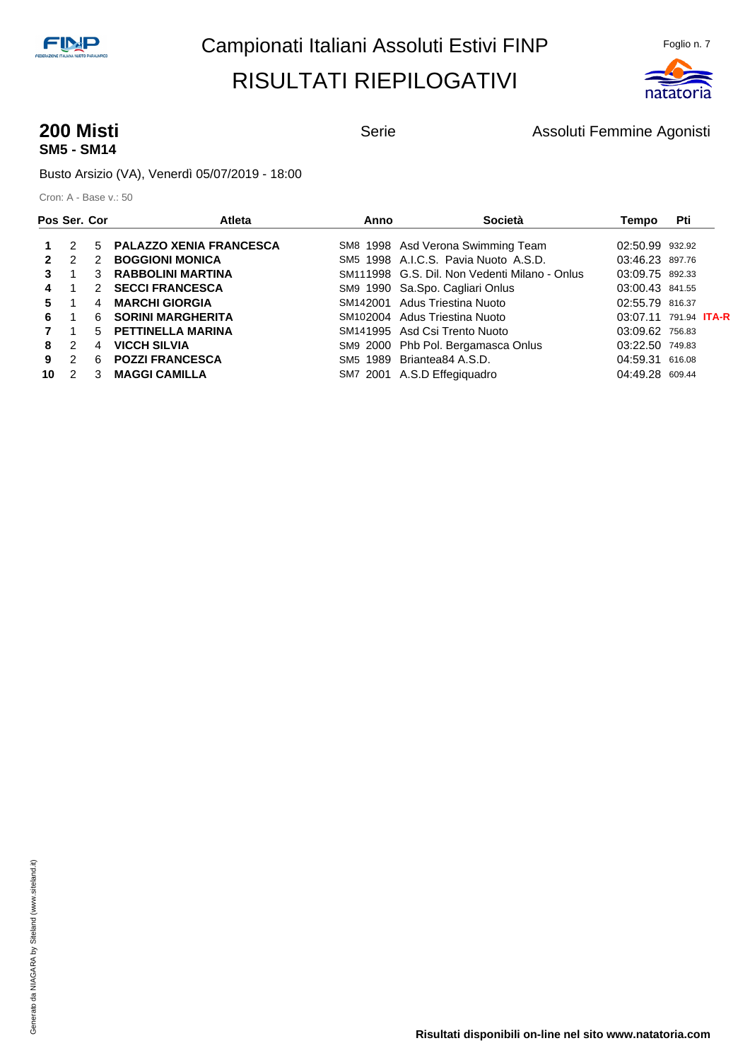# Campionati Italiani Assoluti Estivi FINP

# RISULTATI RIEPILOGATIVI

Foglio n. 7

## 200 Misti

**SM5 - SM14**

Serie

Assoluti Femmine Agonisti

Busto Arsizio (VA), Venerdì 05/07/2019 - 18:00

Cron: A - Base v.: 50

| Pos | Ser. | Cor | Atleta | | Anno | Società | Tempo | Pti | |
|---|---|---|---|---|---|---|---|---|---|
| **1** | 2 | 5 | **PALAZZO XENIA FRANCESCA** | SM8 | 1998 | Asd Verona Swimming Team | 02:50.99 | 932.92 | |
| **2** | 2 | 2 | **BOGGIONI MONICA** | SM5 | 1998 | A.I.C.S. Pavia Nuoto A.S.D. | 03:46.23 | 897.76 | |
| **3** | 1 | 3 | **RABBOLINI MARTINA** | SM11 | 1998 | G.S. Dil. Non Vedenti Milano - Onlus | 03:09.75 | 892.33 | |
| **4** | 1 | 2 | **SECCI FRANCESCA** | SM9 | 1990 | Sa.Spo. Cagliari Onlus | 03:00.43 | 841.55 | |
| **5** | 1 | 4 | **MARCHI GIORGIA** | SM14 | 2001 | Adus Triestina Nuoto | 02:55.79 | 816.37 | |
| **6** | 1 | 6 | **SORINI MARGHERITA** | SM10 | 2004 | Adus Triestina Nuoto | 03:07.11 | 791.94 | **ITA-R** |
| **7** | 1 | 5 | **PETTINELLA MARINA** | SM14 | 1995 | Asd Csi Trento Nuoto | 03:09.62 | 756.83 | |
| **8** | 2 | 4 | **VICCH SILVIA** | SM9 | 2000 | Phb Pol. Bergamasca Onlus | 03:22.50 | 749.83 | |
| **9** | 2 | 6 | **POZZI FRANCESCA** | SM5 | 1989 | Briantea84 A.S.D. | 04:59.31 | 616.08 | |
| **10** | 2 | 3 | **MAGGI CAMILLA** | SM7 | 2001 | A.S.D Effegiquadro | 04:49.28 | 609.44 | |

**Risultati disponibili on-line nel sito www.natatoria.com**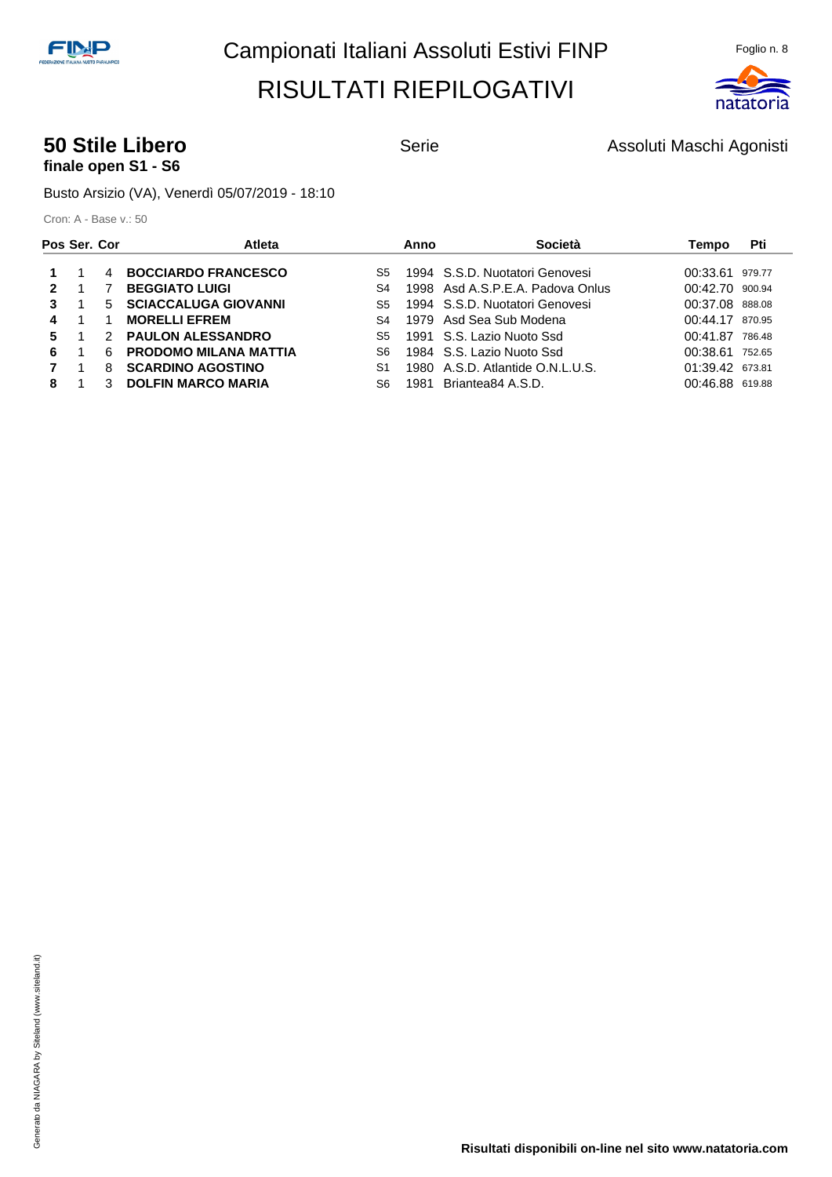# Campionati Italiani Assoluti Estivi FINP

# RISULTATI RIEPILOGATIVI

## 50 Stile Libero

**finale open S1 - S6**

Serie

Assoluti Maschi Agonisti

Busto Arsizio (VA), Venerdì 05/07/2019 - 18:10

Cron: A - Base v.: 50

| Pos | Ser. | Cor | Atleta | | Anno | Società | Tempo | Pti |
|---|---|---|---|---|---|---|---|---|
| **1** | 1 | 4 | **BOCCIARDO FRANCESCO** | S5 | 1994 | S.S.D. Nuotatori Genovesi | 00:33.61 | 979.77 |
| **2** | 1 | 7 | **BEGGIATO LUIGI** | S4 | 1998 | Asd A.S.P.E.A. Padova Onlus | 00:42.70 | 900.94 |
| **3** | 1 | 5 | **SCIACCALUGA GIOVANNI** | S5 | 1994 | S.S.D. Nuotatori Genovesi | 00:37.08 | 888.08 |
| **4** | 1 | 1 | **MORELLI EFREM** | S4 | 1979 | Asd Sea Sub Modena | 00:44.17 | 870.95 |
| **5** | 1 | 2 | **PAULON ALESSANDRO** | S5 | 1991 | S.S. Lazio Nuoto Ssd | 00:41.87 | 786.48 |
| **6** | 1 | 6 | **PRODOMO MILANA MATTIA** | S6 | 1984 | S.S. Lazio Nuoto Ssd | 00:38.61 | 752.65 |
| **7** | 1 | 8 | **SCARDINO AGOSTINO** | S1 | 1980 | A.S.D. Atlantide O.N.L.U.S. | 01:39.42 | 673.81 |
| **8** | 1 | 3 | **DOLFIN MARCO MARIA** | S6 | 1981 | Briantea84 A.S.D. | 00:46.88 | 619.88 |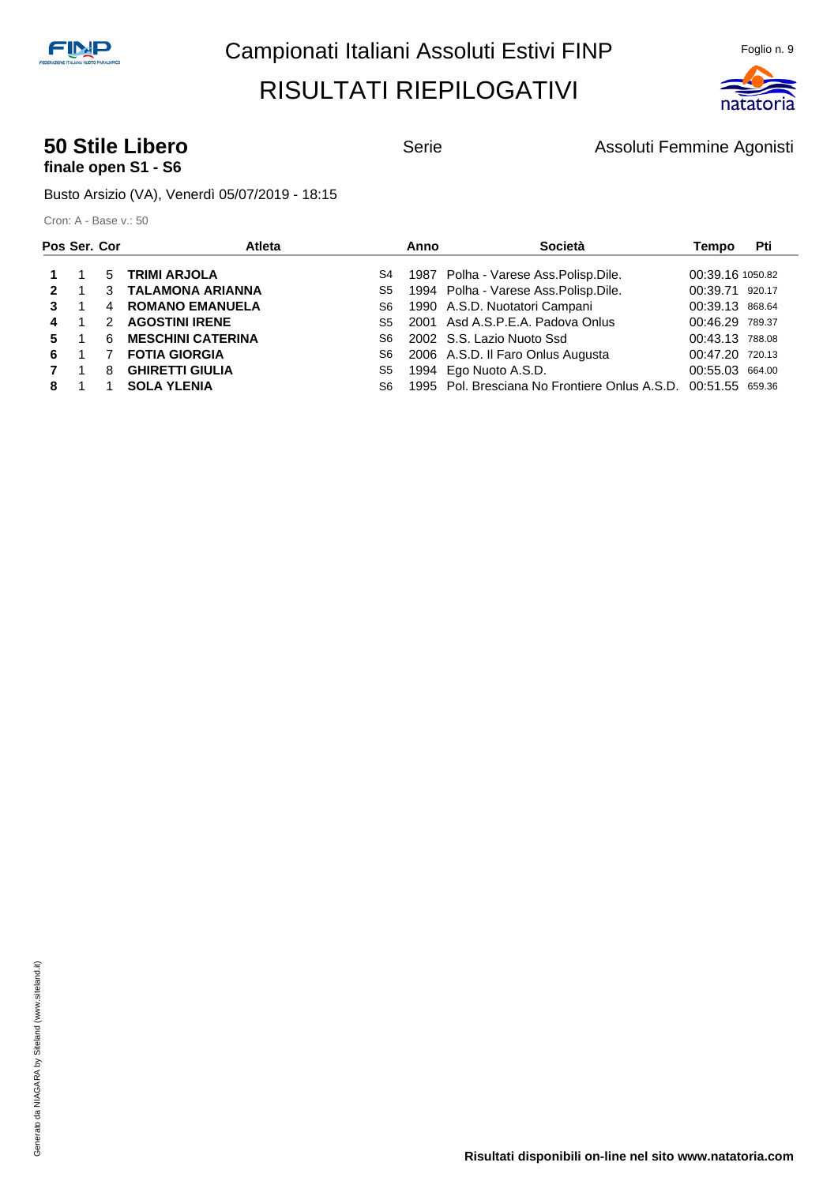# Campionati Italiani Assoluti Estivi FINP

## RISULTATI RIEPILOGATIVI

### 50 Stile Libero

**finale open S1 - S6**

Serie

Assoluti Femmine Agonisti

Busto Arsizio (VA), Venerdì 05/07/2019 - 18:15

Cron: A - Base v.: 50

| Pos | Ser. | Cor | Atleta | | Anno | Società | Tempo | Pti |
|---|---|---|---|---|---|---|---|---|
| **1** | 1 | 5 | **TRIMI ARJOLA** | S4 | 1987 | Polha - Varese Ass.Polisp.Dile. | 00:39.16 | 1050.82 |
| **2** | 1 | 3 | **TALAMONA ARIANNA** | S5 | 1994 | Polha - Varese Ass.Polisp.Dile. | 00:39.71 | 920.17 |
| **3** | 1 | 4 | **ROMANO EMANUELA** | S6 | 1990 | A.S.D. Nuotatori Campani | 00:39.13 | 868.64 |
| **4** | 1 | 2 | **AGOSTINI IRENE** | S5 | 2001 | Asd A.S.P.E.A. Padova Onlus | 00:46.29 | 789.37 |
| **5** | 1 | 6 | **MESCHINI CATERINA** | S6 | 2002 | S.S. Lazio Nuoto Ssd | 00:43.13 | 788.08 |
| **6** | 1 | 7 | **FOTIA GIORGIA** | S6 | 2006 | A.S.D. Il Faro Onlus Augusta | 00:47.20 | 720.13 |
| **7** | 1 | 8 | **GHIRETTI GIULIA** | S5 | 1994 | Ego Nuoto A.S.D. | 00:55.03 | 664.00 |
| **8** | 1 | 1 | **SOLA YLENIA** | S6 | 1995 | Pol. Bresciana No Frontiere Onlus A.S.D. | 00:51.55 | 659.36 |

Generato da NIAGARA by Siteland (www.siteland.it)

**Risultati disponibili on-line nel sito www.natatoria.com**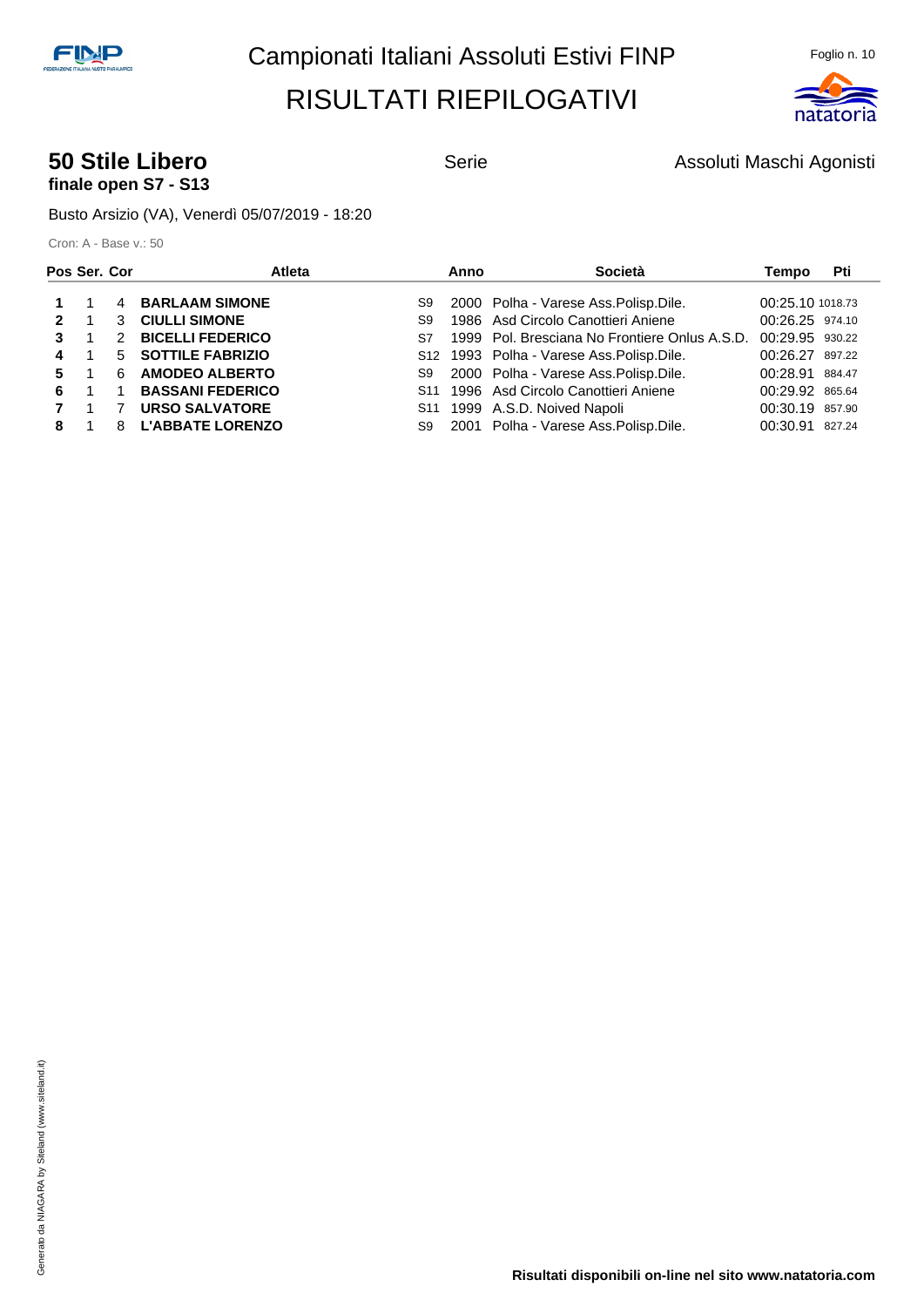# Campionati Italiani Assoluti Estivi FINP

# RISULTATI RIEPILOGATIVI

## 50 Stile Libero

**finale open S7 - S13**

Serie

Assoluti Maschi Agonisti

Busto Arsizio (VA), Venerdì 05/07/2019 - 18:20

Cron: A - Base v.: 50

| Pos | Ser. | Cor | Atleta | | Anno | Società | Tempo | Pti |
|---|---|---|---|---|---|---|---|---|
| **1** | 1 | 4 | **BARLAAM SIMONE** | S9 | 2000 | Polha - Varese Ass.Polisp.Dile. | 00:25.10 | 1018.73 |
| **2** | 1 | 3 | **CIULLI SIMONE** | S9 | 1986 | Asd Circolo Canottieri Aniene | 00:26.25 | 974.10 |
| **3** | 1 | 2 | **BICELLI FEDERICO** | S7 | 1999 | Pol. Bresciana No Frontiere Onlus A.S.D. | 00:29.95 | 930.22 |
| **4** | 1 | 5 | **SOTTILE FABRIZIO** | S12 | 1993 | Polha - Varese Ass.Polisp.Dile. | 00:26.27 | 897.22 |
| **5** | 1 | 6 | **AMODEO ALBERTO** | S9 | 2000 | Polha - Varese Ass.Polisp.Dile. | 00:28.91 | 884.47 |
| **6** | 1 | 1 | **BASSANI FEDERICO** | S11 | 1996 | Asd Circolo Canottieri Aniene | 00:29.92 | 865.64 |
| **7** | 1 | 7 | **URSO SALVATORE** | S11 | 1999 | A.S.D. Noived Napoli | 00:30.19 | 857.90 |
| **8** | 1 | 8 | **L'ABBATE LORENZO** | S9 | 2001 | Polha - Varese Ass.Polisp.Dile. | 00:30.91 | 827.24 |

**Risultati disponibili on-line nel sito www.natatoria.com**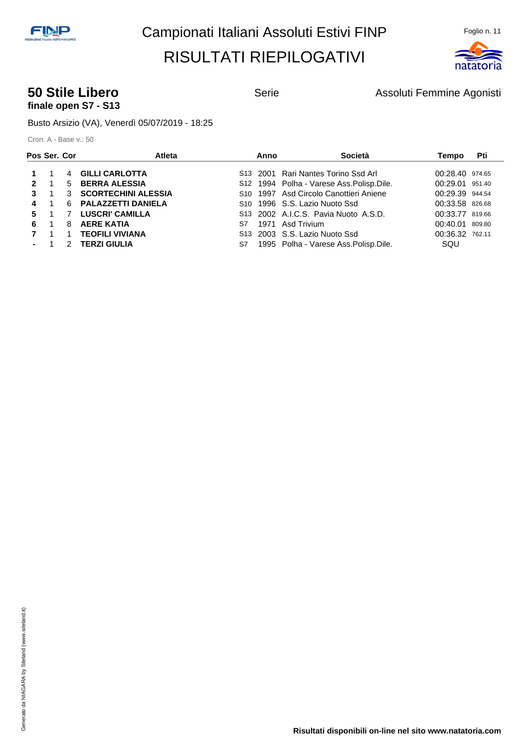# Campionati Italiani Assoluti Estivi FINP

# RISULTATI RIEPILOGATIVI

## 50 Stile Libero

**finale open S7 - S13**

Serie

Assoluti Femmine Agonisti

Busto Arsizio (VA), Venerdì 05/07/2019 - 18:25

Cron: A - Base v.: 50

| Pos | Ser. | Cor | Atleta | | Anno | Società | Tempo | Pti |
|---|---|---|---|---|---|---|---|---|
| **1** | 1 | 4 | **GILLI CARLOTTA** | S13 | 2001 | Rari Nantes Torino Ssd Arl | 00:28.40 | 974.65 |
| **2** | 1 | 5 | **BERRA ALESSIA** | S12 | 1994 | Polha - Varese Ass.Polisp.Dile. | 00:29.01 | 951.40 |
| **3** | 1 | 3 | **SCORTECHINI ALESSIA** | S10 | 1997 | Asd Circolo Canottieri Aniene | 00:29.39 | 944.54 |
| **4** | 1 | 6 | **PALAZZETTI DANIELA** | S10 | 1996 | S.S. Lazio Nuoto Ssd | 00:33.58 | 826.68 |
| **5** | 1 | 7 | **LUSCRI' CAMILLA** | S13 | 2002 | A.I.C.S. Pavia Nuoto A.S.D. | 00:33.77 | 819.66 |
| **6** | 1 | 8 | **AERE KATIA** | S7 | 1971 | Asd Trivium | 00:40.01 | 809.80 |
| **7** | 1 | 1 | **TEOFILI VIVIANA** | S13 | 2003 | S.S. Lazio Nuoto Ssd | 00:36.32 | 762.11 |
| **-** | 1 | 2 | **TERZI GIULIA** | S7 | 1995 | Polha - Varese Ass.Polisp.Dile. | SQU | |

Generato da NIAGARA by Siteland (www.siteland.it)

**Risultati disponibili on-line nel sito www.natatoria.com**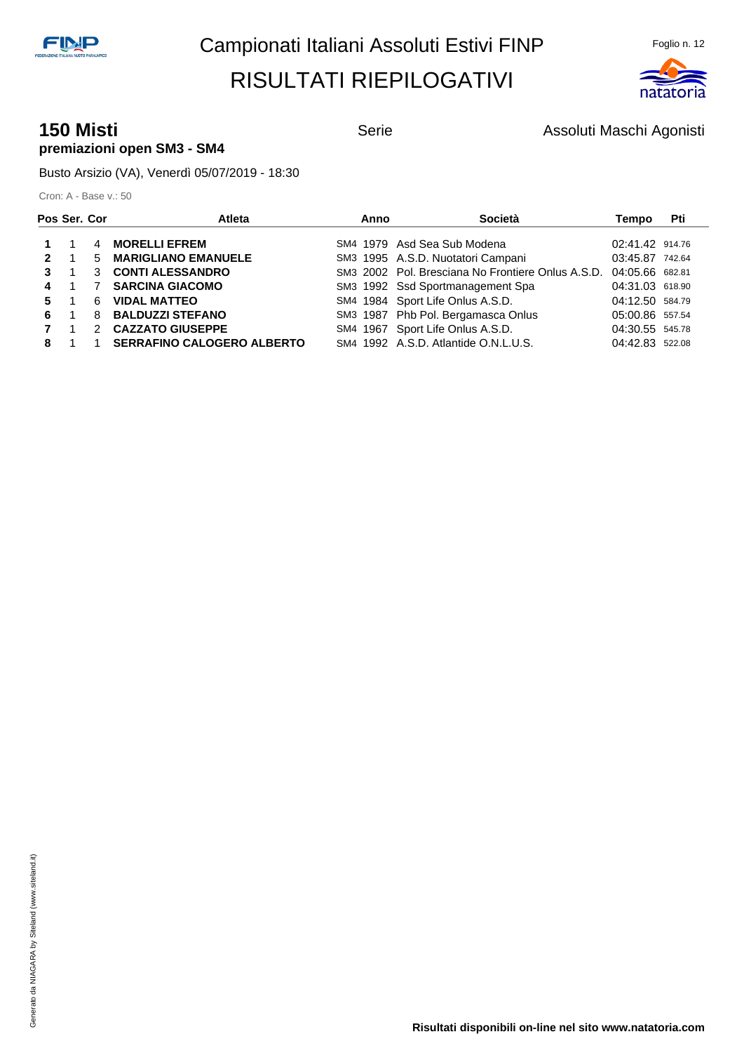# Campionati Italiani Assoluti Estivi FINP

# RISULTATI RIEPILOGATIVI

## 150 Misti

**premiazioni open SM3 - SM4**

Serie

Assoluti Maschi Agonisti

Busto Arsizio (VA), Venerdì 05/07/2019 - 18:30

Cron: A - Base v.: 50

| Pos | Ser. | Cor | Atleta | | Anno | Società | Tempo | Pti |
|---|---|---|---|---|---|---|---|---|
| **1** | 1 | 4 | **MORELLI EFREM** | SM4 | 1979 | Asd Sea Sub Modena | 02:41.42 | 914.76 |
| **2** | 1 | 5 | **MARIGLIANO EMANUELE** | SM3 | 1995 | A.S.D. Nuotatori Campani | 03:45.87 | 742.64 |
| **3** | 1 | 3 | **CONTI ALESSANDRO** | SM3 | 2002 | Pol. Bresciana No Frontiere Onlus A.S.D. | 04:05.66 | 682.81 |
| **4** | 1 | 7 | **SARCINA GIACOMO** | SM3 | 1992 | Ssd Sportmanagement Spa | 04:31.03 | 618.90 |
| **5** | 1 | 6 | **VIDAL MATTEO** | SM4 | 1984 | Sport Life Onlus A.S.D. | 04:12.50 | 584.79 |
| **6** | 1 | 8 | **BALDUZZI STEFANO** | SM3 | 1987 | Phb Pol. Bergamasca Onlus | 05:00.86 | 557.54 |
| **7** | 1 | 2 | **CAZZATO GIUSEPPE** | SM4 | 1967 | Sport Life Onlus A.S.D. | 04:30.55 | 545.78 |
| **8** | 1 | 1 | **SERRAFINO CALOGERO ALBERTO** | SM4 | 1992 | A.S.D. Atlantide O.N.L.U.S. | 04:42.83 | 522.08 |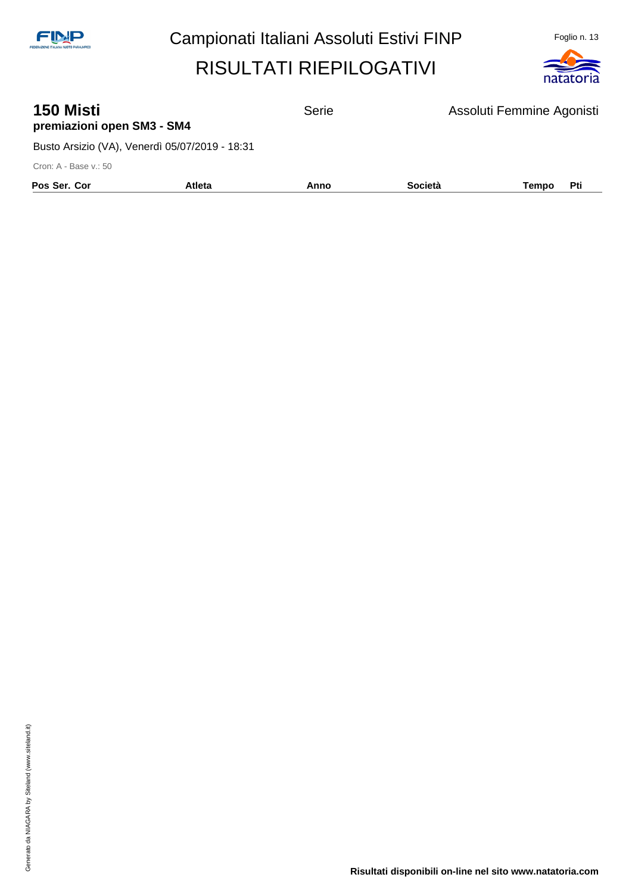# 150 Misti

**premiazioni open SM3 - SM4**

Serie

Assoluti Femmine Agonisti

Busto Arsizio (VA), Venerdì 05/07/2019 - 18:31

Cron: A - Base v.: 50

| Pos Ser. Cor | Atleta | Anno | Società | Tempo | Pti |
|---|---|---|---|---|---|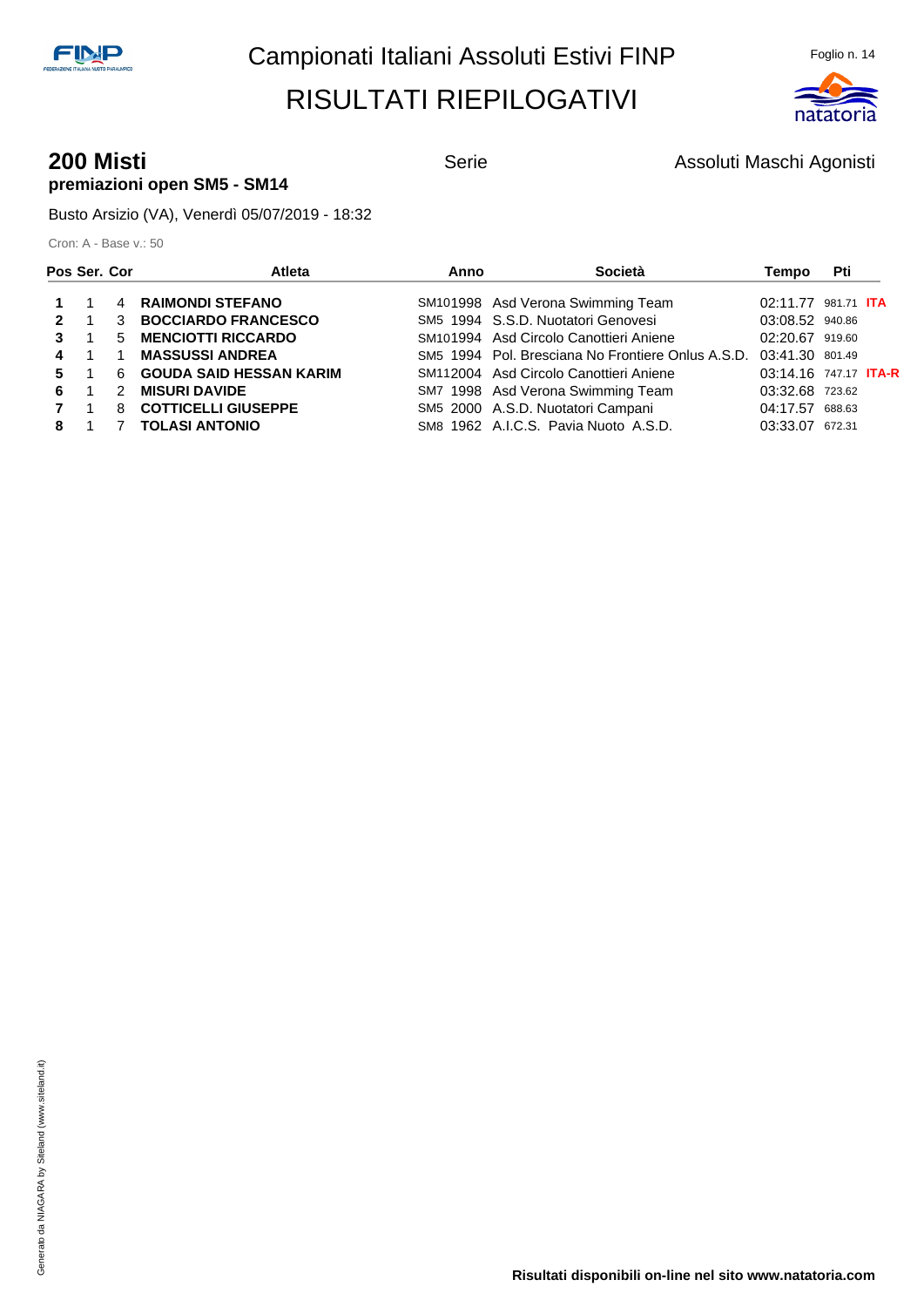# Campionati Italiani Assoluti Estivi FINP

# RISULTATI RIEPILOGATIVI

## 200 Misti

Serie

Assoluti Maschi Agonisti

**premiazioni open SM5 - SM14**

Busto Arsizio (VA), Venerdì 05/07/2019 - 18:32

Cron: A - Base v.: 50

| Pos | Ser. | Cor | Atleta | | Anno | Società | Tempo | Pti | |
|---|---|---|---|---|---|---|---|---|---|
| **1** | 1 | 4 | **RAIMONDI STEFANO** | SM10 | 1998 | Asd Verona Swimming Team | 02:11.77 | 981.71 | **ITA** |
| **2** | 1 | 3 | **BOCCIARDO FRANCESCO** | SM5 | 1994 | S.S.D. Nuotatori Genovesi | 03:08.52 | 940.86 | |
| **3** | 1 | 5 | **MENCIOTTI RICCARDO** | SM10 | 1994 | Asd Circolo Canottieri Aniene | 02:20.67 | 919.60 | |
| **4** | 1 | 1 | **MASSUSSI ANDREA** | SM5 | 1994 | Pol. Bresciana No Frontiere Onlus A.S.D. | 03:41.30 | 801.49 | |
| **5** | 1 | 6 | **GOUDA SAID HESSAN KARIM** | SM11 | 2004 | Asd Circolo Canottieri Aniene | 03:14.16 | 747.17 | **ITA-R** |
| **6** | 1 | 2 | **MISURI DAVIDE** | SM7 | 1998 | Asd Verona Swimming Team | 03:32.68 | 723.62 | |
| **7** | 1 | 8 | **COTTICELLI GIUSEPPE** | SM5 | 2000 | A.S.D. Nuotatori Campani | 04:17.57 | 688.63 | |
| **8** | 1 | 7 | **TOLASI ANTONIO** | SM8 | 1962 | A.I.C.S. Pavia Nuoto A.S.D. | 03:33.07 | 672.31 | |

Generato da NIAGARA by Siteland (www.siteland.it)

**Risultati disponibili on-line nel sito www.natatoria.com**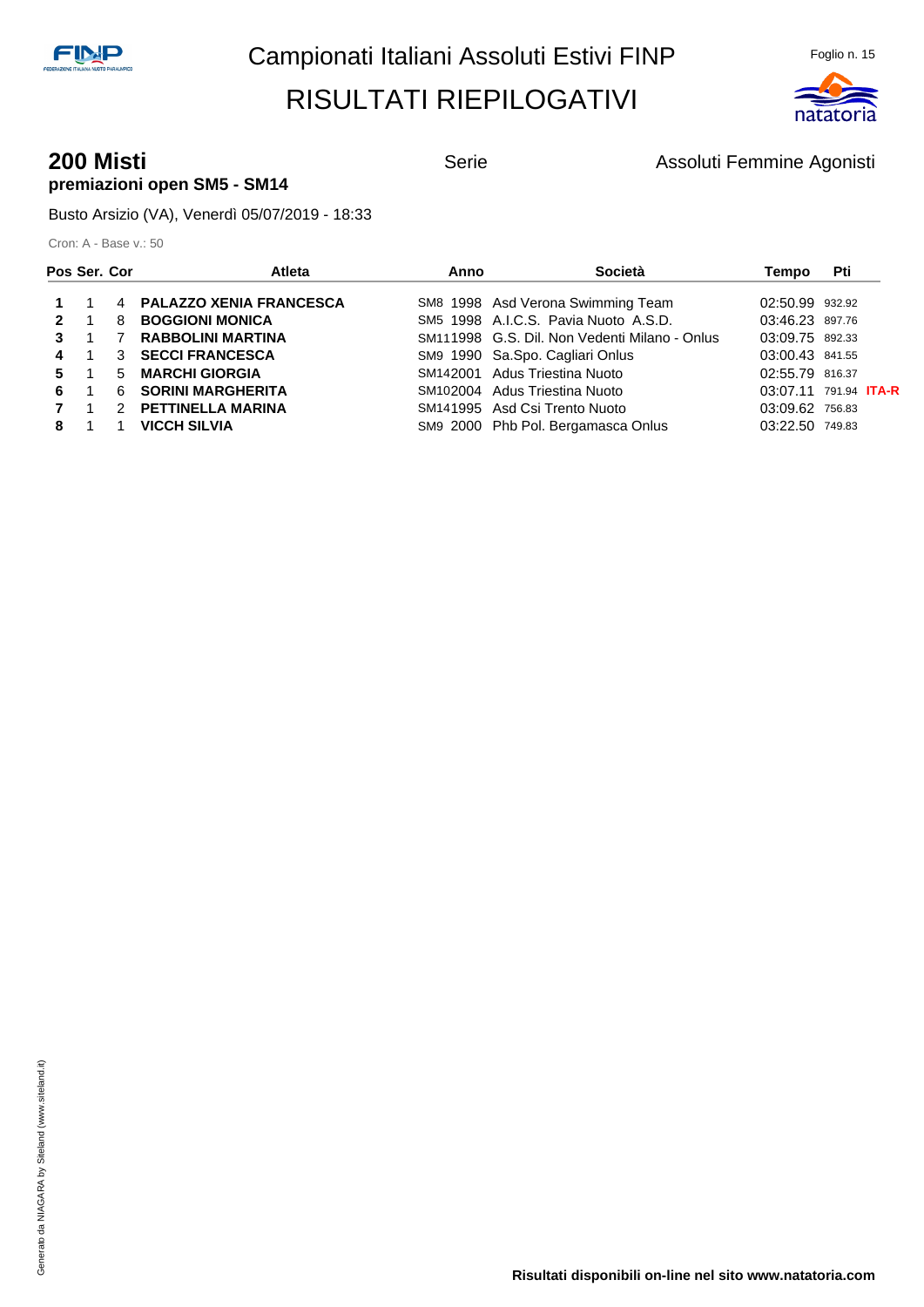# Campionati Italiani Assoluti Estivi FINP

# RISULTATI RIEPILOGATIVI

## 200 Misti

**premiazioni open SM5 - SM14**

Serie

Assoluti Femmine Agonisti

Busto Arsizio (VA), Venerdì 05/07/2019 - 18:33

Cron: A - Base v.: 50

| Pos | Ser. | Cor | Atleta | | Anno | Società | Tempo | Pti | |
|---|---|---|---|---|---|---|---|---|---|
| 1 | 1 | 4 | PALAZZO XENIA FRANCESCA | SM8 | 1998 | Asd Verona Swimming Team | 02:50.99 | 932.92 | |
| 2 | 1 | 8 | BOGGIONI MONICA | SM5 | 1998 | A.I.C.S. Pavia Nuoto A.S.D. | 03:46.23 | 897.76 | |
| 3 | 1 | 7 | RABBOLINI MARTINA | SM11 | 1998 | G.S. Dil. Non Vedenti Milano - Onlus | 03:09.75 | 892.33 | |
| 4 | 1 | 3 | SECCI FRANCESCA | SM9 | 1990 | Sa.Spo. Cagliari Onlus | 03:00.43 | 841.55 | |
| 5 | 1 | 5 | MARCHI GIORGIA | SM14 | 2001 | Adus Triestina Nuoto | 02:55.79 | 816.37 | |
| 6 | 1 | 6 | SORINI MARGHERITA | SM10 | 2004 | Adus Triestina Nuoto | 03:07.11 | 791.94 | ITA-R |
| 7 | 1 | 2 | PETTINELLA MARINA | SM14 | 1995 | Asd Csi Trento Nuoto | 03:09.62 | 756.83 | |
| 8 | 1 | 1 | VICCH SILVIA | SM9 | 2000 | Phb Pol. Bergamasca Onlus | 03:22.50 | 749.83 | |

Risultati disponibili on-line nel sito www.natatoria.com

Generato da NIAGARA by Siteland (www.siteland.it)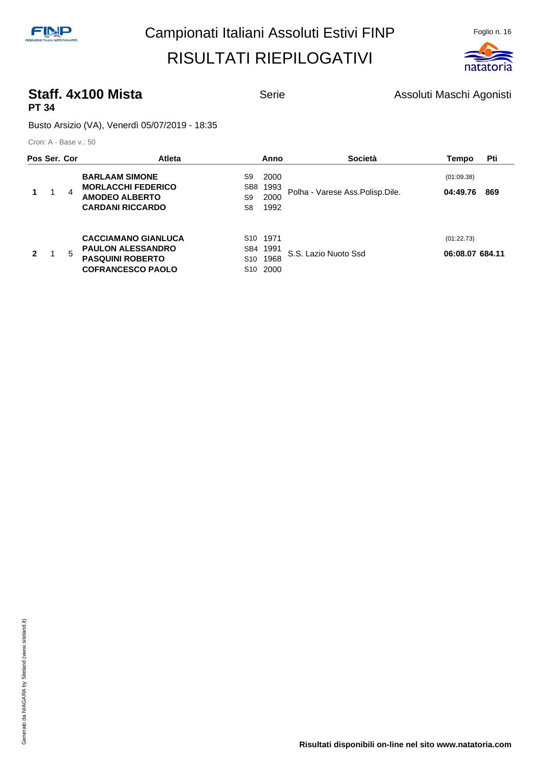# Campionati Italiani Assoluti Estivi FINP

## RISULTATI RIEPILOGATIVI

**Staff. 4x100 Mista** | Serie | Assoluti Maschi Agonisti

**PT 34**

Busto Arsizio (VA), Venerdì 05/07/2019 - 18:35

Cron: A - Base v.: 50

| Pos | Ser. | Cor | Atleta | Anno | Società | Tempo | Pti |
|---|---|---|---|---|---|---|---|
| 1 | 1 | 4 | **BARLAAM SIMONE**<br>**MORLACCHI FEDERICO**<br>**AMODEO ALBERTO**<br>**CARDANI RICCARDO** | S9 2000<br>SB8 1993<br>S9 2000<br>S8 1992 | Polha - Varese Ass.Polisp.Dile. | (01:09.38)<br>**04:49.76** | **869** |
| 2 | 1 | 5 | **CACCIAMANO GIANLUCA**<br>**PAULON ALESSANDRO**<br>**PASQUINI ROBERTO**<br>**COFRANCESCO PAOLO** | S10 1971<br>SB4 1991<br>S10 1968<br>S10 2000 | S.S. Lazio Nuoto Ssd | (01:22.73)<br>**06:08.07** | **684.11** |

**Risultati disponibili on-line nel sito www.natatoria.com**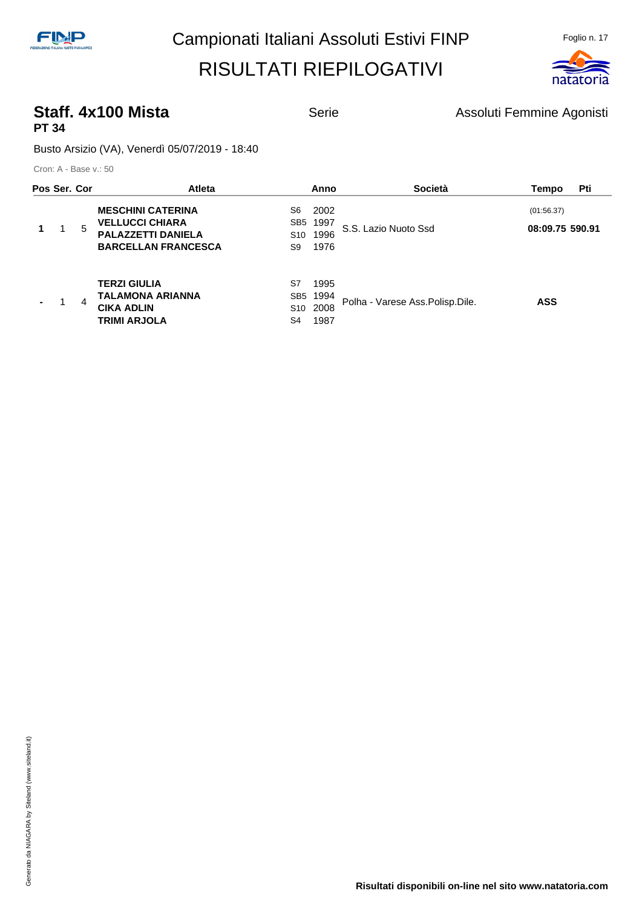# Campionati Italiani Assoluti Estivi FINP

# RISULTATI RIEPILOGATIVI

## Staff. 4x100 Mista

**PT 34**

Serie

Assoluti Femmine Agonisti

Busto Arsizio (VA), Venerdì 05/07/2019 - 18:40

Cron: A - Base v.: 50

| Pos | Ser. | Cor | Atleta | | Anno | Società | Tempo | Pti |
|---|---|---|---|---|---|---|---|---|
| 1 | 1 | 5 | **MESCHINI CATERINA**<br>**VELLUCCI CHIARA**<br>**PALAZZETTI DANIELA**<br>**BARCELLAN FRANCESCA** | S6<br>SB5<br>S10<br>S9 | 2002<br>1997<br>1996<br>1976 | S.S. Lazio Nuoto Ssd | (01:56.37)<br>**08:09.75** | **590.91** |
| - | 1 | 4 | **TERZI GIULIA**<br>**TALAMONA ARIANNA**<br>**CIKA ADLIN**<br>**TRIMI ARJOLA** | S7<br>SB5<br>S10<br>S4 | 1995<br>1994<br>2008<br>1987 | Polha - Varese Ass.Polisp.Dile. | **ASS** | |

Generato da NIAGARA by Siteland (www.siteland.it)

**Risultati disponibili on-line nel sito www.natatoria.com**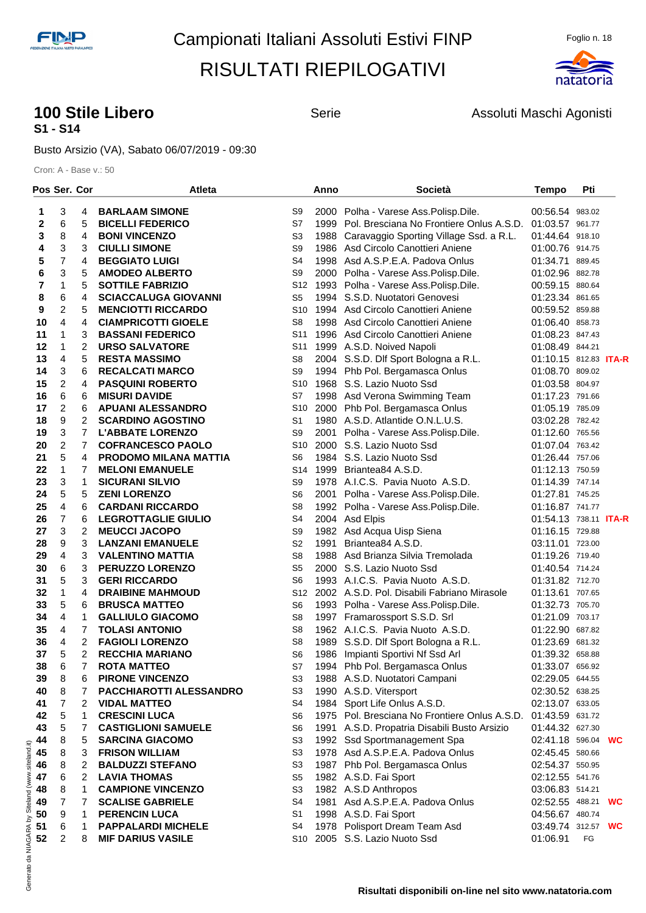Campionati Italiani Assoluti Estivi FINP

RISULTATI RIEPILOGATIVI

## 100 Stile Libero

**S1 - S14**

Serie

Assoluti Maschi Agonisti

Busto Arsizio (VA), Sabato 06/07/2019 - 09:30

Cron: A - Base v.: 50

| Pos | Ser. | Cor | Atleta | | Anno | Società | Tempo | Pti | |
|---|---|---|---|---|---|---|---|---|---|
| 1 | 3 | 4 | **BARLAAM SIMONE** | S9 | 2000 | Polha - Varese Ass.Polisp.Dile. | 00:56.54 | 983.02 | |
| 2 | 6 | 5 | **BICELLI FEDERICO** | S7 | 1999 | Pol. Bresciana No Frontiere Onlus A.S.D. | 01:03.57 | 961.77 | |
| 3 | 8 | 4 | **BONI VINCENZO** | S3 | 1988 | Caravaggio Sporting Village Ssd. a R.L. | 01:44.64 | 918.10 | |
| 4 | 3 | 3 | **CIULLI SIMONE** | S9 | 1986 | Asd Circolo Canottieri Aniene | 01:00.76 | 914.75 | |
| 5 | 7 | 4 | **BEGGIATO LUIGI** | S4 | 1998 | Asd A.S.P.E.A. Padova Onlus | 01:34.71 | 889.45 | |
| 6 | 3 | 5 | **AMODEO ALBERTO** | S9 | 2000 | Polha - Varese Ass.Polisp.Dile. | 01:02.96 | 882.78 | |
| 7 | 1 | 5 | **SOTTILE FABRIZIO** | S12 | 1993 | Polha - Varese Ass.Polisp.Dile. | 00:59.15 | 880.64 | |
| 8 | 6 | 4 | **SCIACCALUGA GIOVANNI** | S5 | 1994 | S.S.D. Nuotatori Genovesi | 01:23.34 | 861.65 | |
| 9 | 2 | 5 | **MENCIOTTI RICCARDO** | S10 | 1994 | Asd Circolo Canottieri Aniene | 00:59.52 | 859.88 | |
| 10 | 4 | 4 | **CIAMPRICOTTI GIOELE** | S8 | 1998 | Asd Circolo Canottieri Aniene | 01:06.40 | 858.73 | |
| 11 | 1 | 3 | **BASSANI FEDERICO** | S11 | 1996 | Asd Circolo Canottieri Aniene | 01:08.23 | 847.43 | |
| 12 | 1 | 2 | **URSO SALVATORE** | S11 | 1999 | A.S.D. Noived Napoli | 01:08.49 | 844.21 | |
| 13 | 4 | 5 | **RESTA MASSIMO** | S8 | 2004 | S.S.D. Dlf Sport Bologna a R.L. | 01:10.15 | 812.83 | **ITA-R** |
| 14 | 3 | 6 | **RECALCATI MARCO** | S9 | 1994 | Phb Pol. Bergamasca Onlus | 01:08.70 | 809.02 | |
| 15 | 2 | 4 | **PASQUINI ROBERTO** | S10 | 1968 | S.S. Lazio Nuoto Ssd | 01:03.58 | 804.97 | |
| 16 | 6 | 6 | **MISURI DAVIDE** | S7 | 1998 | Asd Verona Swimming Team | 01:17.23 | 791.66 | |
| 17 | 2 | 6 | **APUANI ALESSANDRO** | S10 | 2000 | Phb Pol. Bergamasca Onlus | 01:05.19 | 785.09 | |
| 18 | 9 | 2 | **SCARDINO AGOSTINO** | S1 | 1980 | A.S.D. Atlantide O.N.L.U.S. | 03:02.28 | 782.42 | |
| 19 | 3 | 7 | **L'ABBATE LORENZO** | S9 | 2001 | Polha - Varese Ass.Polisp.Dile. | 01:12.60 | 765.56 | |
| 20 | 2 | 7 | **COFRANCESCO PAOLO** | S10 | 2000 | S.S. Lazio Nuoto Ssd | 01:07.04 | 763.42 | |
| 21 | 5 | 4 | **PRODOMO MILANA MATTIA** | S6 | 1984 | S.S. Lazio Nuoto Ssd | 01:26.44 | 757.06 | |
| 22 | 1 | 7 | **MELONI EMANUELE** | S14 | 1999 | Briantea84 A.S.D. | 01:12.13 | 750.59 | |
| 23 | 3 | 1 | **SICURANI SILVIO** | S9 | 1978 | A.I.C.S. Pavia Nuoto A.S.D. | 01:14.39 | 747.14 | |
| 24 | 5 | 5 | **ZENI LORENZO** | S6 | 2001 | Polha - Varese Ass.Polisp.Dile. | 01:27.81 | 745.25 | |
| 25 | 4 | 6 | **CARDANI RICCARDO** | S8 | 1992 | Polha - Varese Ass.Polisp.Dile. | 01:16.87 | 741.77 | |
| 26 | 7 | 6 | **LEGROTTAGLIE GIULIO** | S4 | 2004 | Asd Elpis | 01:54.13 | 738.11 | **ITA-R** |
| 27 | 3 | 2 | **MEUCCI JACOPO** | S9 | 1982 | Asd Acqua Uisp Siena | 01:16.15 | 729.88 | |
| 28 | 9 | 3 | **LANZANI EMANUELE** | S2 | 1991 | Briantea84 A.S.D. | 03:11.01 | 723.00 | |
| 29 | 4 | 3 | **VALENTINO MATTIA** | S8 | 1988 | Asd Brianza Silvia Tremolada | 01:19.26 | 719.40 | |
| 30 | 6 | 3 | **PERUZZO LORENZO** | S5 | 2000 | S.S. Lazio Nuoto Ssd | 01:40.54 | 714.24 | |
| 31 | 5 | 3 | **GERI RICCARDO** | S6 | 1993 | A.I.C.S. Pavia Nuoto A.S.D. | 01:31.82 | 712.70 | |
| 32 | 1 | 4 | **DRAIBINE MAHMOUD** | S12 | 2002 | A.S.D. Pol. Disabili Fabriano Mirasole | 01:13.61 | 707.65 | |
| 33 | 5 | 6 | **BRUSCA MATTEO** | S6 | 1993 | Polha - Varese Ass.Polisp.Dile. | 01:32.73 | 705.70 | |
| 34 | 4 | 1 | **GALLIULO GIACOMO** | S8 | 1997 | Framarossport S.S.D. Srl | 01:21.09 | 703.17 | |
| 35 | 4 | 7 | **TOLASI ANTONIO** | S8 | 1962 | A.I.C.S. Pavia Nuoto A.S.D. | 01:22.90 | 687.82 | |
| 36 | 4 | 2 | **FAGIOLI LORENZO** | S8 | 1989 | S.S.D. Dlf Sport Bologna a R.L. | 01:23.69 | 681.32 | |
| 37 | 5 | 2 | **RECCHIA MARIANO** | S6 | 1986 | Impianti Sportivi Nf Ssd Arl | 01:39.32 | 658.88 | |
| 38 | 6 | 7 | **ROTA MATTEO** | S7 | 1994 | Phb Pol. Bergamasca Onlus | 01:33.07 | 656.92 | |
| 39 | 8 | 6 | **PIRONE VINCENZO** | S3 | 1988 | A.S.D. Nuotatori Campani | 02:29.05 | 644.55 | |
| 40 | 8 | 7 | **PACCHIAROTTI ALESSANDRO** | S3 | 1990 | A.S.D. Vitersport | 02:30.52 | 638.25 | |
| 41 | 7 | 2 | **VIDAL MATTEO** | S4 | 1984 | Sport Life Onlus A.S.D. | 02:13.07 | 633.05 | |
| 42 | 5 | 1 | **CRESCINI LUCA** | S6 | 1975 | Pol. Bresciana No Frontiere Onlus A.S.D. | 01:43.59 | 631.72 | |
| 43 | 5 | 7 | **CASTIGLIONI SAMUELE** | S6 | 1991 | A.S.D. Propatria Disabili Busto Arsizio | 01:44.32 | 627.30 | |
| 44 | 8 | 5 | **SARCINA GIACOMO** | S3 | 1992 | Ssd Sportmanagement Spa | 02:41.18 | 596.04 | **WC** |
| 45 | 8 | 3 | **FRISON WILLIAM** | S3 | 1978 | Asd A.S.P.E.A. Padova Onlus | 02:45.45 | 580.66 | |
| 46 | 8 | 2 | **BALDUZZI STEFANO** | S3 | 1987 | Phb Pol. Bergamasca Onlus | 02:54.37 | 550.95 | |
| 47 | 6 | 2 | **LAVIA THOMAS** | S5 | 1982 | A.S.D. Fai Sport | 02:12.55 | 541.76 | |
| 48 | 8 | 1 | **CAMPIONE VINCENZO** | S3 | 1982 | A.S.D Anthropos | 03:06.83 | 514.21 | |
| 49 | 7 | 7 | **SCALISE GABRIELE** | S4 | 1981 | Asd A.S.P.E.A. Padova Onlus | 02:52.55 | 488.21 | **WC** |
| 50 | 9 | 1 | **PERENCIN LUCA** | S1 | 1998 | A.S.D. Fai Sport | 04:56.67 | 480.74 | |
| 51 | 6 | 1 | **PAPPALARDI MICHELE** | S4 | 1978 | Polisport Dream Team Asd | 03:49.74 | 312.57 | **WC** |
| 52 | 2 | 8 | **MIF DARIUS VASILE** | S10 | 2005 | S.S. Lazio Nuoto Ssd | 01:06.91 | FG | |

**Risultati disponibili on-line nel sito www.natatoria.com**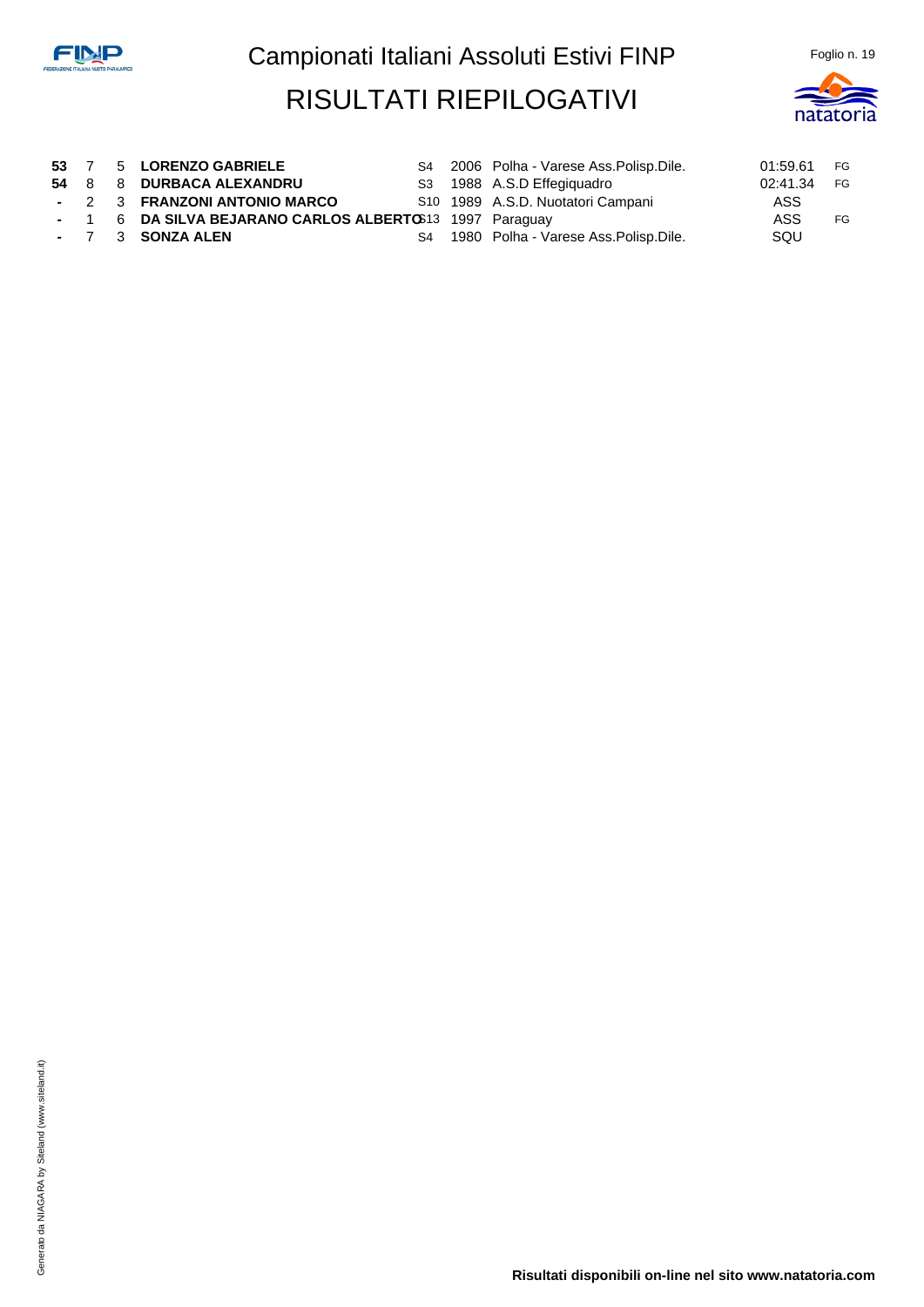| | | | | | | | | |
|---|---|---|---|---|---|---|---|---|
| **53** | 7 | 5 | **LORENZO GABRIELE** | S4 | 2006 | Polha - Varese Ass.Polisp.Dile. | 01:59.61 | FG |
| **54** | 8 | 8 | **DURBACA ALEXANDRU** | S3 | 1988 | A.S.D Effegiquadro | 02:41.34 | FG |
| **-** | 2 | 3 | **FRANZONI ANTONIO MARCO** | S10 | 1989 | A.S.D. Nuotatori Campani | ASS | |
| **-** | 1 | 6 | **DA SILVA BEJARANO CARLOS ALBERTO** | S13 | 1997 | Paraguay | ASS | FG |
| **-** | 7 | 3 | **SONZA ALEN** | S4 | 1980 | Polha - Varese Ass.Polisp.Dile. | SQU | |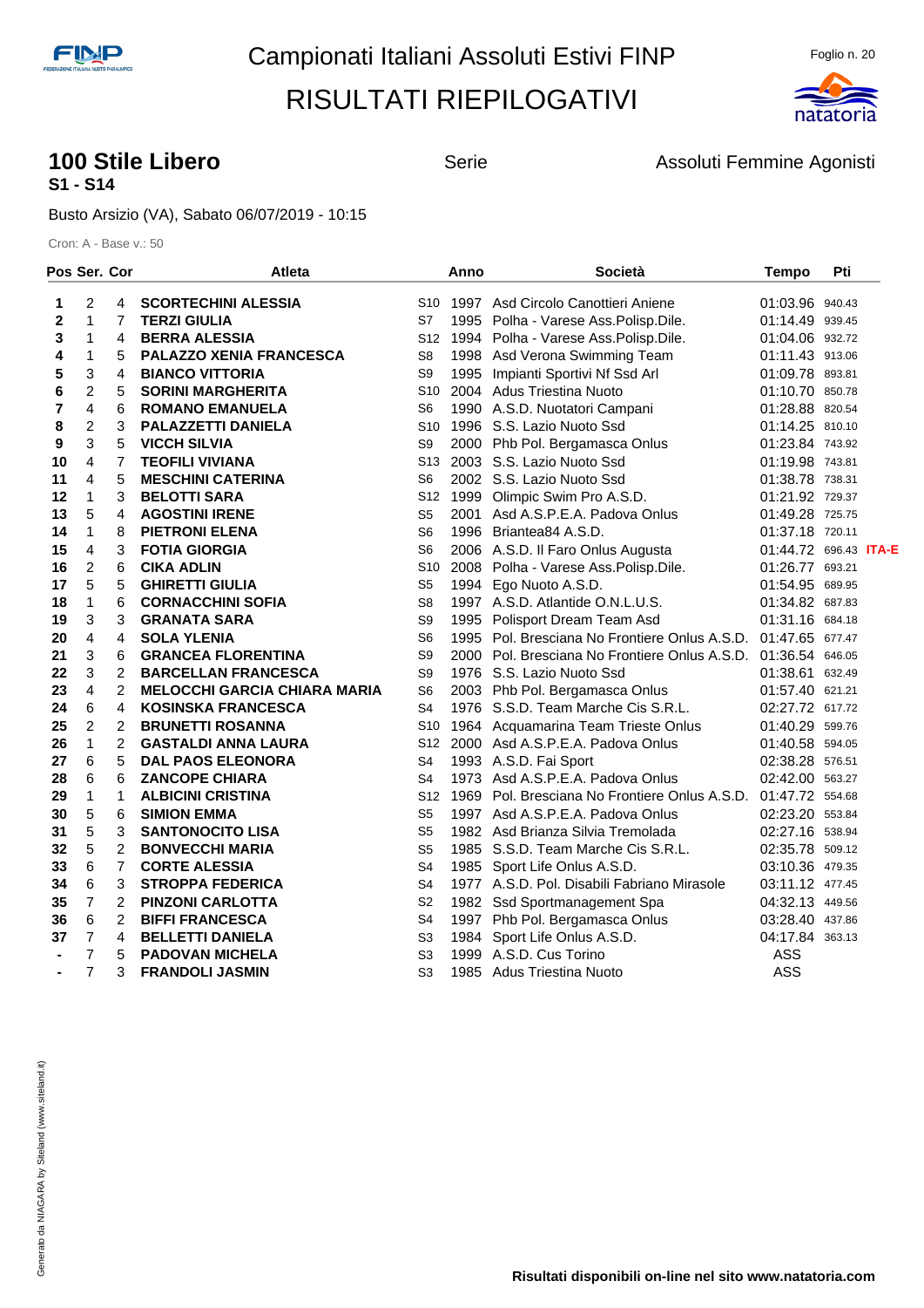# Campionati Italiani Assoluti Estivi FINP

# RISULTATI RIEPILOGATIVI

## 100 Stile Libero

**S1 - S14**

Serie

Assoluti Femmine Agonisti

Busto Arsizio (VA), Sabato 06/07/2019 - 10:15

Cron: A - Base v.: 50

| Pos | Ser. | Cor | Atleta | | Anno | Società | Tempo | Pti | |
|---|---|---|---|---|---|---|---|---|---|
| 1 | 2 | 4 | **SCORTECHINI ALESSIA** | S10 | 1997 | Asd Circolo Canottieri Aniene | 01:03.96 | 940.43 | |
| 2 | 1 | 7 | **TERZI GIULIA** | S7 | 1995 | Polha - Varese Ass.Polisp.Dile. | 01:14.49 | 939.45 | |
| 3 | 1 | 4 | **BERRA ALESSIA** | S12 | 1994 | Polha - Varese Ass.Polisp.Dile. | 01:04.06 | 932.72 | |
| 4 | 1 | 5 | **PALAZZO XENIA FRANCESCA** | S8 | 1998 | Asd Verona Swimming Team | 01:11.43 | 913.06 | |
| 5 | 3 | 4 | **BIANCO VITTORIA** | S9 | 1995 | Impianti Sportivi Nf Ssd Arl | 01:09.78 | 893.81 | |
| 6 | 2 | 5 | **SORINI MARGHERITA** | S10 | 2004 | Adus Triestina Nuoto | 01:10.70 | 850.78 | |
| 7 | 4 | 6 | **ROMANO EMANUELA** | S6 | 1990 | A.S.D. Nuotatori Campani | 01:28.88 | 820.54 | |
| 8 | 2 | 3 | **PALAZZETTI DANIELA** | S10 | 1996 | S.S. Lazio Nuoto Ssd | 01:14.25 | 810.10 | |
| 9 | 3 | 5 | **VICCH SILVIA** | S9 | 2000 | Phb Pol. Bergamasca Onlus | 01:23.84 | 743.92 | |
| 10 | 4 | 7 | **TEOFILI VIVIANA** | S13 | 2003 | S.S. Lazio Nuoto Ssd | 01:19.98 | 743.81 | |
| 11 | 4 | 5 | **MESCHINI CATERINA** | S6 | 2002 | S.S. Lazio Nuoto Ssd | 01:38.78 | 738.31 | |
| 12 | 1 | 3 | **BELOTTI SARA** | S12 | 1999 | Olimpic Swim Pro A.S.D. | 01:21.92 | 729.37 | |
| 13 | 5 | 4 | **AGOSTINI IRENE** | S5 | 2001 | Asd A.S.P.E.A. Padova Onlus | 01:49.28 | 725.75 | |
| 14 | 1 | 8 | **PIETRONI ELENA** | S6 | 1996 | Briantea84 A.S.D. | 01:37.18 | 720.11 | |
| 15 | 4 | 3 | **FOTIA GIORGIA** | S6 | 2006 | A.S.D. Il Faro Onlus Augusta | 01:44.72 | 696.43 | **ITA-E** |
| 16 | 2 | 6 | **CIKA ADLIN** | S10 | 2008 | Polha - Varese Ass.Polisp.Dile. | 01:26.77 | 693.21 | |
| 17 | 5 | 5 | **GHIRETTI GIULIA** | S5 | 1994 | Ego Nuoto A.S.D. | 01:54.95 | 689.95 | |
| 18 | 1 | 6 | **CORNACCHINI SOFIA** | S8 | 1997 | A.S.D. Atlantide O.N.L.U.S. | 01:34.82 | 687.83 | |
| 19 | 3 | 3 | **GRANATA SARA** | S9 | 1995 | Polisport Dream Team Asd | 01:31.16 | 684.18 | |
| 20 | 4 | 4 | **SOLA YLENIA** | S6 | 1995 | Pol. Bresciana No Frontiere Onlus A.S.D. | 01:47.65 | 677.47 | |
| 21 | 3 | 6 | **GRANCEA FLORENTINA** | S9 | 2000 | Pol. Bresciana No Frontiere Onlus A.S.D. | 01:36.54 | 646.05 | |
| 22 | 3 | 2 | **BARCELLAN FRANCESCA** | S9 | 1976 | S.S. Lazio Nuoto Ssd | 01:38.61 | 632.49 | |
| 23 | 4 | 2 | **MELOCCHI GARCIA CHIARA MARIA** | S6 | 2003 | Phb Pol. Bergamasca Onlus | 01:57.40 | 621.21 | |
| 24 | 6 | 4 | **KOSINSKA FRANCESCA** | S4 | 1976 | S.S.D. Team Marche Cis S.R.L. | 02:27.72 | 617.72 | |
| 25 | 2 | 2 | **BRUNETTI ROSANNA** | S10 | 1964 | Acquamarina Team Trieste Onlus | 01:40.29 | 599.76 | |
| 26 | 1 | 2 | **GASTALDI ANNA LAURA** | S12 | 2000 | Asd A.S.P.E.A. Padova Onlus | 01:40.58 | 594.05 | |
| 27 | 6 | 5 | **DAL PAOS ELEONORA** | S4 | 1993 | A.S.D. Fai Sport | 02:38.28 | 576.51 | |
| 28 | 6 | 6 | **ZANCOPE CHIARA** | S4 | 1973 | Asd A.S.P.E.A. Padova Onlus | 02:42.00 | 563.27 | |
| 29 | 1 | 1 | **ALBICINI CRISTINA** | S12 | 1969 | Pol. Bresciana No Frontiere Onlus A.S.D. | 01:47.72 | 554.68 | |
| 30 | 5 | 6 | **SIMION EMMA** | S5 | 1997 | Asd A.S.P.E.A. Padova Onlus | 02:23.20 | 553.84 | |
| 31 | 5 | 3 | **SANTONOCITO LISA** | S5 | 1982 | Asd Brianza Silvia Tremolada | 02:27.16 | 538.94 | |
| 32 | 5 | 2 | **BONVECCHI MARIA** | S5 | 1985 | S.S.D. Team Marche Cis S.R.L. | 02:35.78 | 509.12 | |
| 33 | 6 | 7 | **CORTE ALESSIA** | S4 | 1985 | Sport Life Onlus A.S.D. | 03:10.36 | 479.35 | |
| 34 | 6 | 3 | **STROPPA FEDERICA** | S4 | 1977 | A.S.D. Pol. Disabili Fabriano Mirasole | 03:11.12 | 477.45 | |
| 35 | 7 | 2 | **PINZONI CARLOTTA** | S2 | 1982 | Ssd Sportmanagement Spa | 04:32.13 | 449.56 | |
| 36 | 6 | 2 | **BIFFI FRANCESCA** | S4 | 1997 | Phb Pol. Bergamasca Onlus | 03:28.40 | 437.86 | |
| 37 | 7 | 4 | **BELLETTI DANIELA** | S3 | 1984 | Sport Life Onlus A.S.D. | 04:17.84 | 363.13 | |
| - | 7 | 5 | **PADOVAN MICHELA** | S3 | 1999 | A.S.D. Cus Torino | ASS | | |
| - | 7 | 3 | **FRANDOLI JASMIN** | S3 | 1985 | Adus Triestina Nuoto | ASS | | |

**Risultati disponibili on-line nel sito www.natatoria.com**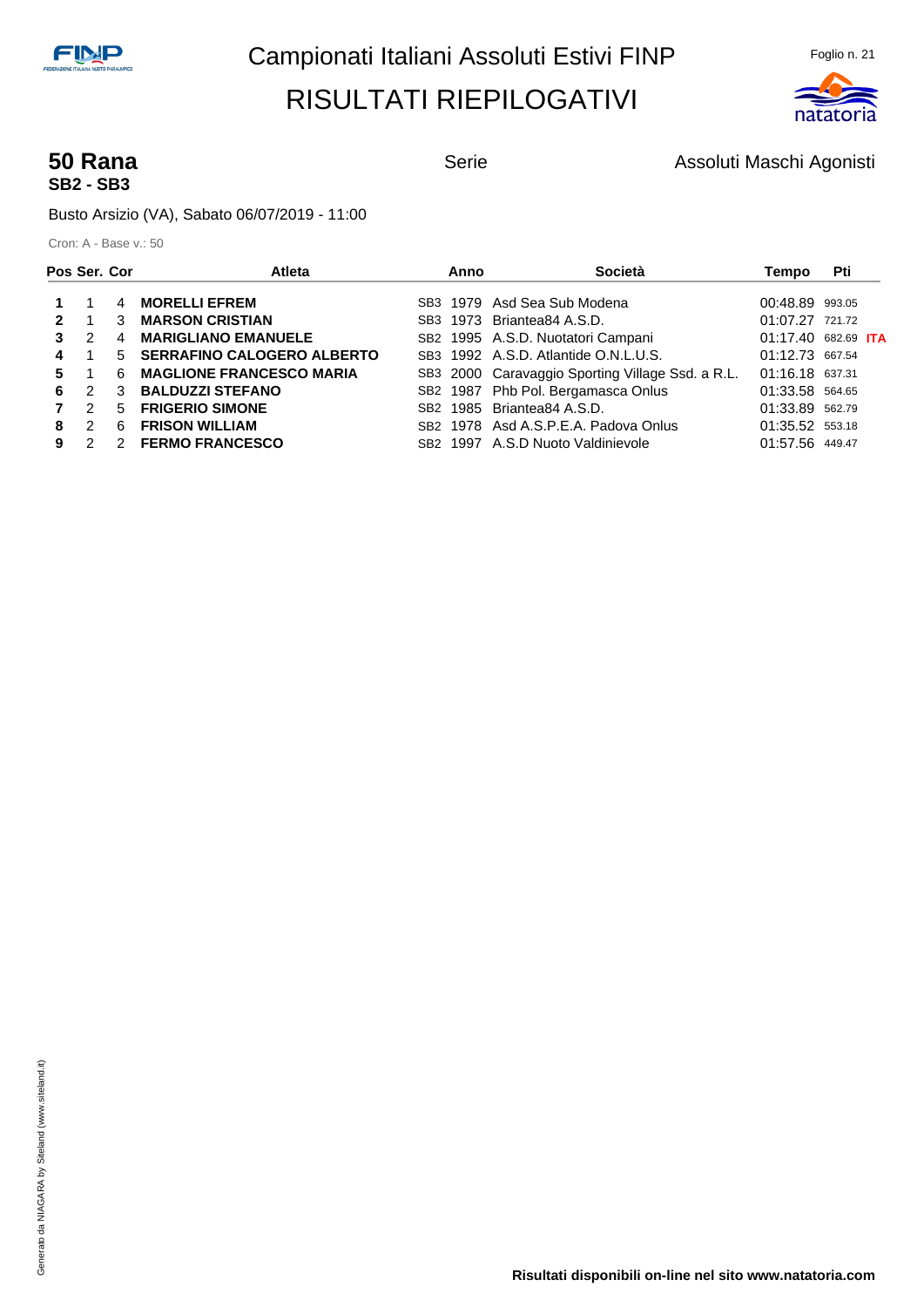# Campionati Italiani Assoluti Estivi FINP

## RISULTATI RIEPILOGATIVI

**50 Rana**
**SB2 - SB3**

Serie

Assoluti Maschi Agonisti

Busto Arsizio (VA), Sabato 06/07/2019 - 11:00

Cron: A - Base v.: 50

| Pos | Ser. | Cor | Atleta | | Anno | Società | Tempo | Pti | |
|---|---|---|---|---|---|---|---|---|---|
| **1** | 1 | 4 | **MORELLI EFREM** | SB3 | 1979 | Asd Sea Sub Modena | 00:48.89 | 993.05 | |
| **2** | 1 | 3 | **MARSON CRISTIAN** | SB3 | 1973 | Briantea84 A.S.D. | 01:07.27 | 721.72 | |
| **3** | 2 | 4 | **MARIGLIANO EMANUELE** | SB2 | 1995 | A.S.D. Nuotatori Campani | 01:17.40 | 682.69 | **ITA** |
| **4** | 1 | 5 | **SERRAFINO CALOGERO ALBERTO** | SB3 | 1992 | A.S.D. Atlantide O.N.L.U.S. | 01:12.73 | 667.54 | |
| **5** | 1 | 6 | **MAGLIONE FRANCESCO MARIA** | SB3 | 2000 | Caravaggio Sporting Village Ssd. a R.L. | 01:16.18 | 637.31 | |
| **6** | 2 | 3 | **BALDUZZI STEFANO** | SB2 | 1987 | Phb Pol. Bergamasca Onlus | 01:33.58 | 564.65 | |
| **7** | 2 | 5 | **FRIGERIO SIMONE** | SB2 | 1985 | Briantea84 A.S.D. | 01:33.89 | 562.79 | |
| **8** | 2 | 6 | **FRISON WILLIAM** | SB2 | 1978 | Asd A.S.P.E.A. Padova Onlus | 01:35.52 | 553.18 | |
| **9** | 2 | 2 | **FERMO FRANCESCO** | SB2 | 1997 | A.S.D Nuoto Valdinievole | 01:57.56 | 449.47 | |

**Risultati disponibili on-line nel sito www.natatoria.com**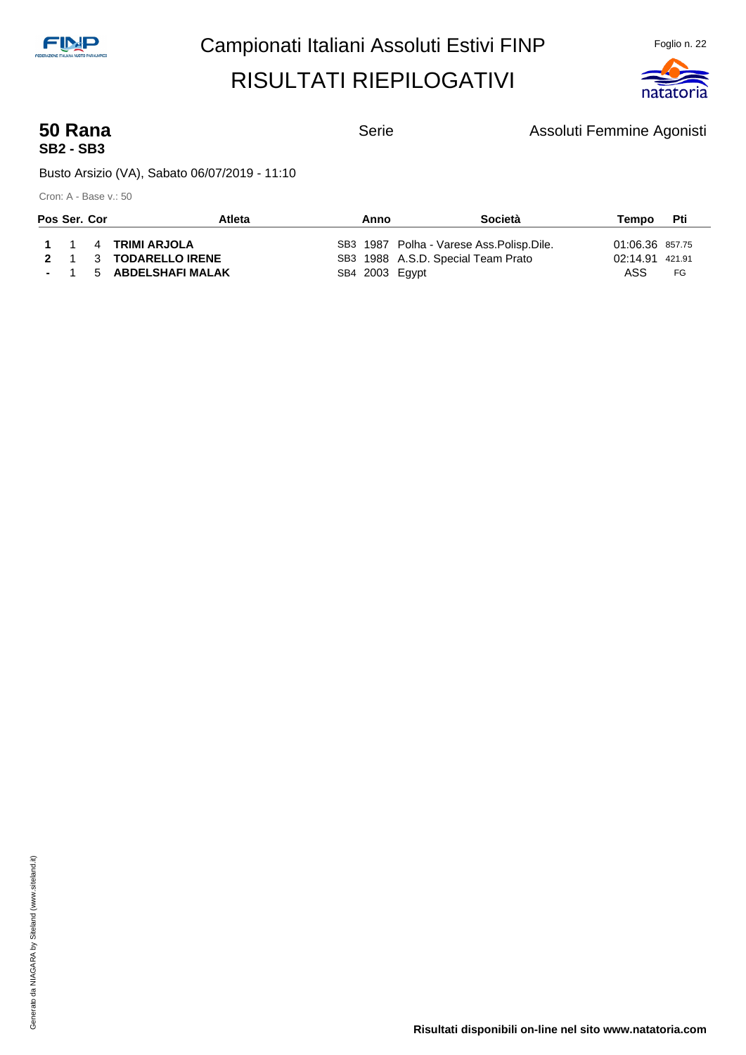# Campionati Italiani Assoluti Estivi FINP

# RISULTATI RIEPILOGATIVI

## 50 Rana

**SB2 - SB3**

Serie

Assoluti Femmine Agonisti

Busto Arsizio (VA), Sabato 06/07/2019 - 11:10

Cron: A - Base v.: 50

| Pos | Ser. | Cor | Atleta | | Anno | Società | Tempo | Pti |
|---|---|---|---|---|---|---|---|---|
| **1** | 1 | 4 | **TRIMI ARJOLA** | SB3 | 1987 | Polha - Varese Ass.Polisp.Dile. | 01:06.36 | 857.75 |
| **2** | 1 | 3 | **TODARELLO IRENE** | SB3 | 1988 | A.S.D. Special Team Prato | 02:14.91 | 421.91 |
| **-** | 1 | 5 | **ABDELSHAFI MALAK** | SB4 | 2003 | Egypt | ASS | FG |

Generato da NIAGARA by Siteland (www.siteland.it)

**Risultati disponibili on-line nel sito www.natatoria.com**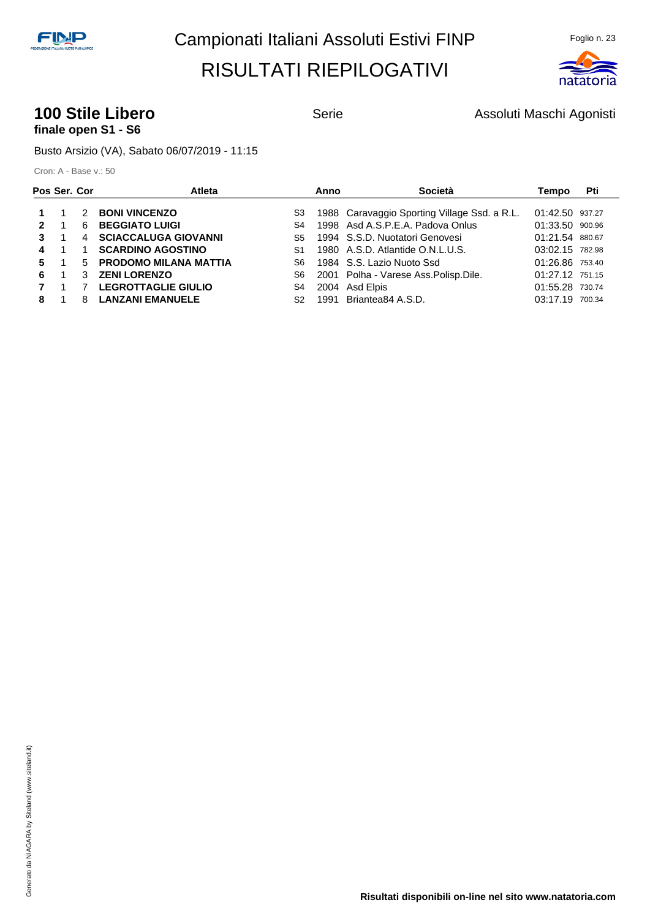Campionati Italiani Assoluti Estivi FINP

RISULTATI RIEPILOGATIVI

## 100 Stile Libero

**finale open S1 - S6**

Serie

Assoluti Maschi Agonisti

Busto Arsizio (VA), Sabato 06/07/2019 - 11:15

Cron: A - Base v.: 50

| Pos | Ser. | Cor | Atleta | | Anno | Società | Tempo | Pti |
|---|---|---|---|---|---|---|---|---|
| **1** | 1 | 2 | **BONI VINCENZO** | S3 | 1988 | Caravaggio Sporting Village Ssd. a R.L. | 01:42.50 | 937.27 |
| **2** | 1 | 6 | **BEGGIATO LUIGI** | S4 | 1998 | Asd A.S.P.E.A. Padova Onlus | 01:33.50 | 900.96 |
| **3** | 1 | 4 | **SCIACCALUGA GIOVANNI** | S5 | 1994 | S.S.D. Nuotatori Genovesi | 01:21.54 | 880.67 |
| **4** | 1 | 1 | **SCARDINO AGOSTINO** | S1 | 1980 | A.S.D. Atlantide O.N.L.U.S. | 03:02.15 | 782.98 |
| **5** | 1 | 5 | **PRODOMO MILANA MATTIA** | S6 | 1984 | S.S. Lazio Nuoto Ssd | 01:26.86 | 753.40 |
| **6** | 1 | 3 | **ZENI LORENZO** | S6 | 2001 | Polha - Varese Ass.Polisp.Dile. | 01:27.12 | 751.15 |
| **7** | 1 | 7 | **LEGROTTAGLIE GIULIO** | S4 | 2004 | Asd Elpis | 01:55.28 | 730.74 |
| **8** | 1 | 8 | **LANZANI EMANUELE** | S2 | 1991 | Briantea84 A.S.D. | 03:17.19 | 700.34 |

Generato da NIAGARA by Siteland (www.siteland.it)

**Risultati disponibili on-line nel sito www.natatoria.com**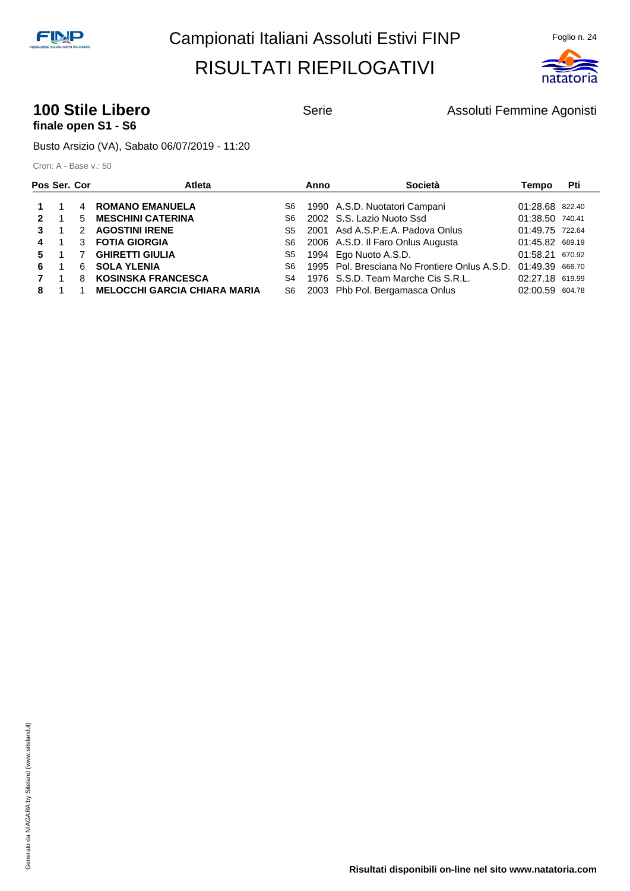# Campionati Italiani Assoluti Estivi FINP

## RISULTATI RIEPILOGATIVI

### 100 Stile Libero

**finale open S1 - S6**

Serie

Assoluti Femmine Agonisti

Busto Arsizio (VA), Sabato 06/07/2019 - 11:20

Cron: A - Base v.: 50

| Pos | Ser. | Cor | Atleta | | Anno | Società | Tempo | Pti |
|---|---|---|---|---|---|---|---|---|
| 1 | 1 | 4 | **ROMANO EMANUELA** | S6 | 1990 | A.S.D. Nuotatori Campani | 01:28.68 | 822.40 |
| 2 | 1 | 5 | **MESCHINI CATERINA** | S6 | 2002 | S.S. Lazio Nuoto Ssd | 01:38.50 | 740.41 |
| 3 | 1 | 2 | **AGOSTINI IRENE** | S5 | 2001 | Asd A.S.P.E.A. Padova Onlus | 01:49.75 | 722.64 |
| 4 | 1 | 3 | **FOTIA GIORGIA** | S6 | 2006 | A.S.D. Il Faro Onlus Augusta | 01:45.82 | 689.19 |
| 5 | 1 | 7 | **GHIRETTI GIULIA** | S5 | 1994 | Ego Nuoto A.S.D. | 01:58.21 | 670.92 |
| 6 | 1 | 6 | **SOLA YLENIA** | S6 | 1995 | Pol. Bresciana No Frontiere Onlus A.S.D. | 01:49.39 | 666.70 |
| 7 | 1 | 8 | **KOSINSKA FRANCESCA** | S4 | 1976 | S.S.D. Team Marche Cis S.R.L. | 02:27.18 | 619.99 |
| 8 | 1 | 1 | **MELOCCHI GARCIA CHIARA MARIA** | S6 | 2003 | Phb Pol. Bergamasca Onlus | 02:00.59 | 604.78 |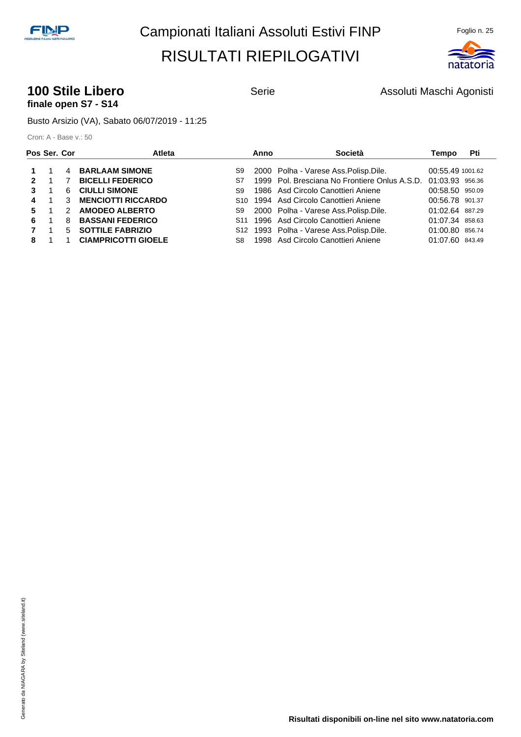# Campionati Italiani Assoluti Estivi FINP

## RISULTATI RIEPILOGATIVI

### 100 Stile Libero

**finale open S7 - S14**

Serie

Assoluti Maschi Agonisti

Busto Arsizio (VA), Sabato 06/07/2019 - 11:25

Cron: A - Base v.: 50

| Pos | Ser. | Cor | Atleta | | Anno | Società | Tempo | Pti |
|---|---|---|---|---|---|---|---|---|
| **1** | 1 | 4 | **BARLAAM SIMONE** | S9 | 2000 | Polha - Varese Ass.Polisp.Dile. | 00:55.49 | 1001.62 |
| **2** | 1 | 7 | **BICELLI FEDERICO** | S7 | 1999 | Pol. Bresciana No Frontiere Onlus A.S.D. | 01:03.93 | 956.36 |
| **3** | 1 | 6 | **CIULLI SIMONE** | S9 | 1986 | Asd Circolo Canottieri Aniene | 00:58.50 | 950.09 |
| **4** | 1 | 3 | **MENCIOTTI RICCARDO** | S10 | 1994 | Asd Circolo Canottieri Aniene | 00:56.78 | 901.37 |
| **5** | 1 | 2 | **AMODEO ALBERTO** | S9 | 2000 | Polha - Varese Ass.Polisp.Dile. | 01:02.64 | 887.29 |
| **6** | 1 | 8 | **BASSANI FEDERICO** | S11 | 1996 | Asd Circolo Canottieri Aniene | 01:07.34 | 858.63 |
| **7** | 1 | 5 | **SOTTILE FABRIZIO** | S12 | 1993 | Polha - Varese Ass.Polisp.Dile. | 01:00.80 | 856.74 |
| **8** | 1 | 1 | **CIAMPRICOTTI GIOELE** | S8 | 1998 | Asd Circolo Canottieri Aniene | 01:07.60 | 843.49 |

**Risultati disponibili on-line nel sito www.natatoria.com**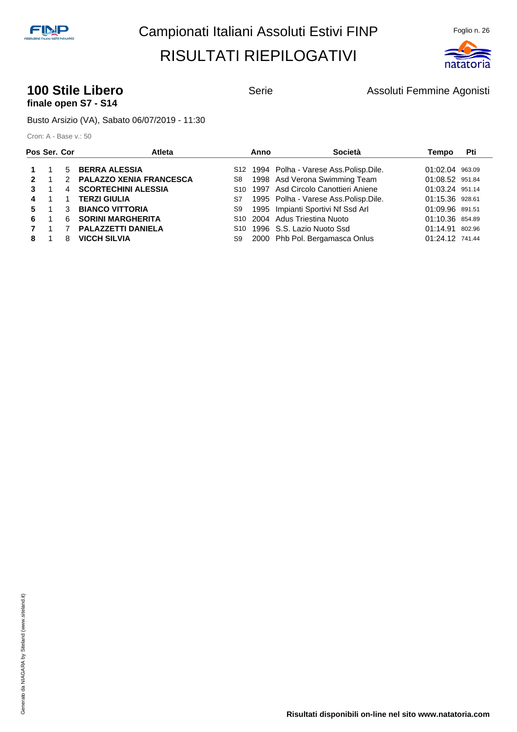# Campionati Italiani Assoluti Estivi FINP

# RISULTATI RIEPILOGATIVI

## 100 Stile Libero

**finale open S7 - S14**

Serie

Assoluti Femmine Agonisti

Busto Arsizio (VA), Sabato 06/07/2019 - 11:30

Cron: A - Base v.: 50

| Pos | Ser. | Cor | Atleta | | Anno | Società | Tempo | Pti |
|---|---|---|---|---|---|---|---|---|
| **1** | 1 | 5 | **BERRA ALESSIA** | S12 | 1994 | Polha - Varese Ass.Polisp.Dile. | 01:02.04 | 963.09 |
| **2** | 1 | 2 | **PALAZZO XENIA FRANCESCA** | S8 | 1998 | Asd Verona Swimming Team | 01:08.52 | 951.84 |
| **3** | 1 | 4 | **SCORTECHINI ALESSIA** | S10 | 1997 | Asd Circolo Canottieri Aniene | 01:03.24 | 951.14 |
| **4** | 1 | 1 | **TERZI GIULIA** | S7 | 1995 | Polha - Varese Ass.Polisp.Dile. | 01:15.36 | 928.61 |
| **5** | 1 | 3 | **BIANCO VITTORIA** | S9 | 1995 | Impianti Sportivi Nf Ssd Arl | 01:09.96 | 891.51 |
| **6** | 1 | 6 | **SORINI MARGHERITA** | S10 | 2004 | Adus Triestina Nuoto | 01:10.36 | 854.89 |
| **7** | 1 | 7 | **PALAZZETTI DANIELA** | S10 | 1996 | S.S. Lazio Nuoto Ssd | 01:14.91 | 802.96 |
| **8** | 1 | 8 | **VICCH SILVIA** | S9 | 2000 | Phb Pol. Bergamasca Onlus | 01:24.12 | 741.44 |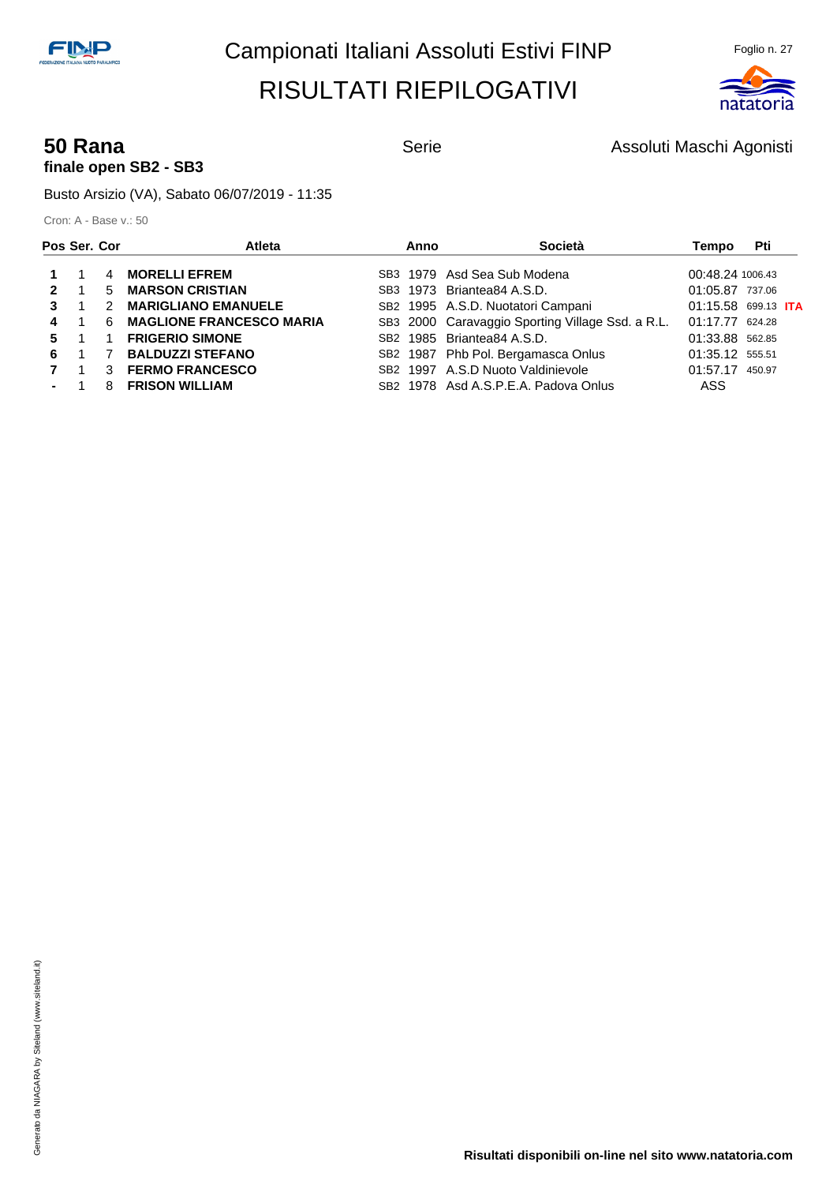# Campionati Italiani Assoluti Estivi FINP

## RISULTATI RIEPILOGATIVI

**50 Rana** — Serie — Assoluti Maschi Agonisti

**finale open SB2 - SB3**

Busto Arsizio (VA), Sabato 06/07/2019 - 11:35

Cron: A - Base v.: 50

| Pos | Ser. | Cor | Atleta | | Anno | Società | Tempo | Pti | |
|---|---|---|---|---|---|---|---|---|---|
| **1** | 1 | 4 | **MORELLI EFREM** | SB3 | 1979 | Asd Sea Sub Modena | 00:48.24 | 1006.43 | |
| **2** | 1 | 5 | **MARSON CRISTIAN** | SB3 | 1973 | Briantea84 A.S.D. | 01:05.87 | 737.06 | |
| **3** | 1 | 2 | **MARIGLIANO EMANUELE** | SB2 | 1995 | A.S.D. Nuotatori Campani | 01:15.58 | 699.13 | **ITA** |
| **4** | 1 | 6 | **MAGLIONE FRANCESCO MARIA** | SB3 | 2000 | Caravaggio Sporting Village Ssd. a R.L. | 01:17.77 | 624.28 | |
| **5** | 1 | 1 | **FRIGERIO SIMONE** | SB2 | 1985 | Briantea84 A.S.D. | 01:33.88 | 562.85 | |
| **6** | 1 | 7 | **BALDUZZI STEFANO** | SB2 | 1987 | Phb Pol. Bergamasca Onlus | 01:35.12 | 555.51 | |
| **7** | 1 | 3 | **FERMO FRANCESCO** | SB2 | 1997 | A.S.D Nuoto Valdinievole | 01:57.17 | 450.97 | |
| **-** | 1 | 8 | **FRISON WILLIAM** | SB2 | 1978 | Asd A.S.P.E.A. Padova Onlus | ASS | | |

**Risultati disponibili on-line nel sito www.natatoria.com**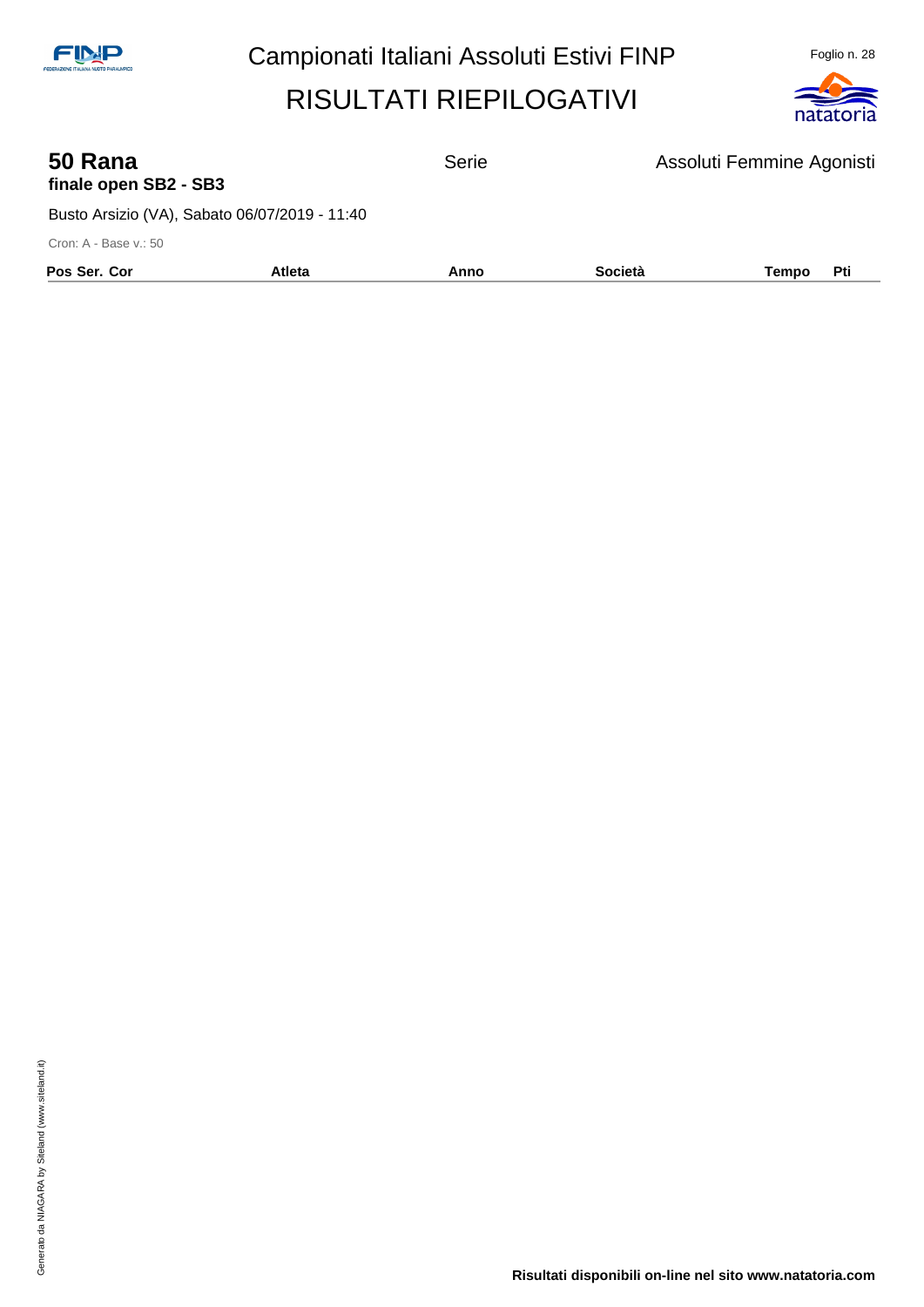# Campionati Italiani Assoluti Estivi FINP

## RISULTATI RIEPILOGATIVI

**50 Rana** Serie Assoluti Femmine Agonisti

**finale open SB2 - SB3**

Busto Arsizio (VA), Sabato 06/07/2019 - 11:40

Cron: A - Base v.: 50

| Pos Ser. Cor | Atleta | Anno | Società | Tempo | Pti |
|---|---|---|---|---|---|

Generato da NIAGARA by Siteland (www.siteland.it)

**Risultati disponibili on-line nel sito www.natatoria.com**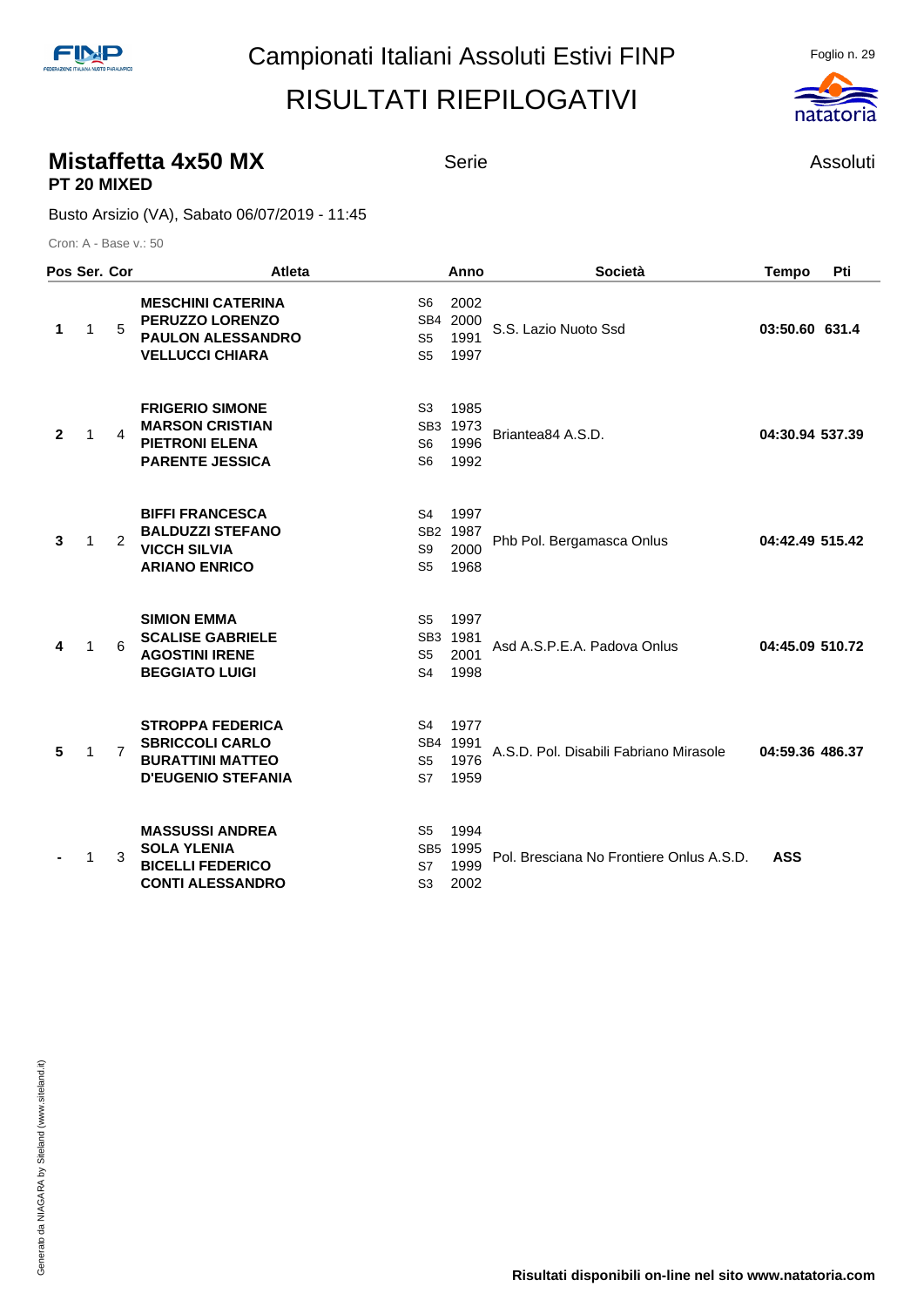# Campionati Italiani Assoluti Estivi FINP

# RISULTATI RIEPILOGATIVI

## Mistaffetta 4x50 MX

**PT 20 MIXED**

Serie

Assoluti

Busto Arsizio (VA), Sabato 06/07/2019 - 11:45

Cron: A - Base v.: 50

| Pos | Ser. | Cor | Atleta | | Anno | Società | Tempo | Pti |
|---|---|---|---|---|---|---|---|---|
| **1** | 1 | 5 | **MESCHINI CATERINA**<br>**PERUZZO LORENZO**<br>**PAULON ALESSANDRO**<br>**VELLUCCI CHIARA** | S6<br>SB4<br>S5<br>S5 | 2002<br>2000<br>1991<br>1997 | S.S. Lazio Nuoto Ssd | **03:50.60** | **631.4** |
| **2** | 1 | 4 | **FRIGERIO SIMONE**<br>**MARSON CRISTIAN**<br>**PIETRONI ELENA**<br>**PARENTE JESSICA** | S3<br>SB3<br>S6<br>S6 | 1985<br>1973<br>1996<br>1992 | Briantea84 A.S.D. | **04:30.94** | **537.39** |
| **3** | 1 | 2 | **BIFFI FRANCESCA**<br>**BALDUZZI STEFANO**<br>**VICCH SILVIA**<br>**ARIANO ENRICO** | S4<br>SB2<br>S9<br>S5 | 1997<br>1987<br>2000<br>1968 | Phb Pol. Bergamasca Onlus | **04:42.49** | **515.42** |
| **4** | 1 | 6 | **SIMION EMMA**<br>**SCALISE GABRIELE**<br>**AGOSTINI IRENE**<br>**BEGGIATO LUIGI** | S5<br>SB3<br>S5<br>S4 | 1997<br>1981<br>2001<br>1998 | Asd A.S.P.E.A. Padova Onlus | **04:45.09** | **510.72** |
| **5** | 1 | 7 | **STROPPA FEDERICA**<br>**SBRICCOLI CARLO**<br>**BURATTINI MATTEO**<br>**D'EUGENIO STEFANIA** | S4<br>SB4<br>S5<br>S7 | 1977<br>1991<br>1976<br>1959 | A.S.D. Pol. Disabili Fabriano Mirasole | **04:59.36** | **486.37** |
| **-** | 1 | 3 | **MASSUSSI ANDREA**<br>**SOLA YLENIA**<br>**BICELLI FEDERICO**<br>**CONTI ALESSANDRO** | S5<br>SB5<br>S7<br>S3 | 1994<br>1995<br>1999<br>2002 | Pol. Bresciana No Frontiere Onlus A.S.D. | **ASS** | |

**Risultati disponibili on-line nel sito www.natatoria.com**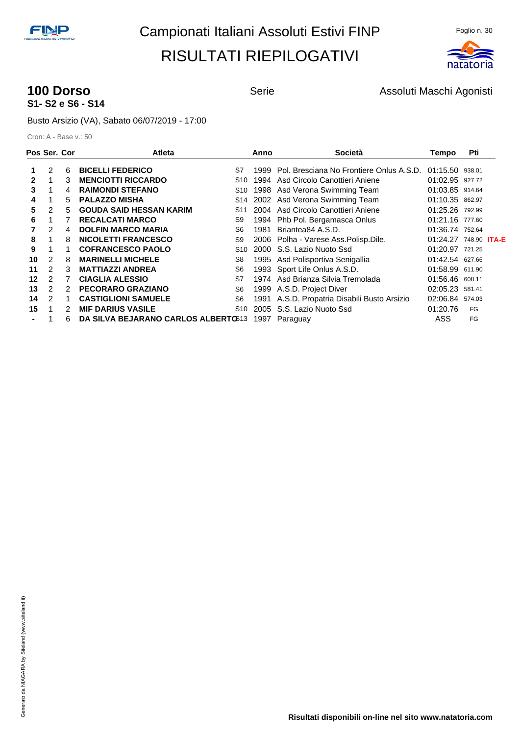Campionati Italiani Assoluti Estivi FINP

# RISULTATI RIEPILOGATIVI

## 100 Dorso
**S1- S2 e S6 - S14**

Serie

Assoluti Maschi Agonisti

Busto Arsizio (VA), Sabato 06/07/2019 - 17:00

Cron: A - Base v.: 50

| Pos | Ser. | Cor | Atleta | | Anno | Società | Tempo | Pti | |
|---|---|---|---|---|---|---|---|---|---|
| 1 | 2 | 6 | **BICELLI FEDERICO** | S7 | 1999 | Pol. Bresciana No Frontiere Onlus A.S.D. | 01:15.50 | 938.01 | |
| 2 | 1 | 3 | **MENCIOTTI RICCARDO** | S10 | 1994 | Asd Circolo Canottieri Aniene | 01:02.95 | 927.72 | |
| 3 | 1 | 4 | **RAIMONDI STEFANO** | S10 | 1998 | Asd Verona Swimming Team | 01:03.85 | 914.64 | |
| 4 | 1 | 5 | **PALAZZO MISHA** | S14 | 2002 | Asd Verona Swimming Team | 01:10.35 | 862.97 | |
| 5 | 2 | 5 | **GOUDA SAID HESSAN KARIM** | S11 | 2004 | Asd Circolo Canottieri Aniene | 01:25.26 | 792.99 | |
| 6 | 1 | 7 | **RECALCATI MARCO** | S9 | 1994 | Phb Pol. Bergamasca Onlus | 01:21.16 | 777.60 | |
| 7 | 2 | 4 | **DOLFIN MARCO MARIA** | S6 | 1981 | Briantea84 A.S.D. | 01:36.74 | 752.64 | |
| 8 | 1 | 8 | **NICOLETTI FRANCESCO** | S9 | 2006 | Polha - Varese Ass.Polisp.Dile. | 01:24.27 | 748.90 | **ITA-E** |
| 9 | 1 | 1 | **COFRANCESCO PAOLO** | S10 | 2000 | S.S. Lazio Nuoto Ssd | 01:20.97 | 721.25 | |
| 10 | 2 | 8 | **MARINELLI MICHELE** | S8 | 1995 | Asd Polisportiva Senigallia | 01:42.54 | 627.66 | |
| 11 | 2 | 3 | **MATTIAZZI ANDREA** | S6 | 1993 | Sport Life Onlus A.S.D. | 01:58.99 | 611.90 | |
| 12 | 2 | 7 | **CIAGLIA ALESSIO** | S7 | 1974 | Asd Brianza Silvia Tremolada | 01:56.46 | 608.11 | |
| 13 | 2 | 2 | **PECORARO GRAZIANO** | S6 | 1999 | A.S.D. Project Diver | 02:05.23 | 581.41 | |
| 14 | 2 | 1 | **CASTIGLIONI SAMUELE** | S6 | 1991 | A.S.D. Propatria Disabili Busto Arsizio | 02:06.84 | 574.03 | |
| 15 | 1 | 2 | **MIF DARIUS VASILE** | S10 | 2005 | S.S. Lazio Nuoto Ssd | 01:20.76 | FG | |
| - | 1 | 6 | **DA SILVA BEJARANO CARLOS ALBERTO** | S13 | 1997 | Paraguay | ASS | FG | |

**Risultati disponibili on-line nel sito www.natatoria.com**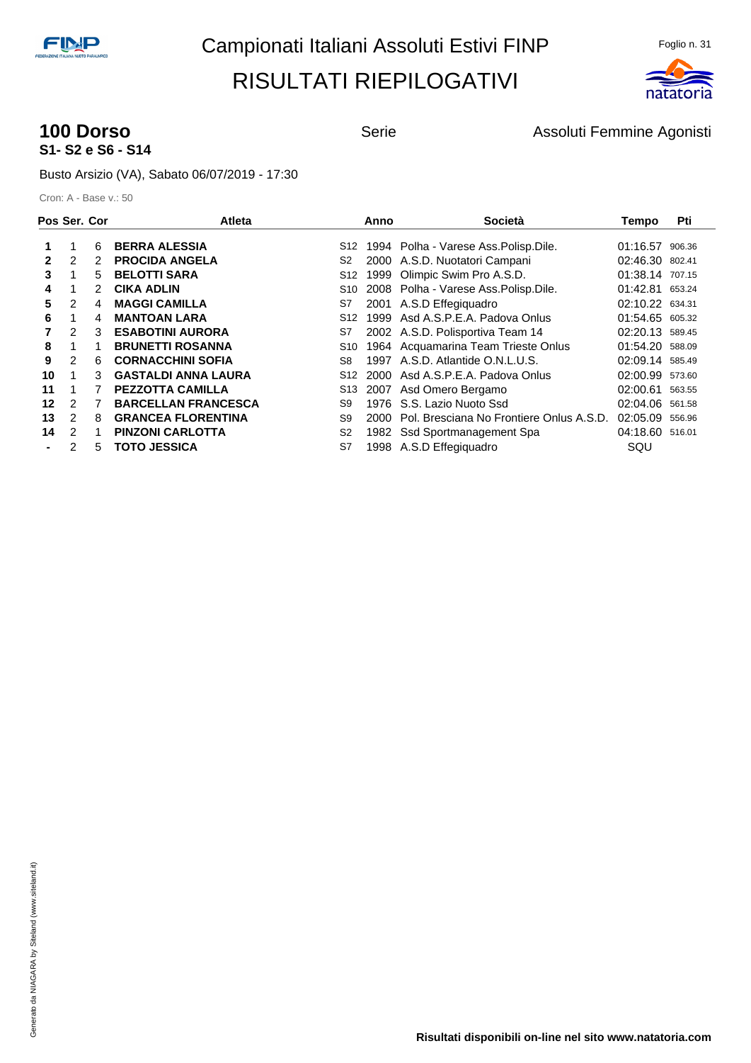# Campionati Italiani Assoluti Estivi FINP

# RISULTATI RIEPILOGATIVI

## 100 Dorso

**S1- S2 e S6 - S14**

Serie

Assoluti Femmine Agonisti

Busto Arsizio (VA), Sabato 06/07/2019 - 17:30

Cron: A - Base v.: 50

| Pos | Ser. | Cor | Atleta | | Anno | Società | Tempo | Pti |
|---|---|---|---|---|---|---|---|---|
| 1 | 1 | 6 | **BERRA ALESSIA** | S12 | 1994 | Polha - Varese Ass.Polisp.Dile. | 01:16.57 | 906.36 |
| 2 | 2 | 2 | **PROCIDA ANGELA** | S2 | 2000 | A.S.D. Nuotatori Campani | 02:46.30 | 802.41 |
| 3 | 1 | 5 | **BELOTTI SARA** | S12 | 1999 | Olimpic Swim Pro A.S.D. | 01:38.14 | 707.15 |
| 4 | 1 | 2 | **CIKA ADLIN** | S10 | 2008 | Polha - Varese Ass.Polisp.Dile. | 01:42.81 | 653.24 |
| 5 | 2 | 4 | **MAGGI CAMILLA** | S7 | 2001 | A.S.D Effegiquadro | 02:10.22 | 634.31 |
| 6 | 1 | 4 | **MANTOAN LARA** | S12 | 1999 | Asd A.S.P.E.A. Padova Onlus | 01:54.65 | 605.32 |
| 7 | 2 | 3 | **ESABOTINI AURORA** | S7 | 2002 | A.S.D. Polisportiva Team 14 | 02:20.13 | 589.45 |
| 8 | 1 | 1 | **BRUNETTI ROSANNA** | S10 | 1964 | Acquamarina Team Trieste Onlus | 01:54.20 | 588.09 |
| 9 | 2 | 6 | **CORNACCHINI SOFIA** | S8 | 1997 | A.S.D. Atlantide O.N.L.U.S. | 02:09.14 | 585.49 |
| 10 | 1 | 3 | **GASTALDI ANNA LAURA** | S12 | 2000 | Asd A.S.P.E.A. Padova Onlus | 02:00.99 | 573.60 |
| 11 | 1 | 7 | **PEZZOTTA CAMILLA** | S13 | 2007 | Asd Omero Bergamo | 02:00.61 | 563.55 |
| 12 | 2 | 7 | **BARCELLAN FRANCESCA** | S9 | 1976 | S.S. Lazio Nuoto Ssd | 02:04.06 | 561.58 |
| 13 | 2 | 8 | **GRANCEA FLORENTINA** | S9 | 2000 | Pol. Bresciana No Frontiere Onlus A.S.D. | 02:05.09 | 556.96 |
| 14 | 2 | 1 | **PINZONI CARLOTTA** | S2 | 1982 | Ssd Sportmanagement Spa | 04:18.60 | 516.01 |
| - | 2 | 5 | **TOTO JESSICA** | S7 | 1998 | A.S.D Effegiquadro | SQU | |

**Risultati disponibili on-line nel sito www.natatoria.com**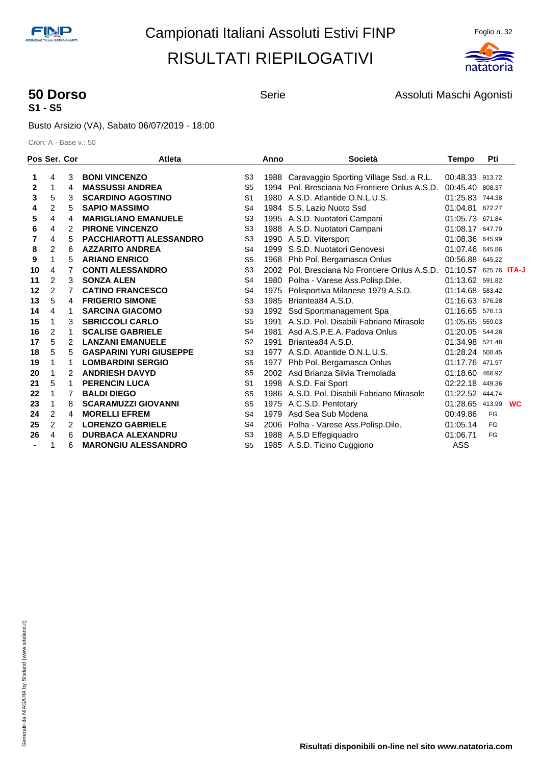# Campionati Italiani Assoluti Estivi FINP

## RISULTATI RIEPILOGATIVI

**50 Dorso**
**S1 - S5**

Serie

Assoluti Maschi Agonisti

Busto Arsizio (VA), Sabato 06/07/2019 - 18:00

Cron: A - Base v.: 50

| Pos | Ser. | Cor | Atleta | | Anno | Società | Tempo | Pti | |
|---|---|---|---|---|---|---|---|---|---|
| 1 | 4 | 3 | BONI VINCENZO | S3 | 1988 | Caravaggio Sporting Village Ssd. a R.L. | 00:48.33 | 913.72 | |
| 2 | 1 | 4 | MASSUSSI ANDREA | S5 | 1994 | Pol. Bresciana No Frontiere Onlus A.S.D. | 00:45.40 | 808.37 | |
| 3 | 5 | 3 | SCARDINO AGOSTINO | S1 | 1980 | A.S.D. Atlantide O.N.L.U.S. | 01:25.83 | 744.38 | |
| 4 | 2 | 5 | SAPIO MASSIMO | S4 | 1984 | S.S. Lazio Nuoto Ssd | 01:04.81 | 672.27 | |
| 5 | 4 | 4 | MARIGLIANO EMANUELE | S3 | 1995 | A.S.D. Nuotatori Campani | 01:05.73 | 671.84 | |
| 6 | 4 | 2 | PIRONE VINCENZO | S3 | 1988 | A.S.D. Nuotatori Campani | 01:08.17 | 647.79 | |
| 7 | 4 | 5 | PACCHIAROTTI ALESSANDRO | S3 | 1990 | A.S.D. Vitersport | 01:08.36 | 645.99 | |
| 8 | 2 | 6 | AZZARITO ANDREA | S4 | 1999 | S.S.D. Nuotatori Genovesi | 01:07.46 | 645.86 | |
| 9 | 1 | 5 | ARIANO ENRICO | S5 | 1968 | Phb Pol. Bergamasca Onlus | 00:56.88 | 645.22 | |
| 10 | 4 | 7 | CONTI ALESSANDRO | S3 | 2002 | Pol. Bresciana No Frontiere Onlus A.S.D. | 01:10.57 | 625.76 | ITA-J |
| 11 | 2 | 3 | SONZA ALEN | S4 | 1980 | Polha - Varese Ass.Polisp.Dile. | 01:13.62 | 591.82 | |
| 12 | 2 | 7 | CATINO FRANCESCO | S4 | 1975 | Polisportiva Milanese 1979 A.S.D. | 01:14.68 | 583.42 | |
| 13 | 5 | 4 | FRIGERIO SIMONE | S3 | 1985 | Briantea84 A.S.D. | 01:16.63 | 576.28 | |
| 14 | 4 | 1 | SARCINA GIACOMO | S3 | 1992 | Ssd Sportmanagement Spa | 01:16.65 | 576.13 | |
| 15 | 1 | 3 | SBRICCOLI CARLO | S5 | 1991 | A.S.D. Pol. Disabili Fabriano Mirasole | 01:05.65 | 559.03 | |
| 16 | 2 | 1 | SCALISE GABRIELE | S4 | 1981 | Asd A.S.P.E.A. Padova Onlus | 01:20.05 | 544.28 | |
| 17 | 5 | 2 | LANZANI EMANUELE | S2 | 1991 | Briantea84 A.S.D. | 01:34.98 | 521.48 | |
| 18 | 5 | 5 | GASPARINI YURI GIUSEPPE | S3 | 1977 | A.S.D. Atlantide O.N.L.U.S. | 01:28.24 | 500.45 | |
| 19 | 1 | 1 | LOMBARDINI SERGIO | S5 | 1977 | Phb Pol. Bergamasca Onlus | 01:17.76 | 471.97 | |
| 20 | 1 | 2 | ANDRIESH DAVYD | S5 | 2002 | Asd Brianza Silvia Tremolada | 01:18.60 | 466.92 | |
| 21 | 5 | 1 | PERENCIN LUCA | S1 | 1998 | A.S.D. Fai Sport | 02:22.18 | 449.36 | |
| 22 | 1 | 7 | BALDI DIEGO | S5 | 1986 | A.S.D. Pol. Disabili Fabriano Mirasole | 01:22.52 | 444.74 | |
| 23 | 1 | 8 | SCARAMUZZI GIOVANNI | S5 | 1975 | A.C.S.D. Pentotary | 01:28.65 | 413.99 | WC |
| 24 | 2 | 4 | MORELLI EFREM | S4 | 1979 | Asd Sea Sub Modena | 00:49.86 | FG | |
| 25 | 2 | 2 | LORENZO GABRIELE | S4 | 2006 | Polha - Varese Ass.Polisp.Dile. | 01:05.14 | FG | |
| 26 | 4 | 6 | DURBACA ALEXANDRU | S3 | 1988 | A.S.D Effegiquadro | 01:06.71 | FG | |
| - | 1 | 6 | MARONGIU ALESSANDRO | S5 | 1985 | A.S.D. Ticino Cuggiono | ASS | | |

Generato da NIAGARA by Siteland (www.siteland.it)

**Risultati disponibili on-line nel sito www.natatoria.com**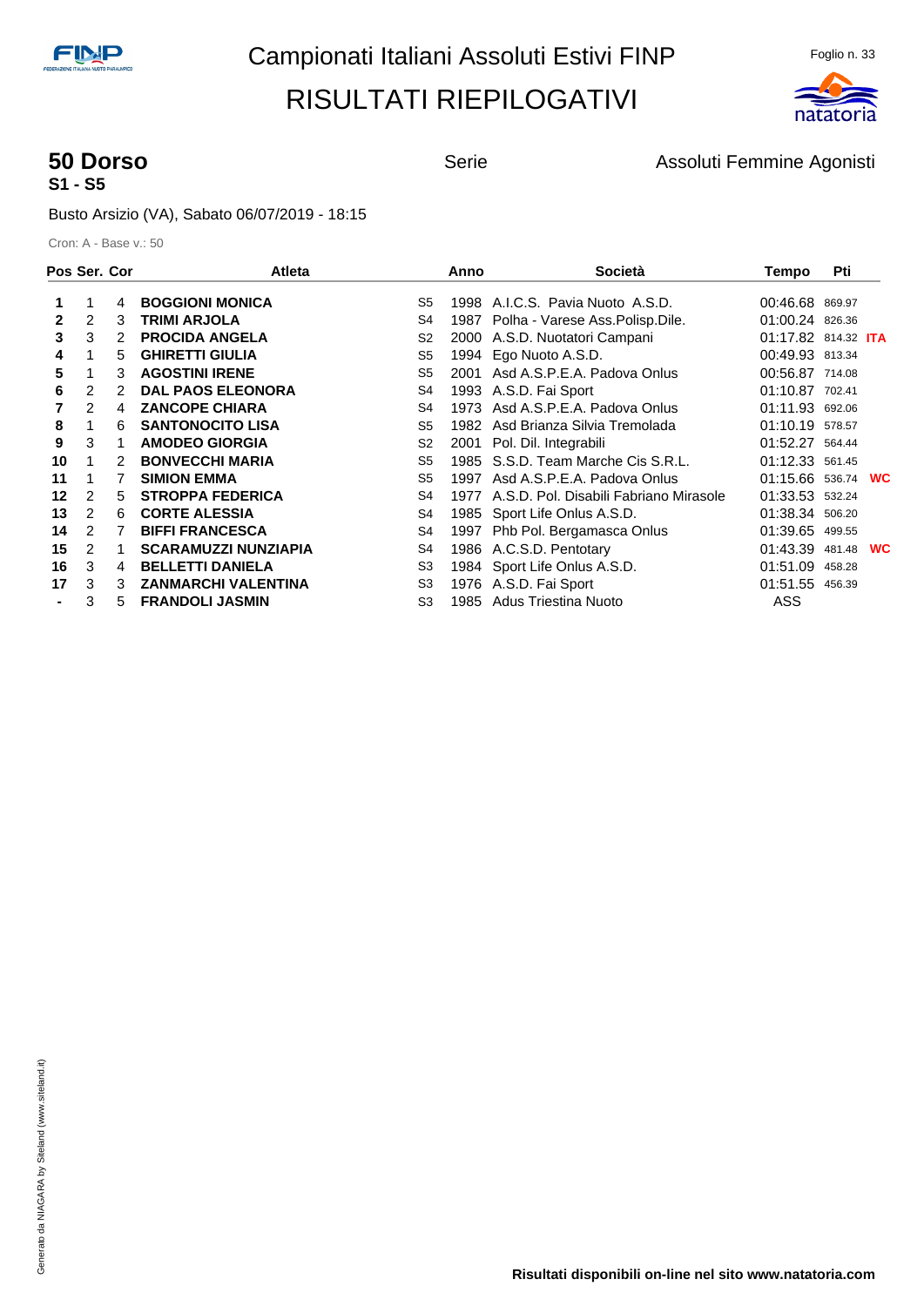# Campionati Italiani Assoluti Estivi FINP

# RISULTATI RIEPILOGATIVI

## 50 Dorso

**S1 - S5**

Serie

Assoluti Femmine Agonisti

Busto Arsizio (VA), Sabato 06/07/2019 - 18:15

Cron: A - Base v.: 50

| Pos | Ser. | Cor | Atleta | | Anno | Società | Tempo | Pti | |
|---|---|---|---|---|---|---|---|---|---|
| 1 | 1 | 4 | **BOGGIONI MONICA** | S5 | 1998 | A.I.C.S. Pavia Nuoto A.S.D. | 00:46.68 | 869.97 | |
| 2 | 2 | 3 | **TRIMI ARJOLA** | S4 | 1987 | Polha - Varese Ass.Polisp.Dile. | 01:00.24 | 826.36 | |
| 3 | 3 | 2 | **PROCIDA ANGELA** | S2 | 2000 | A.S.D. Nuotatori Campani | 01:17.82 | 814.32 | **ITA** |
| 4 | 1 | 5 | **GHIRETTI GIULIA** | S5 | 1994 | Ego Nuoto A.S.D. | 00:49.93 | 813.34 | |
| 5 | 1 | 3 | **AGOSTINI IRENE** | S5 | 2001 | Asd A.S.P.E.A. Padova Onlus | 00:56.87 | 714.08 | |
| 6 | 2 | 2 | **DAL PAOS ELEONORA** | S4 | 1993 | A.S.D. Fai Sport | 01:10.87 | 702.41 | |
| 7 | 2 | 4 | **ZANCOPE CHIARA** | S4 | 1973 | Asd A.S.P.E.A. Padova Onlus | 01:11.93 | 692.06 | |
| 8 | 1 | 6 | **SANTONOCITO LISA** | S5 | 1982 | Asd Brianza Silvia Tremolada | 01:10.19 | 578.57 | |
| 9 | 3 | 1 | **AMODEO GIORGIA** | S2 | 2001 | Pol. Dil. Integrabili | 01:52.27 | 564.44 | |
| 10 | 1 | 2 | **BONVECCHI MARIA** | S5 | 1985 | S.S.D. Team Marche Cis S.R.L. | 01:12.33 | 561.45 | |
| 11 | 1 | 7 | **SIMION EMMA** | S5 | 1997 | Asd A.S.P.E.A. Padova Onlus | 01:15.66 | 536.74 | **WC** |
| 12 | 2 | 5 | **STROPPA FEDERICA** | S4 | 1977 | A.S.D. Pol. Disabili Fabriano Mirasole | 01:33.53 | 532.24 | |
| 13 | 2 | 6 | **CORTE ALESSIA** | S4 | 1985 | Sport Life Onlus A.S.D. | 01:38.34 | 506.20 | |
| 14 | 2 | 7 | **BIFFI FRANCESCA** | S4 | 1997 | Phb Pol. Bergamasca Onlus | 01:39.65 | 499.55 | |
| 15 | 2 | 1 | **SCARAMUZZI NUNZIAPIA** | S4 | 1986 | A.C.S.D. Pentotary | 01:43.39 | 481.48 | **WC** |
| 16 | 3 | 4 | **BELLETTI DANIELA** | S3 | 1984 | Sport Life Onlus A.S.D. | 01:51.09 | 458.28 | |
| 17 | 3 | 3 | **ZANMARCHI VALENTINA** | S3 | 1976 | A.S.D. Fai Sport | 01:51.55 | 456.39 | |
| - | 3 | 5 | **FRANDOLI JASMIN** | S3 | 1985 | Adus Triestina Nuoto | ASS | | |

**Risultati disponibili on-line nel sito www.natatoria.com**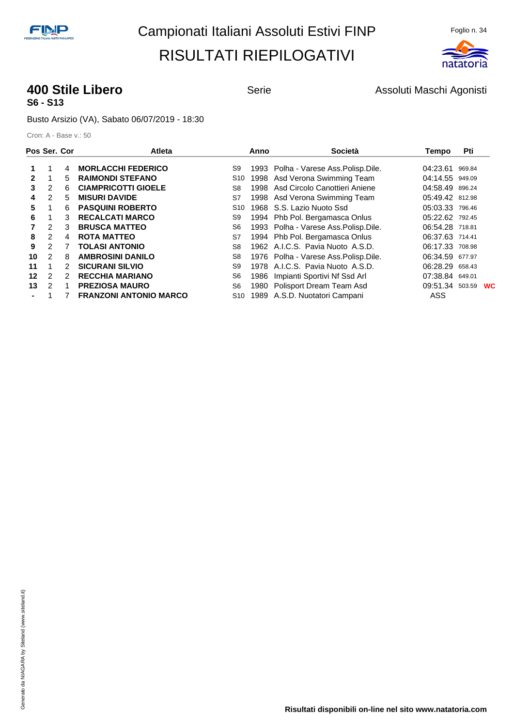# Campionati Italiani Assoluti Estivi FINP

# RISULTATI RIEPILOGATIVI

## 400 Stile Libero

**S6 - S13**

Serie

Assoluti Maschi Agonisti

Busto Arsizio (VA), Sabato 06/07/2019 - 18:30

Cron: A - Base v.: 50

| Pos | Ser. | Cor | Atleta | | Anno | Società | Tempo | Pti | |
|---|---|---|---|---|---|---|---|---|---|
| **1** | 1 | 4 | **MORLACCHI FEDERICO** | S9 | 1993 | Polha - Varese Ass.Polisp.Dile. | 04:23.61 | 969.84 | |
| **2** | 1 | 5 | **RAIMONDI STEFANO** | S10 | 1998 | Asd Verona Swimming Team | 04:14.55 | 949.09 | |
| **3** | 2 | 6 | **CIAMPRICOTTI GIOELE** | S8 | 1998 | Asd Circolo Canottieri Aniene | 04:58.49 | 896.24 | |
| **4** | 2 | 5 | **MISURI DAVIDE** | S7 | 1998 | Asd Verona Swimming Team | 05:49.42 | 812.98 | |
| **5** | 1 | 6 | **PASQUINI ROBERTO** | S10 | 1968 | S.S. Lazio Nuoto Ssd | 05:03.33 | 796.46 | |
| **6** | 1 | 3 | **RECALCATI MARCO** | S9 | 1994 | Phb Pol. Bergamasca Onlus | 05:22.62 | 792.45 | |
| **7** | 2 | 3 | **BRUSCA MATTEO** | S6 | 1993 | Polha - Varese Ass.Polisp.Dile. | 06:54.28 | 718.81 | |
| **8** | 2 | 4 | **ROTA MATTEO** | S7 | 1994 | Phb Pol. Bergamasca Onlus | 06:37.63 | 714.41 | |
| **9** | 2 | 7 | **TOLASI ANTONIO** | S8 | 1962 | A.I.C.S. Pavia Nuoto A.S.D. | 06:17.33 | 708.98 | |
| **10** | 2 | 8 | **AMBROSINI DANILO** | S8 | 1976 | Polha - Varese Ass.Polisp.Dile. | 06:34.59 | 677.97 | |
| **11** | 1 | 2 | **SICURANI SILVIO** | S9 | 1978 | A.I.C.S. Pavia Nuoto A.S.D. | 06:28.29 | 658.43 | |
| **12** | 2 | 2 | **RECCHIA MARIANO** | S6 | 1986 | Impianti Sportivi Nf Ssd Arl | 07:38.84 | 649.01 | |
| **13** | 2 | 1 | **PREZIOSA MAURO** | S6 | 1980 | Polisport Dream Team Asd | 09:51.34 | 503.59 | WC |
| **-** | 1 | 7 | **FRANZONI ANTONIO MARCO** | S10 | 1989 | A.S.D. Nuotatori Campani | ASS | | |

Generato da NIAGARA by Siteland (www.siteland.it)

**Risultati disponibili on-line nel sito www.natatoria.com**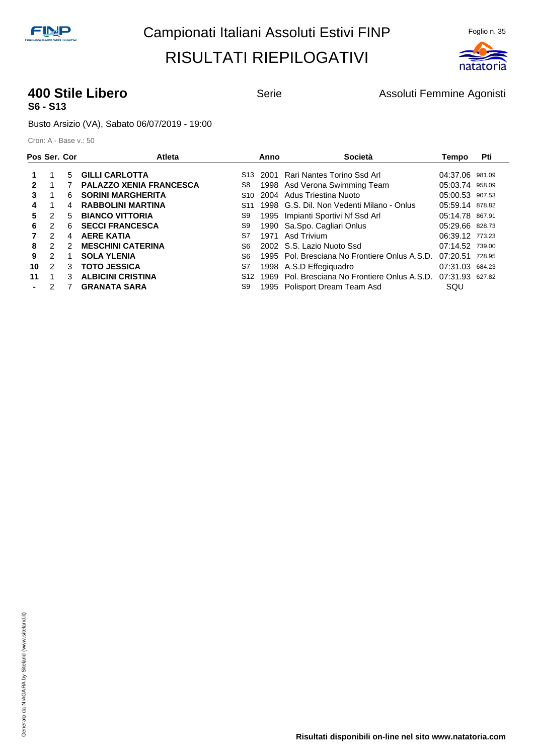# Campionati Italiani Assoluti Estivi FINP

# RISULTATI RIEPILOGATIVI

## 400 Stile Libero

**S6 - S13**

Serie

Assoluti Femmine Agonisti

Busto Arsizio (VA), Sabato 06/07/2019 - 19:00

Cron: A - Base v.: 50

| Pos | Ser. | Cor | Atleta | | Anno | Società | Tempo | Pti |
|---|---|---|---|---|---|---|---|---|
| **1** | 1 | 5 | **GILLI CARLOTTA** | S13 | 2001 | Rari Nantes Torino Ssd Arl | 04:37.06 | 981.09 |
| **2** | 1 | 7 | **PALAZZO XENIA FRANCESCA** | S8 | 1998 | Asd Verona Swimming Team | 05:03.74 | 958.09 |
| **3** | 1 | 6 | **SORINI MARGHERITA** | S10 | 2004 | Adus Triestina Nuoto | 05:00.53 | 907.53 |
| **4** | 1 | 4 | **RABBOLINI MARTINA** | S11 | 1998 | G.S. Dil. Non Vedenti Milano - Onlus | 05:59.14 | 878.82 |
| **5** | 2 | 5 | **BIANCO VITTORIA** | S9 | 1995 | Impianti Sportivi Nf Ssd Arl | 05:14.78 | 867.91 |
| **6** | 2 | 6 | **SECCI FRANCESCA** | S9 | 1990 | Sa.Spo. Cagliari Onlus | 05:29.66 | 828.73 |
| **7** | 2 | 4 | **AERE KATIA** | S7 | 1971 | Asd Trivium | 06:39.12 | 773.23 |
| **8** | 2 | 2 | **MESCHINI CATERINA** | S6 | 2002 | S.S. Lazio Nuoto Ssd | 07:14.52 | 739.00 |
| **9** | 2 | 1 | **SOLA YLENIA** | S6 | 1995 | Pol. Bresciana No Frontiere Onlus A.S.D. | 07:20.51 | 728.95 |
| **10** | 2 | 3 | **TOTO JESSICA** | S7 | 1998 | A.S.D Effegiquadro | 07:31.03 | 684.23 |
| **11** | 1 | 3 | **ALBICINI CRISTINA** | S12 | 1969 | Pol. Bresciana No Frontiere Onlus A.S.D. | 07:31.93 | 627.82 |
| **-** | 2 | 7 | **GRANATA SARA** | S9 | 1995 | Polisport Dream Team Asd | SQU | |

Risultati disponibili on-line nel sito www.natatoria.com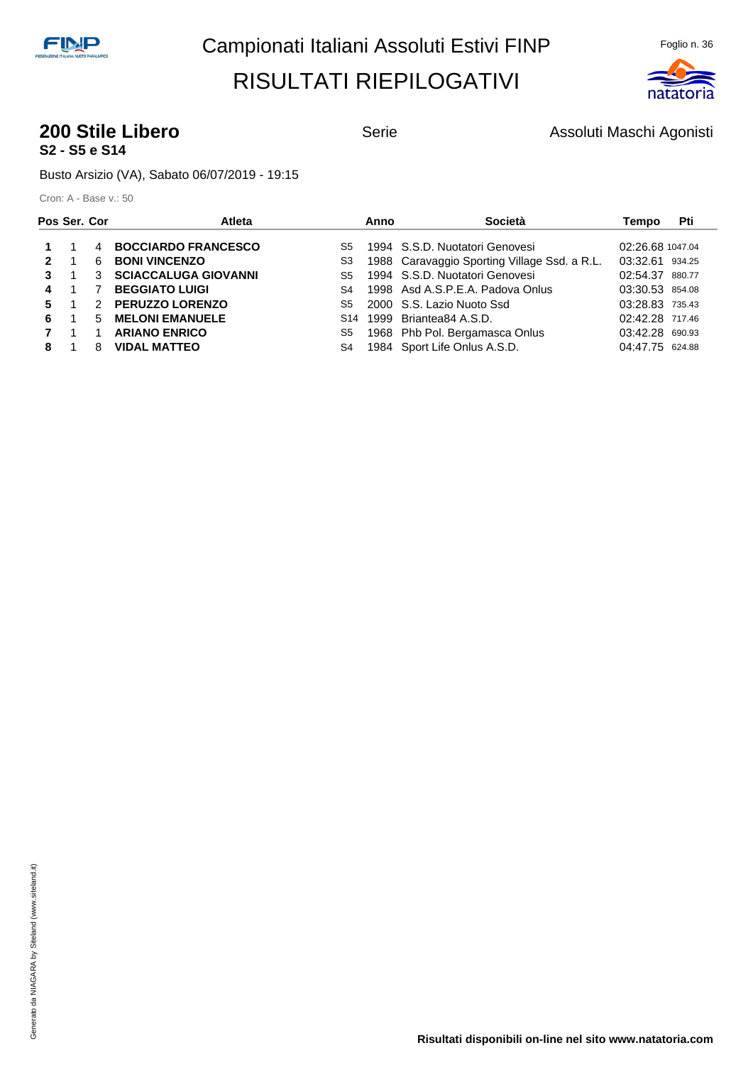Campionati Italiani Assoluti Estivi FINP

# RISULTATI RIEPILOGATIVI

## 200 Stile Libero

**S2 - S5 e S14**

Serie

Assoluti Maschi Agonisti

Busto Arsizio (VA), Sabato 06/07/2019 - 19:15

Cron: A - Base v.: 50

| Pos | Ser. | Cor | Atleta | | Anno | Società | Tempo | Pti |
|---|---|---|---|---|---|---|---|---|
| **1** | 1 | 4 | **BOCCIARDO FRANCESCO** | S5 | 1994 | S.S.D. Nuotatori Genovesi | 02:26.68 | 1047.04 |
| **2** | 1 | 6 | **BONI VINCENZO** | S3 | 1988 | Caravaggio Sporting Village Ssd. a R.L. | 03:32.61 | 934.25 |
| **3** | 1 | 3 | **SCIACCALUGA GIOVANNI** | S5 | 1994 | S.S.D. Nuotatori Genovesi | 02:54.37 | 880.77 |
| **4** | 1 | 7 | **BEGGIATO LUIGI** | S4 | 1998 | Asd A.S.P.E.A. Padova Onlus | 03:30.53 | 854.08 |
| **5** | 1 | 2 | **PERUZZO LORENZO** | S5 | 2000 | S.S. Lazio Nuoto Ssd | 03:28.83 | 735.43 |
| **6** | 1 | 5 | **MELONI EMANUELE** | S14 | 1999 | Briantea84 A.S.D. | 02:42.28 | 717.46 |
| **7** | 1 | 1 | **ARIANO ENRICO** | S5 | 1968 | Phb Pol. Bergamasca Onlus | 03:42.28 | 690.93 |
| **8** | 1 | 8 | **VIDAL MATTEO** | S4 | 1984 | Sport Life Onlus A.S.D. | 04:47.75 | 624.88 |

Generato da NIAGARA by Siteland (www.siteland.it)

**Risultati disponibili on-line nel sito www.natatoria.com**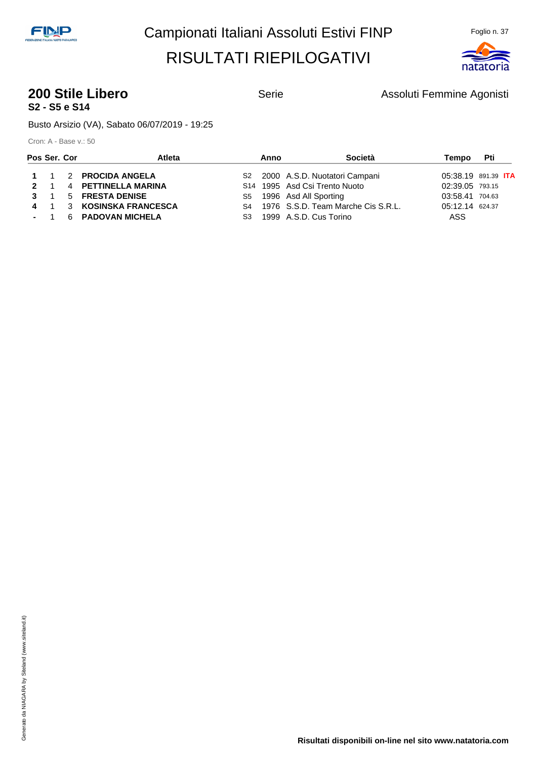# Campionati Italiani Assoluti Estivi FINP

# RISULTATI RIEPILOGATIVI

## 200 Stile Libero

**S2 - S5 e S14**

Serie — Assoluti Femmine Agonisti

Busto Arsizio (VA), Sabato 06/07/2019 - 19:25

Cron: A - Base v.: 50

| Pos | Ser. | Cor | Atleta | | Anno | Società | Tempo | Pti | |
|---|---|---|---|---|---|---|---|---|---|
| **1** | 1 | 2 | **PROCIDA ANGELA** | S2 | 2000 | A.S.D. Nuotatori Campani | 05:38.19 | 891.39 | **ITA** |
| **2** | 1 | 4 | **PETTINELLA MARINA** | S14 | 1995 | Asd Csi Trento Nuoto | 02:39.05 | 793.15 | |
| **3** | 1 | 5 | **FRESTA DENISE** | S5 | 1996 | Asd All Sporting | 03:58.41 | 704.63 | |
| **4** | 1 | 3 | **KOSINSKA FRANCESCA** | S4 | 1976 | S.S.D. Team Marche Cis S.R.L. | 05:12.14 | 624.37 | |
| **-** | 1 | 6 | **PADOVAN MICHELA** | S3 | 1999 | A.S.D. Cus Torino | ASS | | |

Generato da NIAGARA by Siteland (www.siteland.it)

**Risultati disponibili on-line nel sito www.natatoria.com**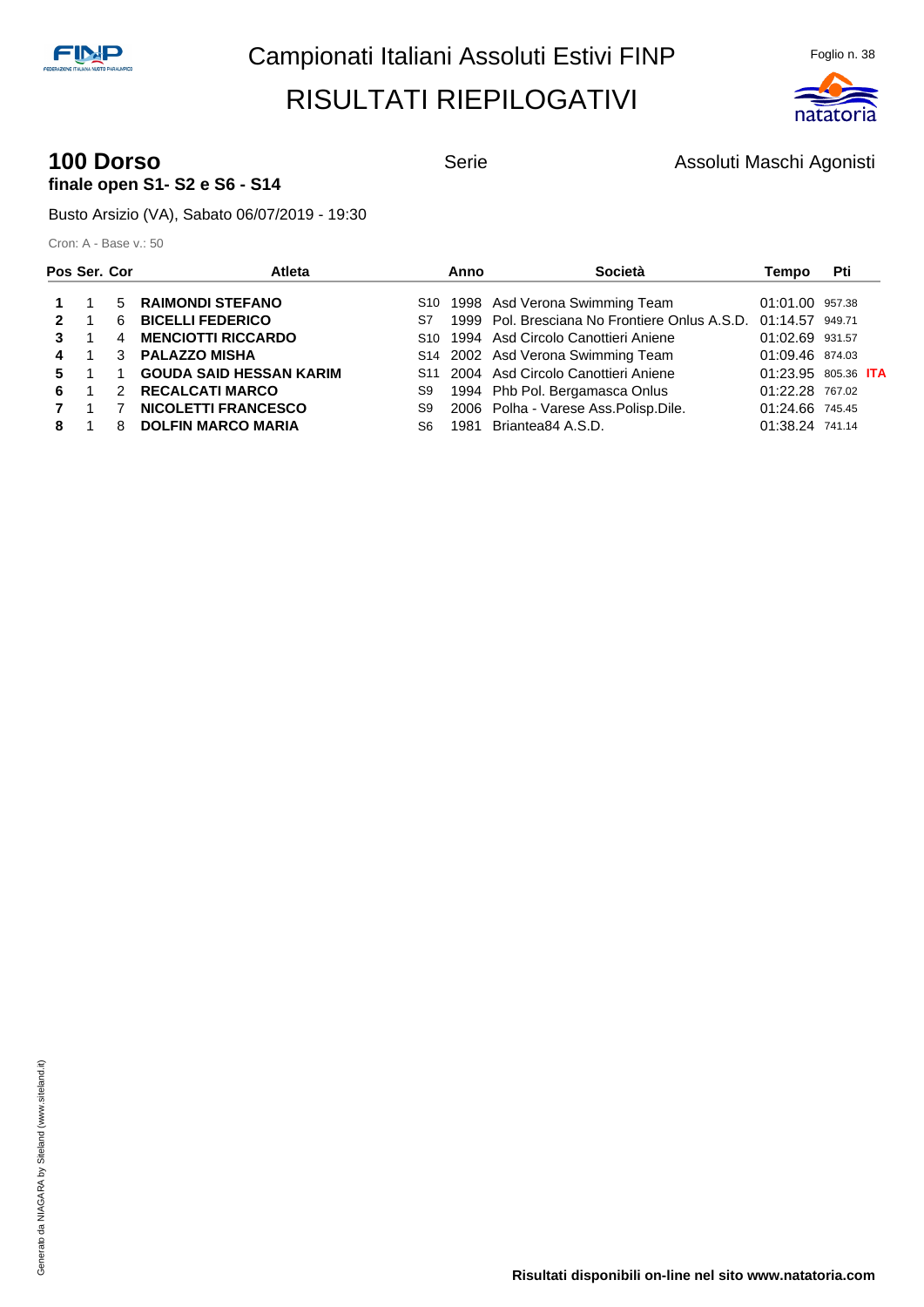# Campionati Italiani Assoluti Estivi FINP

# RISULTATI RIEPILOGATIVI

## 100 Dorso

**finale open S1- S2 e S6 - S14**

Serie

Assoluti Maschi Agonisti

Busto Arsizio (VA), Sabato 06/07/2019 - 19:30

Cron: A - Base v.: 50

| Pos | Ser. | Cor | Atleta | | Anno | Società | Tempo | Pti | |
|---|---|---|---|---|---|---|---|---|---|
| **1** | 1 | 5 | **RAIMONDI STEFANO** | S10 | 1998 | Asd Verona Swimming Team | 01:01.00 | 957.38 | |
| **2** | 1 | 6 | **BICELLI FEDERICO** | S7 | 1999 | Pol. Bresciana No Frontiere Onlus A.S.D. | 01:14.57 | 949.71 | |
| **3** | 1 | 4 | **MENCIOTTI RICCARDO** | S10 | 1994 | Asd Circolo Canottieri Aniene | 01:02.69 | 931.57 | |
| **4** | 1 | 3 | **PALAZZO MISHA** | S14 | 2002 | Asd Verona Swimming Team | 01:09.46 | 874.03 | |
| **5** | 1 | 1 | **GOUDA SAID HESSAN KARIM** | S11 | 2004 | Asd Circolo Canottieri Aniene | 01:23.95 | 805.36 | **ITA** |
| **6** | 1 | 2 | **RECALCATI MARCO** | S9 | 1994 | Phb Pol. Bergamasca Onlus | 01:22.28 | 767.02 | |
| **7** | 1 | 7 | **NICOLETTI FRANCESCO** | S9 | 2006 | Polha - Varese Ass.Polisp.Dile. | 01:24.66 | 745.45 | |
| **8** | 1 | 8 | **DOLFIN MARCO MARIA** | S6 | 1981 | Briantea84 A.S.D. | 01:38.24 | 741.14 | |

**Risultati disponibili on-line nel sito www.natatoria.com**

Generato da NIAGARA by Siteland (www.siteland.it)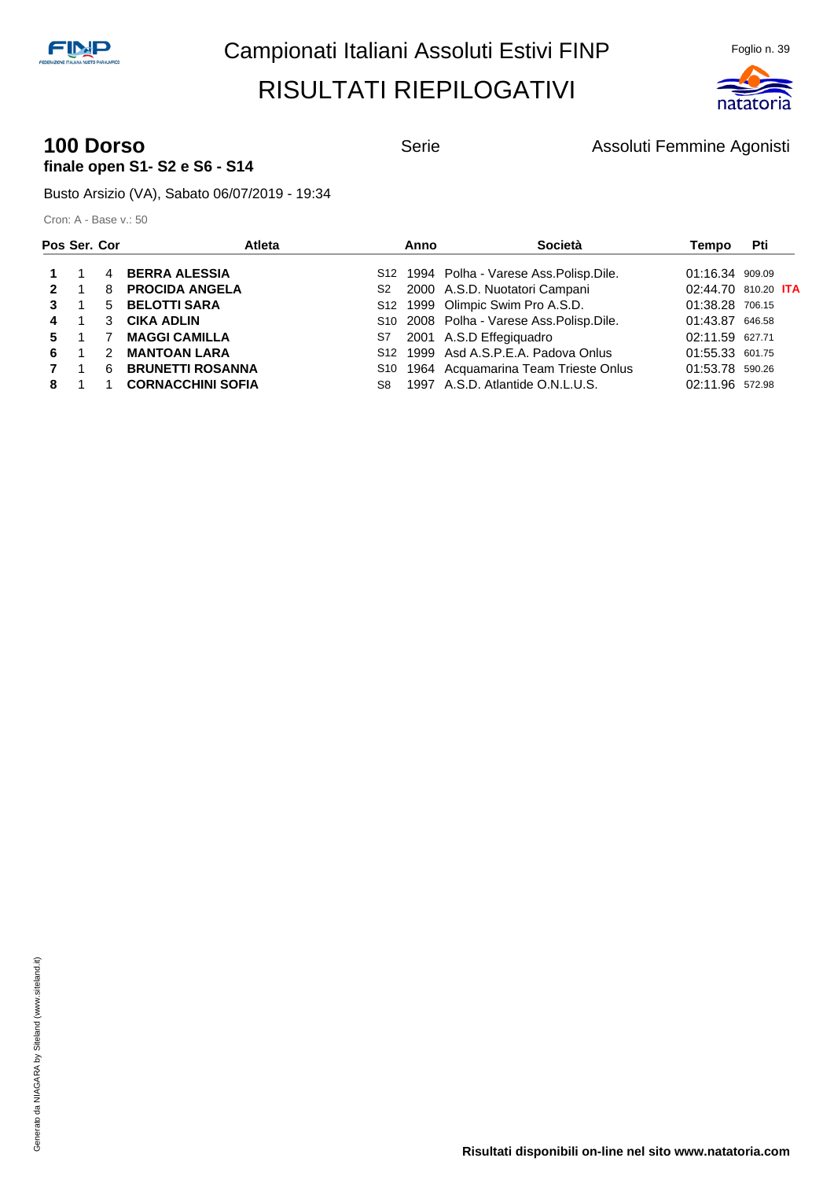# Campionati Italiani Assoluti Estivi FINP

## RISULTATI RIEPILOGATIVI

### 100 Dorso

**finale open S1- S2 e S6 - S14**

Serie

Assoluti Femmine Agonisti

Busto Arsizio (VA), Sabato 06/07/2019 - 19:34

Cron: A - Base v.: 50

| Pos | Ser. | Cor | Atleta | | Anno | Società | Tempo | Pti | |
|---|---|---|---|---|---|---|---|---|---|
| **1** | 1 | 4 | **BERRA ALESSIA** | S12 | 1994 | Polha - Varese Ass.Polisp.Dile. | 01:16.34 | 909.09 | |
| **2** | 1 | 8 | **PROCIDA ANGELA** | S2 | 2000 | A.S.D. Nuotatori Campani | 02:44.70 | 810.20 | **ITA** |
| **3** | 1 | 5 | **BELOTTI SARA** | S12 | 1999 | Olimpic Swim Pro A.S.D. | 01:38.28 | 706.15 | |
| **4** | 1 | 3 | **CIKA ADLIN** | S10 | 2008 | Polha - Varese Ass.Polisp.Dile. | 01:43.87 | 646.58 | |
| **5** | 1 | 7 | **MAGGI CAMILLA** | S7 | 2001 | A.S.D Effegiquadro | 02:11.59 | 627.71 | |
| **6** | 1 | 2 | **MANTOAN LARA** | S12 | 1999 | Asd A.S.P.E.A. Padova Onlus | 01:55.33 | 601.75 | |
| **7** | 1 | 6 | **BRUNETTI ROSANNA** | S10 | 1964 | Acquamarina Team Trieste Onlus | 01:53.78 | 590.26 | |
| **8** | 1 | 1 | **CORNACCHINI SOFIA** | S8 | 1997 | A.S.D. Atlantide O.N.L.U.S. | 02:11.96 | 572.98 | |

**Risultati disponibili on-line nel sito www.natatoria.com**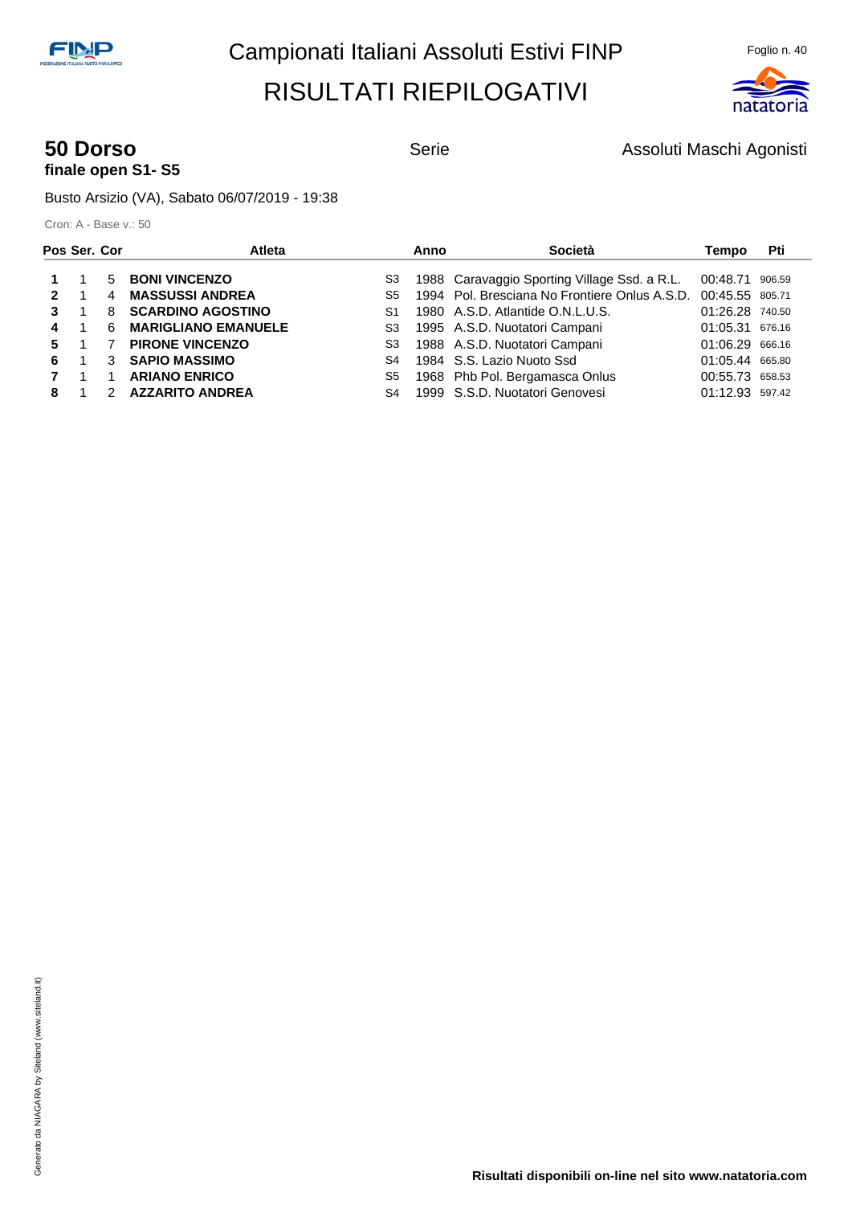# Campionati Italiani Assoluti Estivi FINP

# RISULTATI RIEPILOGATIVI

## 50 Dorso

**finale open S1- S5**

Serie

Assoluti Maschi Agonisti

Busto Arsizio (VA), Sabato 06/07/2019 - 19:38

Cron: A - Base v.: 50

| Pos | Ser. | Cor | Atleta | | Anno | Società | Tempo | Pti |
|---|---|---|---|---|---|---|---|---|
| **1** | 1 | 5 | **BONI VINCENZO** | S3 | 1988 | Caravaggio Sporting Village Ssd. a R.L. | 00:48.71 | 906.59 |
| **2** | 1 | 4 | **MASSUSSI ANDREA** | S5 | 1994 | Pol. Bresciana No Frontiere Onlus A.S.D. | 00:45.55 | 805.71 |
| **3** | 1 | 8 | **SCARDINO AGOSTINO** | S1 | 1980 | A.S.D. Atlantide O.N.L.U.S. | 01:26.28 | 740.50 |
| **4** | 1 | 6 | **MARIGLIANO EMANUELE** | S3 | 1995 | A.S.D. Nuotatori Campani | 01:05.31 | 676.16 |
| **5** | 1 | 7 | **PIRONE VINCENZO** | S3 | 1988 | A.S.D. Nuotatori Campani | 01:06.29 | 666.16 |
| **6** | 1 | 3 | **SAPIO MASSIMO** | S4 | 1984 | S.S. Lazio Nuoto Ssd | 01:05.44 | 665.80 |
| **7** | 1 | 1 | **ARIANO ENRICO** | S5 | 1968 | Phb Pol. Bergamasca Onlus | 00:55.73 | 658.53 |
| **8** | 1 | 2 | **AZZARITO ANDREA** | S4 | 1999 | S.S.D. Nuotatori Genovesi | 01:12.93 | 597.42 |

Generato da NIAGARA by Siteland (www.siteland.it)

**Risultati disponibili on-line nel sito www.natatoria.com**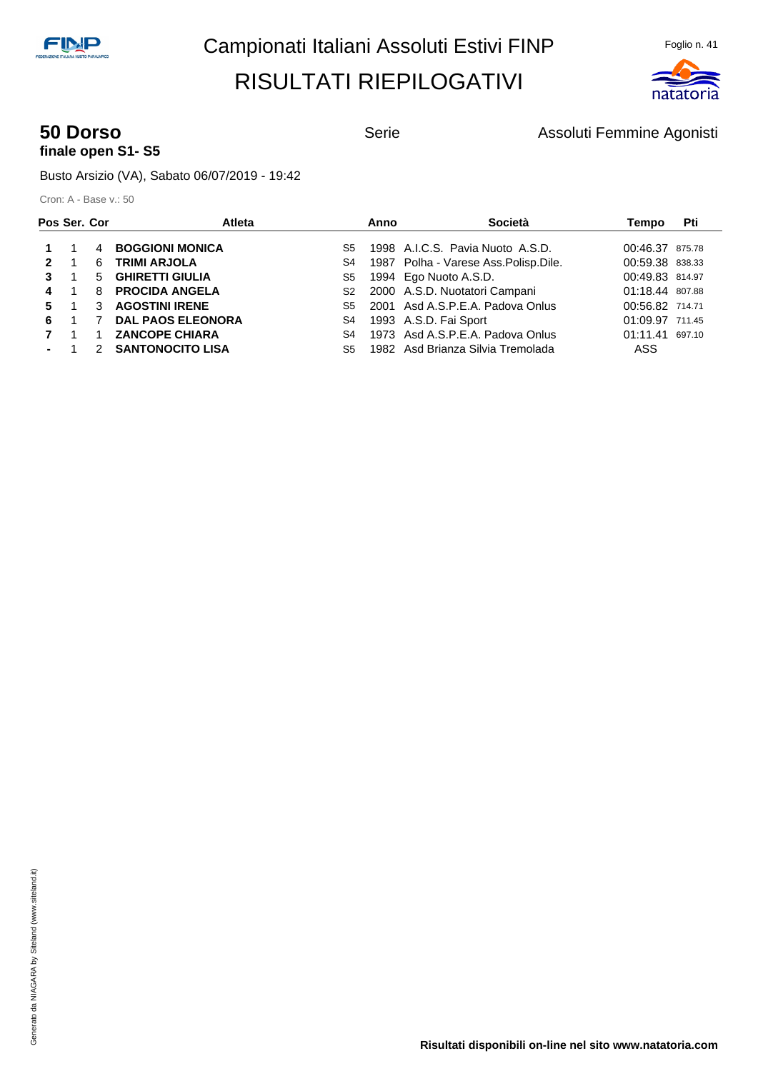# Campionati Italiani Assoluti Estivi FINP

# RISULTATI RIEPILOGATIVI

## 50 Dorso

**finale open S1- S5**

Serie

Assoluti Femmine Agonisti

Busto Arsizio (VA), Sabato 06/07/2019 - 19:42

Cron: A - Base v.: 50

| Pos | Ser. | Cor | Atleta | | Anno | Società | Tempo | Pti |
|---|---|---|---|---|---|---|---|---|
| **1** | 1 | 4 | **BOGGIONI MONICA** | S5 | 1998 | A.I.C.S. Pavia Nuoto A.S.D. | 00:46.37 | 875.78 |
| **2** | 1 | 6 | **TRIMI ARJOLA** | S4 | 1987 | Polha - Varese Ass.Polisp.Dile. | 00:59.38 | 838.33 |
| **3** | 1 | 5 | **GHIRETTI GIULIA** | S5 | 1994 | Ego Nuoto A.S.D. | 00:49.83 | 814.97 |
| **4** | 1 | 8 | **PROCIDA ANGELA** | S2 | 2000 | A.S.D. Nuotatori Campani | 01:18.44 | 807.88 |
| **5** | 1 | 3 | **AGOSTINI IRENE** | S5 | 2001 | Asd A.S.P.E.A. Padova Onlus | 00:56.82 | 714.71 |
| **6** | 1 | 7 | **DAL PAOS ELEONORA** | S4 | 1993 | A.S.D. Fai Sport | 01:09.97 | 711.45 |
| **7** | 1 | 1 | **ZANCOPE CHIARA** | S4 | 1973 | Asd A.S.P.E.A. Padova Onlus | 01:11.41 | 697.10 |
| **-** | 1 | 2 | **SANTONOCITO LISA** | S5 | 1982 | Asd Brianza Silvia Tremolada | ASS | |

Generato da NIAGARA by Siteland (www.siteland.it)

**Risultati disponibili on-line nel sito www.natatoria.com**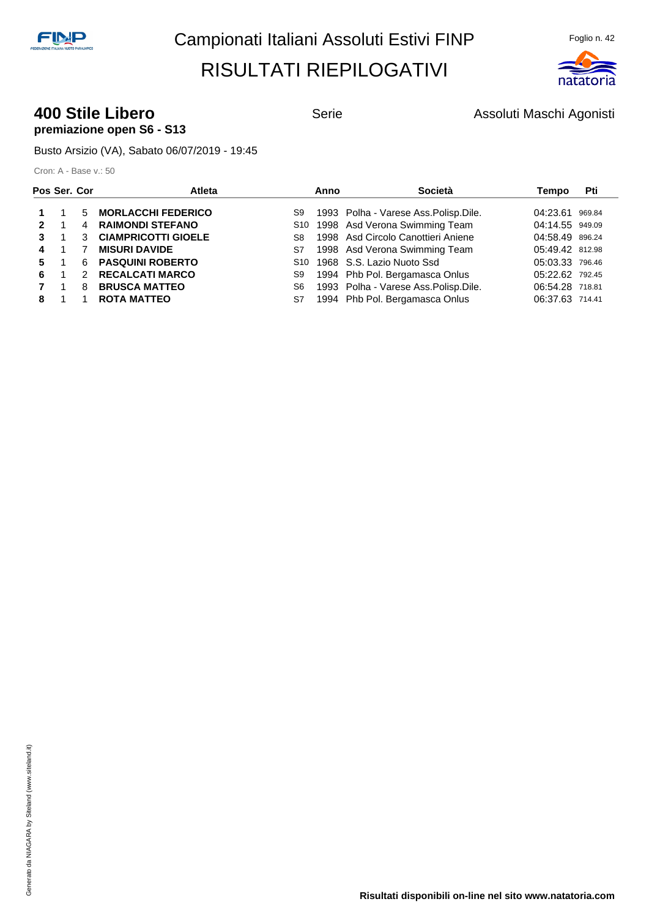# Campionati Italiani Assoluti Estivi FINP

# RISULTATI RIEPILOGATIVI

## 400 Stile Libero

**premiazione open S6 - S13**

Serie

Assoluti Maschi Agonisti

Busto Arsizio (VA), Sabato 06/07/2019 - 19:45

Cron: A - Base v.: 50

| Pos | Ser. | Cor | Atleta | | Anno | Società | Tempo | Pti |
|---|---|---|---|---|---|---|---|---|
| **1** | 1 | 5 | **MORLACCHI FEDERICO** | S9 | 1993 | Polha - Varese Ass.Polisp.Dile. | 04:23.61 | 969.84 |
| **2** | 1 | 4 | **RAIMONDI STEFANO** | S10 | 1998 | Asd Verona Swimming Team | 04:14.55 | 949.09 |
| **3** | 1 | 3 | **CIAMPRICOTTI GIOELE** | S8 | 1998 | Asd Circolo Canottieri Aniene | 04:58.49 | 896.24 |
| **4** | 1 | 7 | **MISURI DAVIDE** | S7 | 1998 | Asd Verona Swimming Team | 05:49.42 | 812.98 |
| **5** | 1 | 6 | **PASQUINI ROBERTO** | S10 | 1968 | S.S. Lazio Nuoto Ssd | 05:03.33 | 796.46 |
| **6** | 1 | 2 | **RECALCATI MARCO** | S9 | 1994 | Phb Pol. Bergamasca Onlus | 05:22.62 | 792.45 |
| **7** | 1 | 8 | **BRUSCA MATTEO** | S6 | 1993 | Polha - Varese Ass.Polisp.Dile. | 06:54.28 | 718.81 |
| **8** | 1 | 1 | **ROTA MATTEO** | S7 | 1994 | Phb Pol. Bergamasca Onlus | 06:37.63 | 714.41 |

Generato da NIAGARA by Siteland (www.siteland.it)

**Risultati disponibili on-line nel sito www.natatoria.com**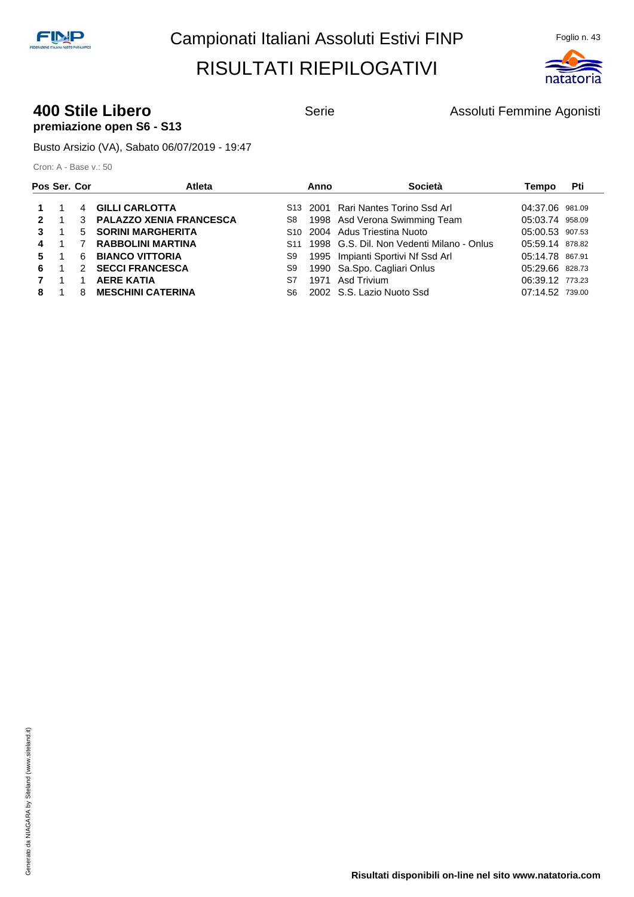# Campionati Italiani Assoluti Estivi FINP

# RISULTATI RIEPILOGATIVI

## 400 Stile Libero

**premiazione open S6 - S13**

Serie

Assoluti Femmine Agonisti

Busto Arsizio (VA), Sabato 06/07/2019 - 19:47

Cron: A - Base v.: 50

| Pos | Ser. | Cor | Atleta | | Anno | Società | Tempo | Pti |
|---|---|---|---|---|---|---|---|---|
| **1** | 1 | 4 | **GILLI CARLOTTA** | S13 | 2001 | Rari Nantes Torino Ssd Arl | 04:37.06 | 981.09 |
| **2** | 1 | 3 | **PALAZZO XENIA FRANCESCA** | S8 | 1998 | Asd Verona Swimming Team | 05:03.74 | 958.09 |
| **3** | 1 | 5 | **SORINI MARGHERITA** | S10 | 2004 | Adus Triestina Nuoto | 05:00.53 | 907.53 |
| **4** | 1 | 7 | **RABBOLINI MARTINA** | S11 | 1998 | G.S. Dil. Non Vedenti Milano - Onlus | 05:59.14 | 878.82 |
| **5** | 1 | 6 | **BIANCO VITTORIA** | S9 | 1995 | Impianti Sportivi Nf Ssd Arl | 05:14.78 | 867.91 |
| **6** | 1 | 2 | **SECCI FRANCESCA** | S9 | 1990 | Sa.Spo. Cagliari Onlus | 05:29.66 | 828.73 |
| **7** | 1 | 1 | **AERE KATIA** | S7 | 1971 | Asd Trivium | 06:39.12 | 773.23 |
| **8** | 1 | 8 | **MESCHINI CATERINA** | S6 | 2002 | S.S. Lazio Nuoto Ssd | 07:14.52 | 739.00 |

**Risultati disponibili on-line nel sito www.natatoria.com**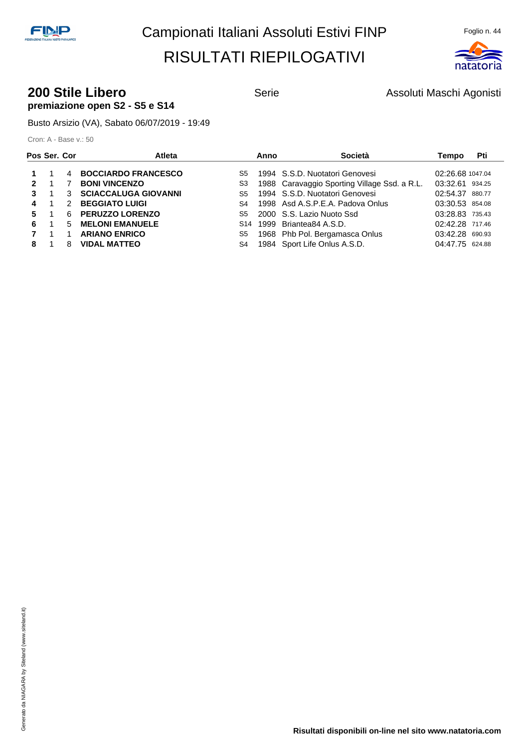# Campionati Italiani Assoluti Estivi FINP

# RISULTATI RIEPILOGATIVI

## 200 Stile Libero

**premiazione open S2 - S5 e S14**

Serie

Assoluti Maschi Agonisti

Busto Arsizio (VA), Sabato 06/07/2019 - 19:49

Cron: A - Base v.: 50

| Pos | Ser. | Cor | Atleta | | Anno | Società | Tempo | Pti |
|---|---|---|---|---|---|---|---|---|
| **1** | 1 | 4 | **BOCCIARDO FRANCESCO** | S5 | 1994 | S.S.D. Nuotatori Genovesi | 02:26.68 | 1047.04 |
| **2** | 1 | 7 | **BONI VINCENZO** | S3 | 1988 | Caravaggio Sporting Village Ssd. a R.L. | 03:32.61 | 934.25 |
| **3** | 1 | 3 | **SCIACCALUGA GIOVANNI** | S5 | 1994 | S.S.D. Nuotatori Genovesi | 02:54.37 | 880.77 |
| **4** | 1 | 2 | **BEGGIATO LUIGI** | S4 | 1998 | Asd A.S.P.E.A. Padova Onlus | 03:30.53 | 854.08 |
| **5** | 1 | 6 | **PERUZZO LORENZO** | S5 | 2000 | S.S. Lazio Nuoto Ssd | 03:28.83 | 735.43 |
| **6** | 1 | 5 | **MELONI EMANUELE** | S14 | 1999 | Briantea84 A.S.D. | 02:42.28 | 717.46 |
| **7** | 1 | 1 | **ARIANO ENRICO** | S5 | 1968 | Phb Pol. Bergamasca Onlus | 03:42.28 | 690.93 |
| **8** | 1 | 8 | **VIDAL MATTEO** | S4 | 1984 | Sport Life Onlus A.S.D. | 04:47.75 | 624.88 |

Generato da NIAGARA by Siteland (www.siteland.it)

**Risultati disponibili on-line nel sito www.natatoria.com**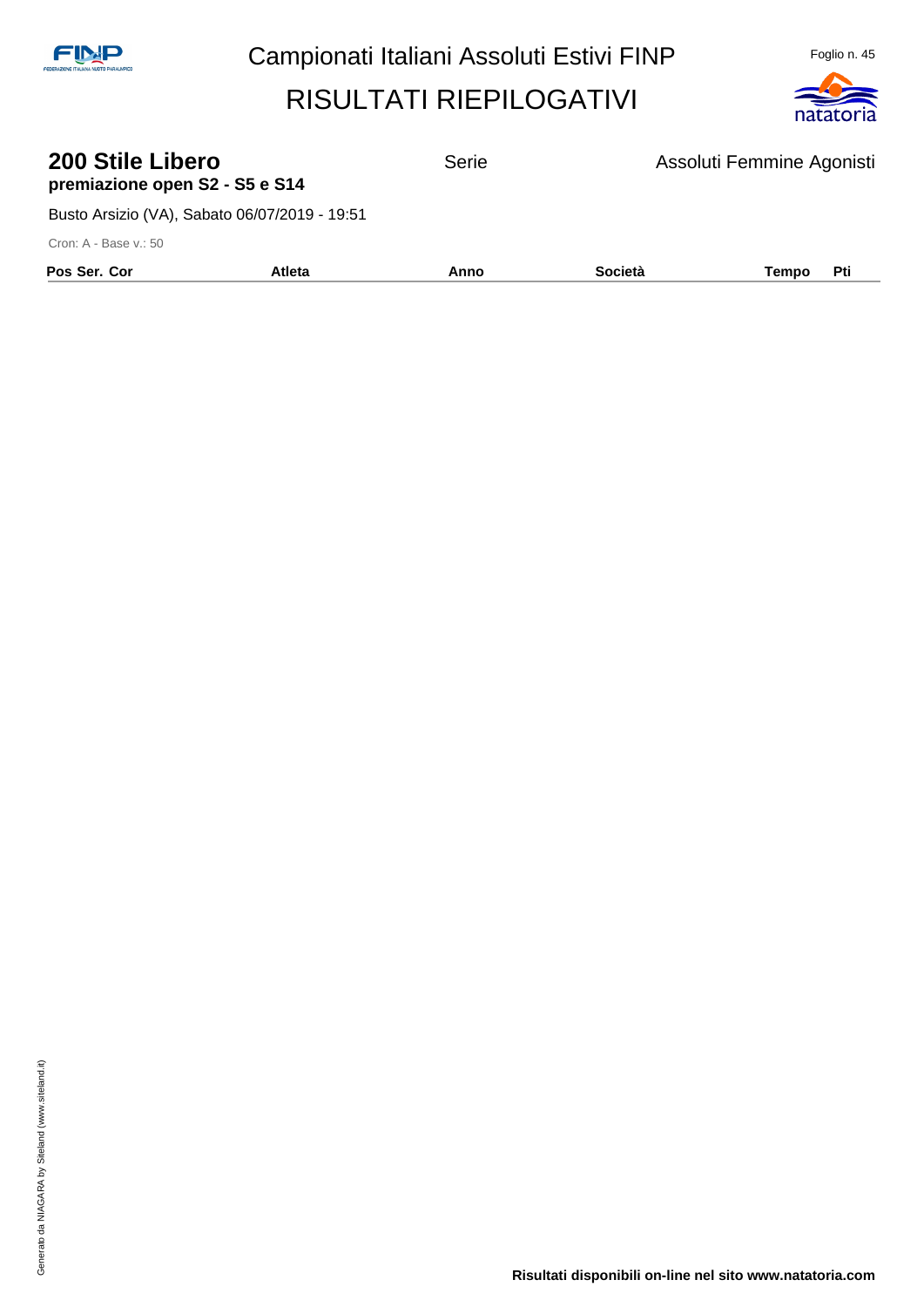# 200 Stile Libero

**premiazione open S2 - S5 e S14**

Serie

Assoluti Femmine Agonisti

Busto Arsizio (VA), Sabato 06/07/2019 - 19:51

Cron: A - Base v.: 50

| Pos Ser. Cor | Atleta | Anno | Società | Tempo | Pti |
|---|---|---|---|---|---|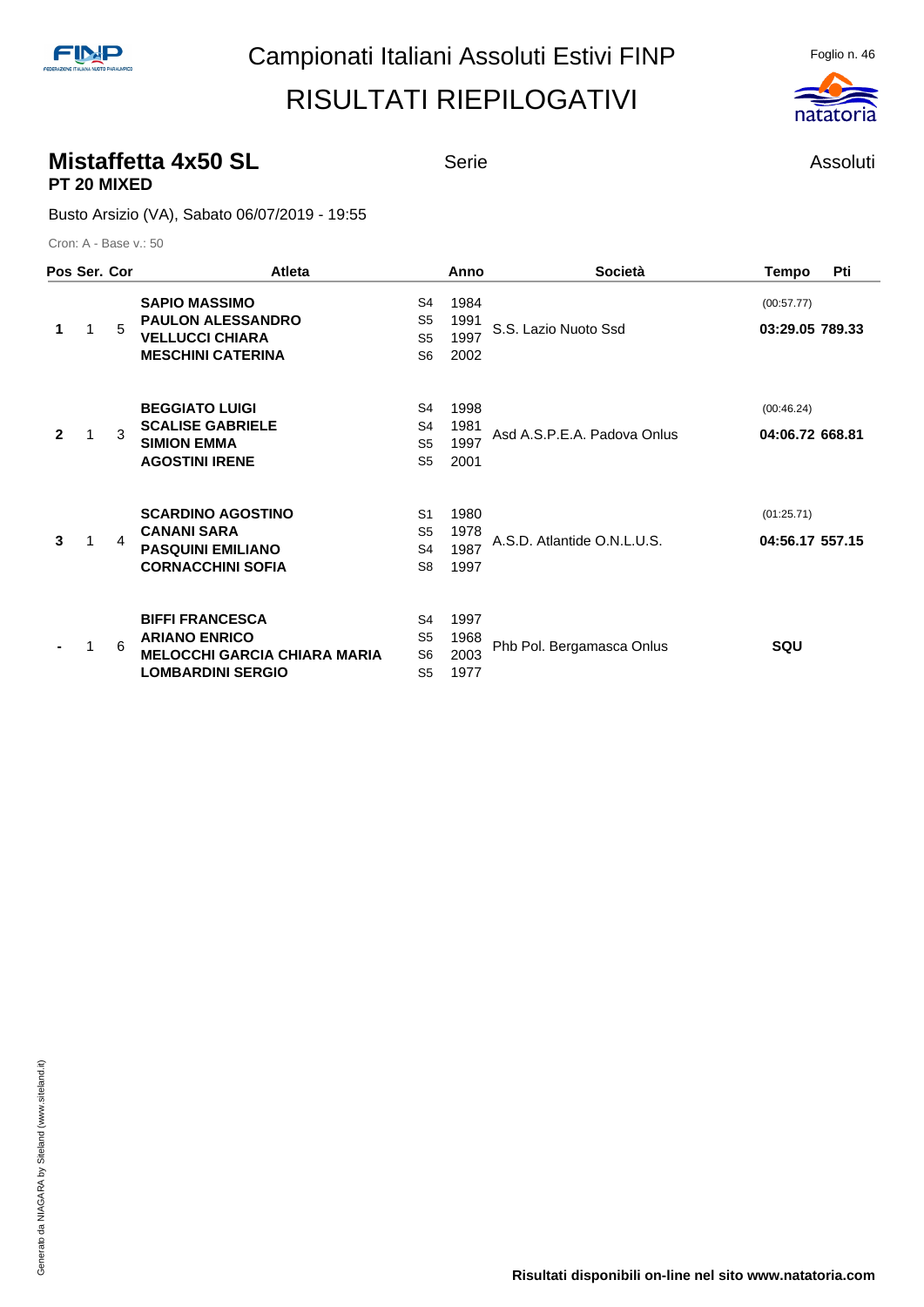# Campionati Italiani Assoluti Estivi FINP

# RISULTATI RIEPILOGATIVI

## Mistaffetta 4x50 SL

**PT 20 MIXED**

Serie

Assoluti

Busto Arsizio (VA), Sabato 06/07/2019 - 19:55

Cron: A - Base v.: 50

| Pos | Ser. | Cor | Atleta | | Anno | Società | Tempo | Pti |
|---|---|---|---|---|---|---|---|---|
| 1 | 1 | 5 | **SAPIO MASSIMO**<br>**PAULON ALESSANDRO**<br>**VELLUCCI CHIARA**<br>**MESCHINI CATERINA** | S4<br>S5<br>S5<br>S6 | 1984<br>1991<br>1997<br>2002 | S.S. Lazio Nuoto Ssd | (00:57.77)<br>**03:29.05** | **789.33** |
| 2 | 1 | 3 | **BEGGIATO LUIGI**<br>**SCALISE GABRIELE**<br>**SIMION EMMA**<br>**AGOSTINI IRENE** | S4<br>S4<br>S5<br>S5 | 1998<br>1981<br>1997<br>2001 | Asd A.S.P.E.A. Padova Onlus | (00:46.24)<br>**04:06.72** | **668.81** |
| 3 | 1 | 4 | **SCARDINO AGOSTINO**<br>**CANANI SARA**<br>**PASQUINI EMILIANO**<br>**CORNACCHINI SOFIA** | S1<br>S5<br>S4<br>S8 | 1980<br>1978<br>1987<br>1997 | A.S.D. Atlantide O.N.L.U.S. | (01:25.71)<br>**04:56.17** | **557.15** |
| - | 1 | 6 | **BIFFI FRANCESCA**<br>**ARIANO ENRICO**<br>**MELOCCHI GARCIA CHIARA MARIA**<br>**LOMBARDINI SERGIO** | S4<br>S5<br>S6<br>S5 | 1997<br>1968<br>2003<br>1977 | Phb Pol. Bergamasca Onlus | **SQU** | |

**Risultati disponibili on-line nel sito www.natatoria.com**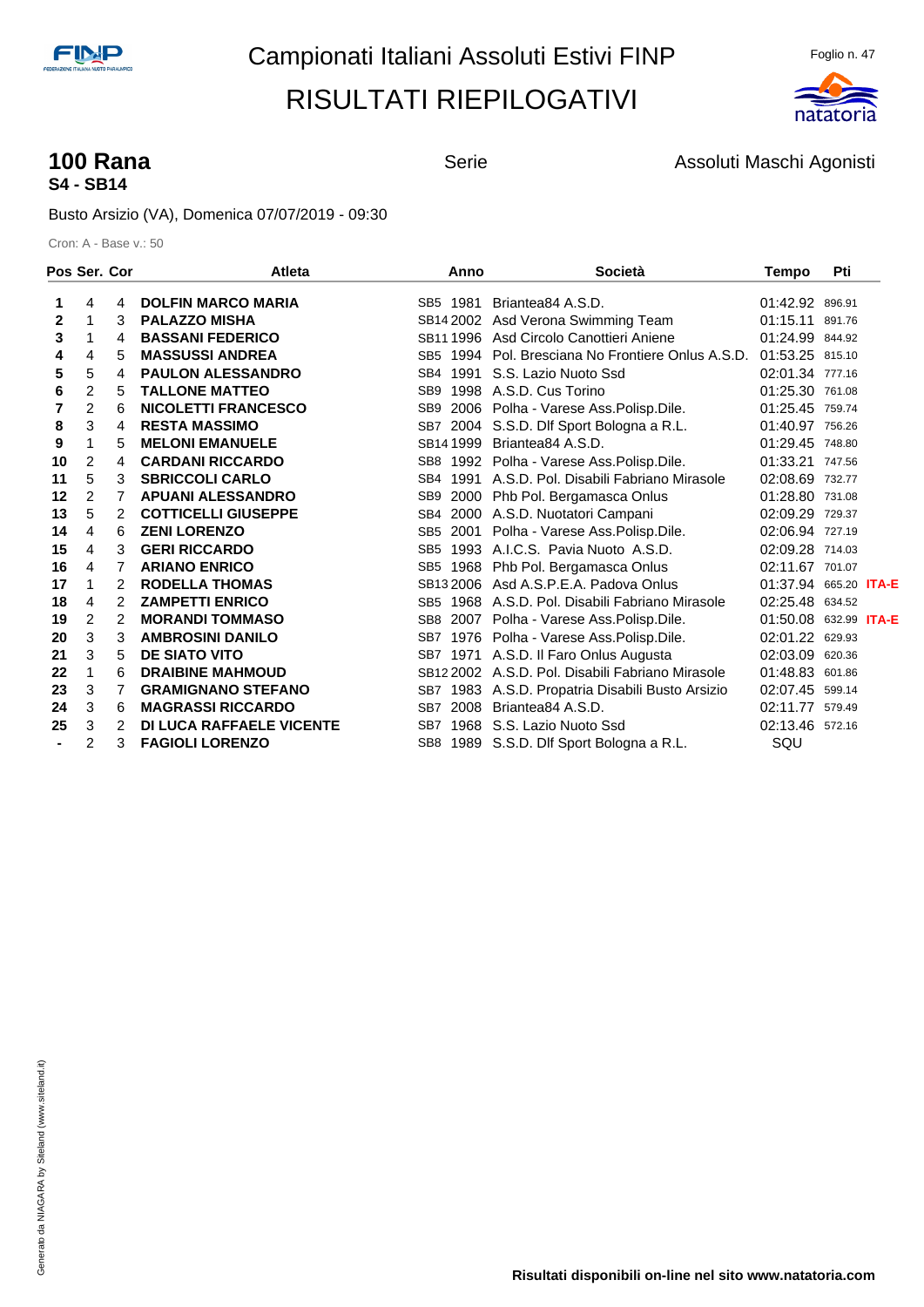# Campionati Italiani Assoluti Estivi FINP

# RISULTATI RIEPILOGATIVI

## 100 Rana

**S4 - SB14**

Serie

Assoluti Maschi Agonisti

Busto Arsizio (VA), Domenica 07/07/2019 - 09:30

Cron: A - Base v.: 50

| Pos | Ser. | Cor | Atleta | | Anno | Società | Tempo | Pti | |
|---|---|---|---|---|---|---|---|---|---|
| 1 | 4 | 4 | DOLFIN MARCO MARIA | SB5 | 1981 | Briantea84 A.S.D. | 01:42.92 | 896.91 | |
| 2 | 1 | 3 | PALAZZO MISHA | SB14 | 2002 | Asd Verona Swimming Team | 01:15.11 | 891.76 | |
| 3 | 1 | 4 | BASSANI FEDERICO | SB11 | 1996 | Asd Circolo Canottieri Aniene | 01:24.99 | 844.92 | |
| 4 | 4 | 5 | MASSUSSI ANDREA | SB5 | 1994 | Pol. Bresciana No Frontiere Onlus A.S.D. | 01:53.25 | 815.10 | |
| 5 | 5 | 4 | PAULON ALESSANDRO | SB4 | 1991 | S.S. Lazio Nuoto Ssd | 02:01.34 | 777.16 | |
| 6 | 2 | 5 | TALLONE MATTEO | SB9 | 1998 | A.S.D. Cus Torino | 01:25.30 | 761.08 | |
| 7 | 2 | 6 | NICOLETTI FRANCESCO | SB9 | 2006 | Polha - Varese Ass.Polisp.Dile. | 01:25.45 | 759.74 | |
| 8 | 3 | 4 | RESTA MASSIMO | SB7 | 2004 | S.S.D. Dlf Sport Bologna a R.L. | 01:40.97 | 756.26 | |
| 9 | 1 | 5 | MELONI EMANUELE | SB14 | 1999 | Briantea84 A.S.D. | 01:29.45 | 748.80 | |
| 10 | 2 | 4 | CARDANI RICCARDO | SB8 | 1992 | Polha - Varese Ass.Polisp.Dile. | 01:33.21 | 747.56 | |
| 11 | 5 | 3 | SBRICCOLI CARLO | SB4 | 1991 | A.S.D. Pol. Disabili Fabriano Mirasole | 02:08.69 | 732.77 | |
| 12 | 2 | 7 | APUANI ALESSANDRO | SB9 | 2000 | Phb Pol. Bergamasca Onlus | 01:28.80 | 731.08 | |
| 13 | 5 | 2 | COTTICELLI GIUSEPPE | SB4 | 2000 | A.S.D. Nuotatori Campani | 02:09.29 | 729.37 | |
| 14 | 4 | 6 | ZENI LORENZO | SB5 | 2001 | Polha - Varese Ass.Polisp.Dile. | 02:06.94 | 727.19 | |
| 15 | 4 | 3 | GERI RICCARDO | SB5 | 1993 | A.I.C.S. Pavia Nuoto A.S.D. | 02:09.28 | 714.03 | |
| 16 | 4 | 7 | ARIANO ENRICO | SB5 | 1968 | Phb Pol. Bergamasca Onlus | 02:11.67 | 701.07 | |
| 17 | 1 | 2 | RODELLA THOMAS | SB13 | 2006 | Asd A.S.P.E.A. Padova Onlus | 01:37.94 | 665.20 | ITA-E |
| 18 | 4 | 2 | ZAMPETTI ENRICO | SB5 | 1968 | A.S.D. Pol. Disabili Fabriano Mirasole | 02:25.48 | 634.52 | |
| 19 | 2 | 2 | MORANDI TOMMASO | SB8 | 2007 | Polha - Varese Ass.Polisp.Dile. | 01:50.08 | 632.99 | ITA-E |
| 20 | 3 | 3 | AMBROSINI DANILO | SB7 | 1976 | Polha - Varese Ass.Polisp.Dile. | 02:01.22 | 629.93 | |
| 21 | 3 | 5 | DE SIATO VITO | SB7 | 1971 | A.S.D. Il Faro Onlus Augusta | 02:03.09 | 620.36 | |
| 22 | 1 | 6 | DRAIBINE MAHMOUD | SB12 | 2002 | A.S.D. Pol. Disabili Fabriano Mirasole | 01:48.83 | 601.86 | |
| 23 | 3 | 7 | GRAMIGNANO STEFANO | SB7 | 1983 | A.S.D. Propatria Disabili Busto Arsizio | 02:07.45 | 599.14 | |
| 24 | 3 | 6 | MAGRASSI RICCARDO | SB7 | 2008 | Briantea84 A.S.D. | 02:11.77 | 579.49 | |
| 25 | 3 | 2 | DI LUCA RAFFAELE VICENTE | SB7 | 1968 | S.S. Lazio Nuoto Ssd | 02:13.46 | 572.16 | |
| - | 2 | 3 | FAGIOLI LORENZO | SB8 | 1989 | S.S.D. Dlf Sport Bologna a R.L. | SQU | | |

Risultati disponibili on-line nel sito www.natatoria.com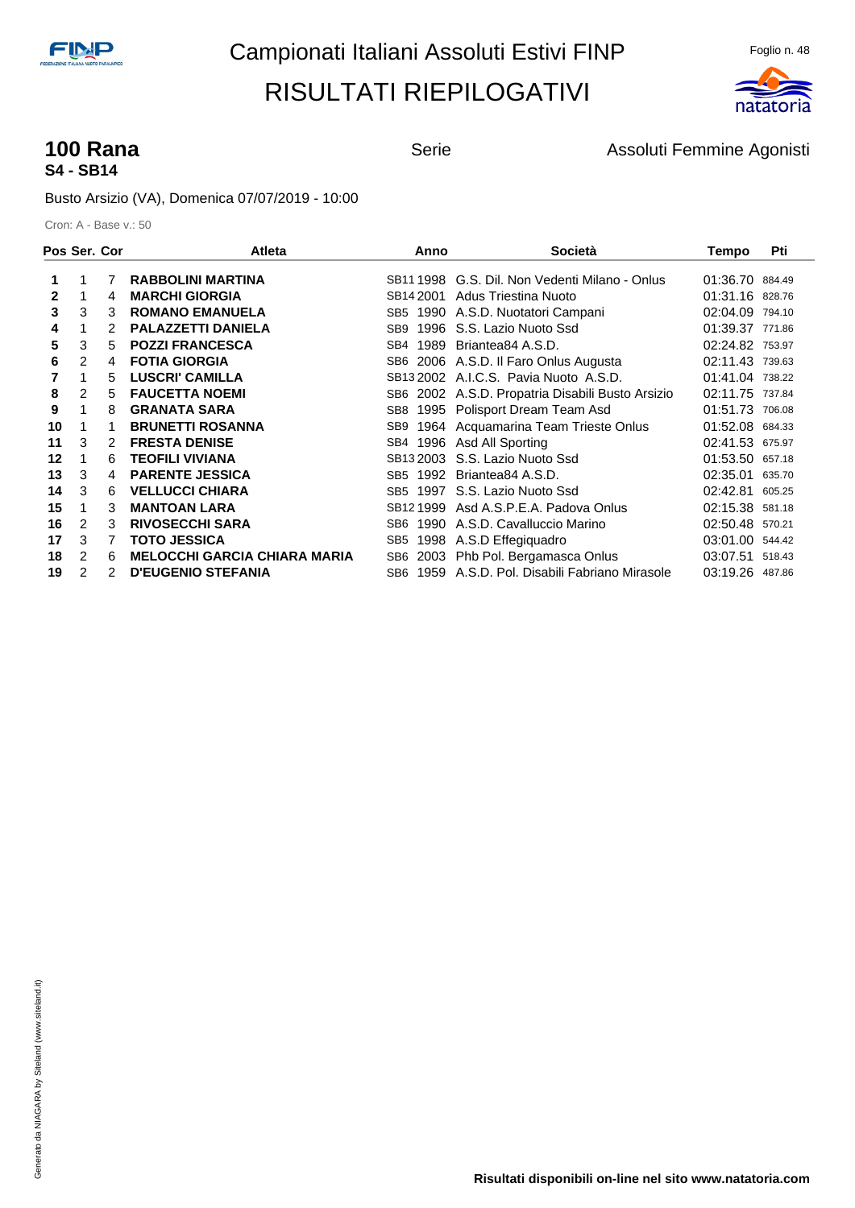# Campionati Italiani Assoluti Estivi FINP

# RISULTATI RIEPILOGATIVI

## 100 Rana

**S4 - SB14**

Serie

Assoluti Femmine Agonisti

Busto Arsizio (VA), Domenica 07/07/2019 - 10:00

Cron: A - Base v.: 50

| Pos | Ser. | Cor | Atleta | | Anno | Società | Tempo | Pti |
|---|---|---|---|---|---|---|---|---|
| 1 | 1 | 7 | **RABBOLINI MARTINA** | SB11 | 1998 | G.S. Dil. Non Vedenti Milano - Onlus | 01:36.70 | 884.49 |
| 2 | 1 | 4 | **MARCHI GIORGIA** | SB14 | 2001 | Adus Triestina Nuoto | 01:31.16 | 828.76 |
| 3 | 3 | 3 | **ROMANO EMANUELA** | SB5 | 1990 | A.S.D. Nuotatori Campani | 02:04.09 | 794.10 |
| 4 | 1 | 2 | **PALAZZETTI DANIELA** | SB9 | 1996 | S.S. Lazio Nuoto Ssd | 01:39.37 | 771.86 |
| 5 | 3 | 5 | **POZZI FRANCESCA** | SB4 | 1989 | Briantea84 A.S.D. | 02:24.82 | 753.97 |
| 6 | 2 | 4 | **FOTIA GIORGIA** | SB6 | 2006 | A.S.D. Il Faro Onlus Augusta | 02:11.43 | 739.63 |
| 7 | 1 | 5 | **LUSCRI' CAMILLA** | SB13 | 2002 | A.I.C.S. Pavia Nuoto A.S.D. | 01:41.04 | 738.22 |
| 8 | 2 | 5 | **FAUCETTA NOEMI** | SB6 | 2002 | A.S.D. Propatria Disabili Busto Arsizio | 02:11.75 | 737.84 |
| 9 | 1 | 8 | **GRANATA SARA** | SB8 | 1995 | Polisport Dream Team Asd | 01:51.73 | 706.08 |
| 10 | 1 | 1 | **BRUNETTI ROSANNA** | SB9 | 1964 | Acquamarina Team Trieste Onlus | 01:52.08 | 684.33 |
| 11 | 3 | 2 | **FRESTA DENISE** | SB4 | 1996 | Asd All Sporting | 02:41.53 | 675.97 |
| 12 | 1 | 6 | **TEOFILI VIVIANA** | SB13 | 2003 | S.S. Lazio Nuoto Ssd | 01:53.50 | 657.18 |
| 13 | 3 | 4 | **PARENTE JESSICA** | SB5 | 1992 | Briantea84 A.S.D. | 02:35.01 | 635.70 |
| 14 | 3 | 6 | **VELLUCCI CHIARA** | SB5 | 1997 | S.S. Lazio Nuoto Ssd | 02:42.81 | 605.25 |
| 15 | 1 | 3 | **MANTOAN LARA** | SB12 | 1999 | Asd A.S.P.E.A. Padova Onlus | 02:15.38 | 581.18 |
| 16 | 2 | 3 | **RIVOSECCHI SARA** | SB6 | 1990 | A.S.D. Cavalluccio Marino | 02:50.48 | 570.21 |
| 17 | 3 | 7 | **TOTO JESSICA** | SB5 | 1998 | A.S.D Effegiquadro | 03:01.00 | 544.42 |
| 18 | 2 | 6 | **MELOCCHI GARCIA CHIARA MARIA** | SB6 | 2003 | Phb Pol. Bergamasca Onlus | 03:07.51 | 518.43 |
| 19 | 2 | 2 | **D'EUGENIO STEFANIA** | SB6 | 1959 | A.S.D. Pol. Disabili Fabriano Mirasole | 03:19.26 | 487.86 |

**Risultati disponibili on-line nel sito www.natatoria.com**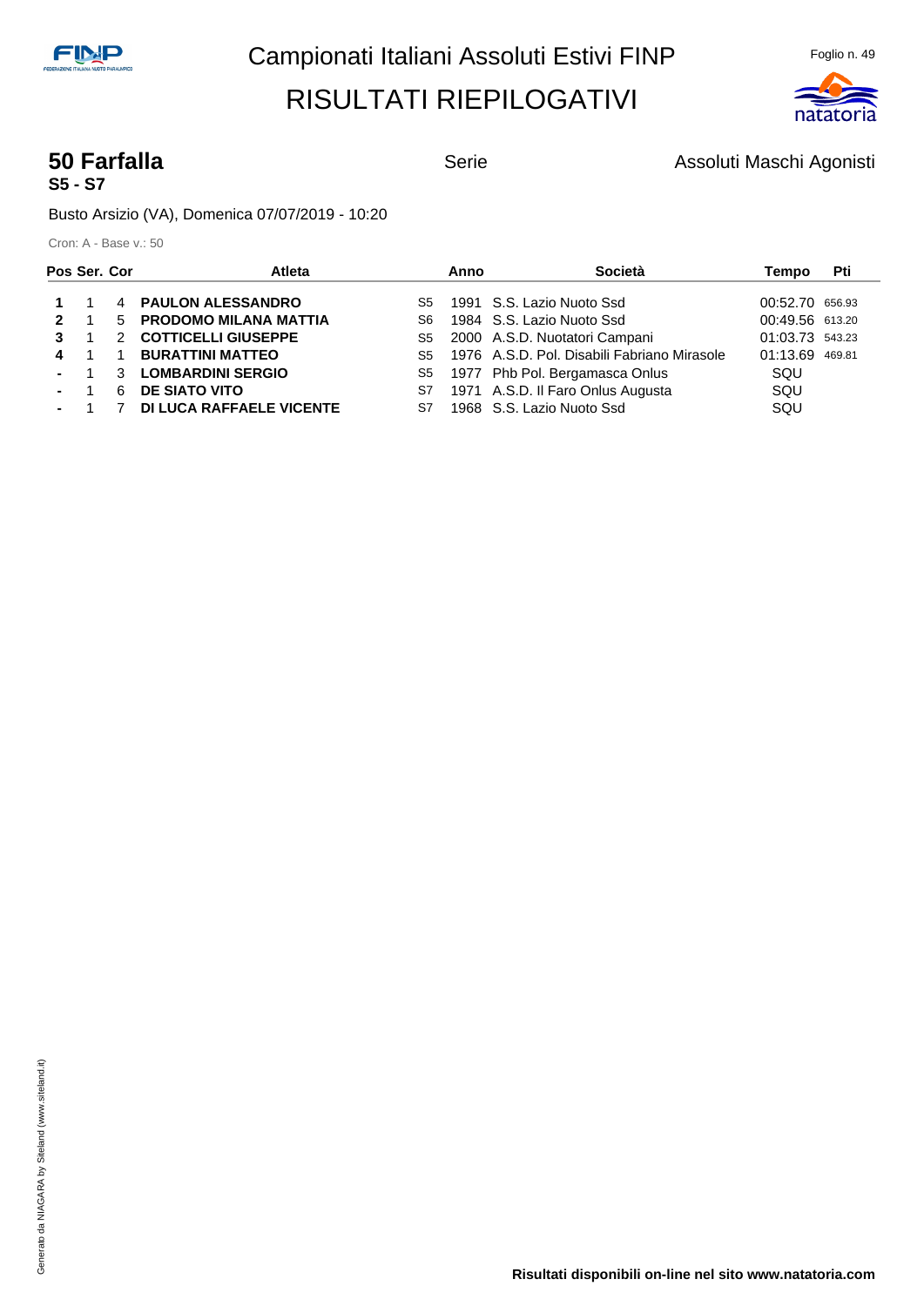# Campionati Italiani Assoluti Estivi FINP

# RISULTATI RIEPILOGATIVI

## 50 Farfalla

**S5 - S7**

Serie

Assoluti Maschi Agonisti

Busto Arsizio (VA), Domenica 07/07/2019 - 10:20

Cron: A - Base v.: 50

| Pos | Ser. | Cor | Atleta | | Anno | Società | Tempo | Pti |
|---|---|---|---|---|---|---|---|---|
| **1** | 1 | 4 | **PAULON ALESSANDRO** | S5 | 1991 | S.S. Lazio Nuoto Ssd | 00:52.70 | 656.93 |
| **2** | 1 | 5 | **PRODOMO MILANA MATTIA** | S6 | 1984 | S.S. Lazio Nuoto Ssd | 00:49.56 | 613.20 |
| **3** | 1 | 2 | **COTTICELLI GIUSEPPE** | S5 | 2000 | A.S.D. Nuotatori Campani | 01:03.73 | 543.23 |
| **4** | 1 | 1 | **BURATTINI MATTEO** | S5 | 1976 | A.S.D. Pol. Disabili Fabriano Mirasole | 01:13.69 | 469.81 |
| **-** | 1 | 3 | **LOMBARDINI SERGIO** | S5 | 1977 | Phb Pol. Bergamasca Onlus | SQU | |
| **-** | 1 | 6 | **DE SIATO VITO** | S7 | 1971 | A.S.D. Il Faro Onlus Augusta | SQU | |
| **-** | 1 | 7 | **DI LUCA RAFFAELE VICENTE** | S7 | 1968 | S.S. Lazio Nuoto Ssd | SQU | |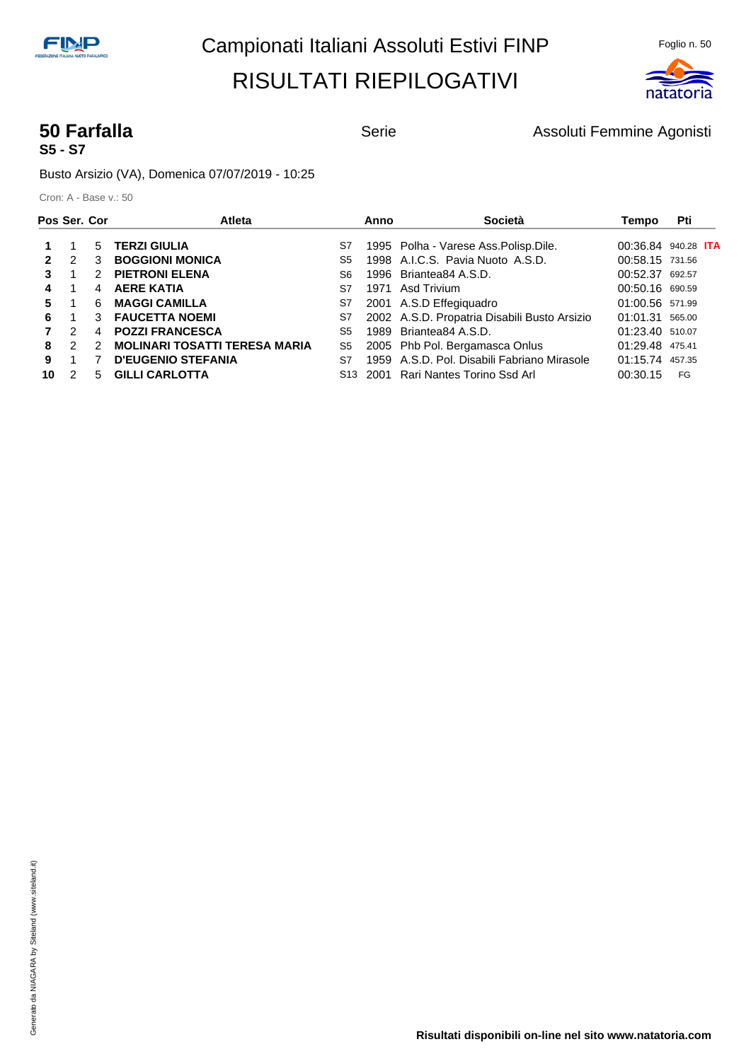# Campionati Italiani Assoluti Estivi FINP

# RISULTATI RIEPILOGATIVI

## 50 Farfalla

**S5 - S7**

Serie

Assoluti Femmine Agonisti

Busto Arsizio (VA), Domenica 07/07/2019 - 10:25

Cron: A - Base v.: 50

| Pos | Ser. | Cor | Atleta | | Anno | Società | Tempo | Pti | |
|---|---|---|---|---|---|---|---|---|---|
| 1 | 1 | 5 | **TERZI GIULIA** | S7 | 1995 | Polha - Varese Ass.Polisp.Dile. | 00:36.84 | 940.28 | **ITA** |
| 2 | 2 | 3 | **BOGGIONI MONICA** | S5 | 1998 | A.I.C.S. Pavia Nuoto A.S.D. | 00:58.15 | 731.56 | |
| 3 | 1 | 2 | **PIETRONI ELENA** | S6 | 1996 | Briantea84 A.S.D. | 00:52.37 | 692.57 | |
| 4 | 1 | 4 | **AERE KATIA** | S7 | 1971 | Asd Trivium | 00:50.16 | 690.59 | |
| 5 | 1 | 6 | **MAGGI CAMILLA** | S7 | 2001 | A.S.D Effegiquadro | 01:00.56 | 571.99 | |
| 6 | 1 | 3 | **FAUCETTA NOEMI** | S7 | 2002 | A.S.D. Propatria Disabili Busto Arsizio | 01:01.31 | 565.00 | |
| 7 | 2 | 4 | **POZZI FRANCESCA** | S5 | 1989 | Briantea84 A.S.D. | 01:23.40 | 510.07 | |
| 8 | 2 | 2 | **MOLINARI TOSATTI TERESA MARIA** | S5 | 2005 | Phb Pol. Bergamasca Onlus | 01:29.48 | 475.41 | |
| 9 | 1 | 7 | **D'EUGENIO STEFANIA** | S7 | 1959 | A.S.D. Pol. Disabili Fabriano Mirasole | 01:15.74 | 457.35 | |
| 10 | 2 | 5 | **GILLI CARLOTTA** | S13 | 2001 | Rari Nantes Torino Ssd Arl | 00:30.15 | FG | |

**Risultati disponibili on-line nel sito www.natatoria.com**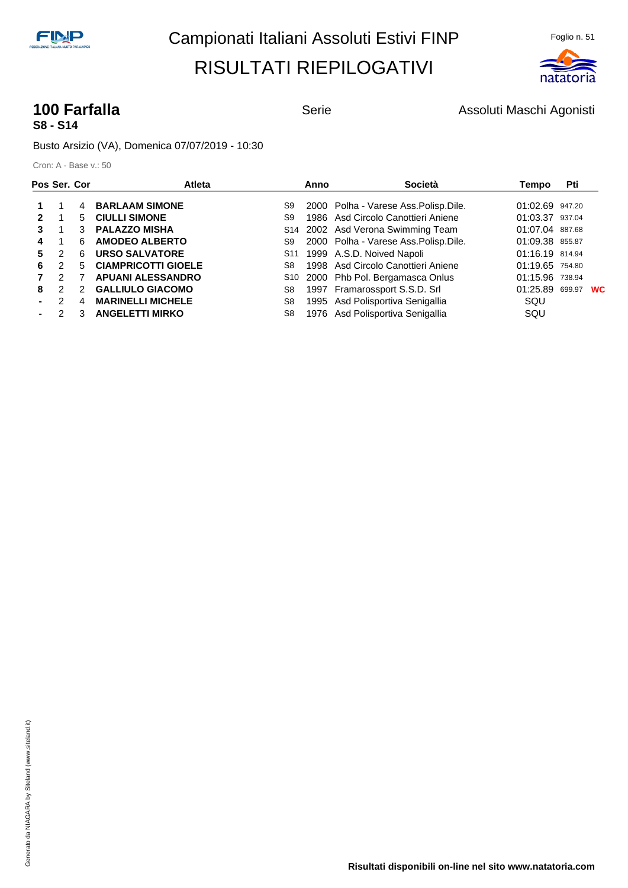Campionati Italiani Assoluti Estivi FINP

# RISULTATI RIEPILOGATIVI

## 100 Farfalla

**S8 - S14**

Serie

Assoluti Maschi Agonisti

Busto Arsizio (VA), Domenica 07/07/2019 - 10:30

Cron: A - Base v.: 50

| Pos | Ser. | Cor | Atleta | | Anno | Società | Tempo | Pti | |
|---|---|---|---|---|---|---|---|---|---|
| 1 | 1 | 4 | **BARLAAM SIMONE** | S9 | 2000 | Polha - Varese Ass.Polisp.Dile. | 01:02.69 | 947.20 | |
| 2 | 1 | 5 | **CIULLI SIMONE** | S9 | 1986 | Asd Circolo Canottieri Aniene | 01:03.37 | 937.04 | |
| 3 | 1 | 3 | **PALAZZO MISHA** | S14 | 2002 | Asd Verona Swimming Team | 01:07.04 | 887.68 | |
| 4 | 1 | 6 | **AMODEO ALBERTO** | S9 | 2000 | Polha - Varese Ass.Polisp.Dile. | 01:09.38 | 855.87 | |
| 5 | 2 | 6 | **URSO SALVATORE** | S11 | 1999 | A.S.D. Noived Napoli | 01:16.19 | 814.94 | |
| 6 | 2 | 5 | **CIAMPRICOTTI GIOELE** | S8 | 1998 | Asd Circolo Canottieri Aniene | 01:19.65 | 754.80 | |
| 7 | 2 | 7 | **APUANI ALESSANDRO** | S10 | 2000 | Phb Pol. Bergamasca Onlus | 01:15.96 | 738.94 | |
| 8 | 2 | 2 | **GALLIULO GIACOMO** | S8 | 1997 | Framarossport S.S.D. Srl | 01:25.89 | 699.97 | **WC** |
| - | 2 | 4 | **MARINELLI MICHELE** | S8 | 1995 | Asd Polisportiva Senigallia | SQU | | |
| - | 2 | 3 | **ANGELETTI MIRKO** | S8 | 1976 | Asd Polisportiva Senigallia | SQU | | |

**Risultati disponibili on-line nel sito www.natatoria.com**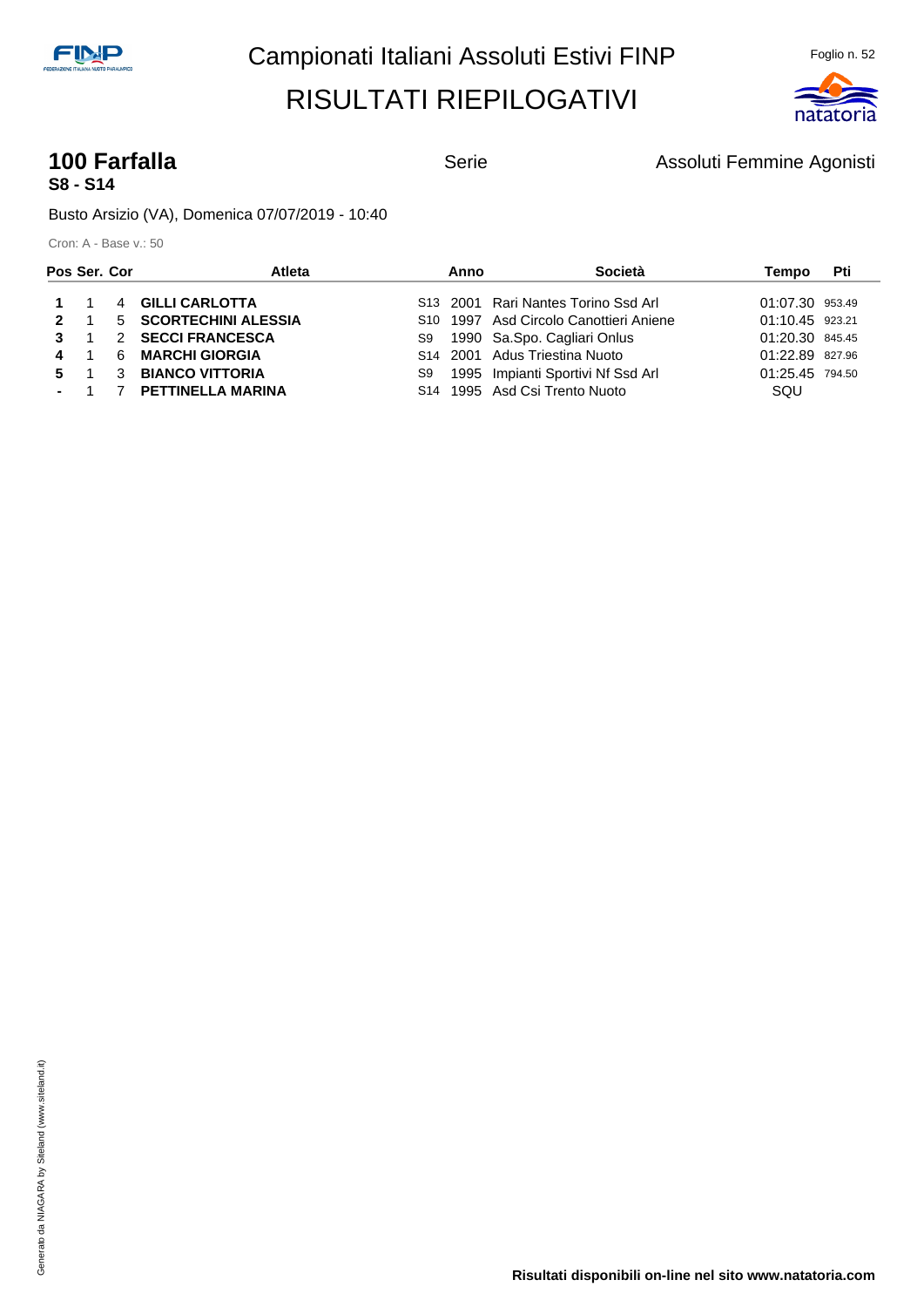# Campionati Italiani Assoluti Estivi FINP

## RISULTATI RIEPILOGATIVI

### 100 Farfalla
**S8 - S14**

Serie

Assoluti Femmine Agonisti

Busto Arsizio (VA), Domenica 07/07/2019 - 10:40

Cron: A - Base v.: 50

| Pos | Ser. | Cor | Atleta | | Anno | Società | Tempo | Pti |
|---|---|---|---|---|---|---|---|---|
| **1** | 1 | 4 | **GILLI CARLOTTA** | S13 | 2001 | Rari Nantes Torino Ssd Arl | 01:07.30 | 953.49 |
| **2** | 1 | 5 | **SCORTECHINI ALESSIA** | S10 | 1997 | Asd Circolo Canottieri Aniene | 01:10.45 | 923.21 |
| **3** | 1 | 2 | **SECCI FRANCESCA** | S9 | 1990 | Sa.Spo. Cagliari Onlus | 01:20.30 | 845.45 |
| **4** | 1 | 6 | **MARCHI GIORGIA** | S14 | 2001 | Adus Triestina Nuoto | 01:22.89 | 827.96 |
| **5** | 1 | 3 | **BIANCO VITTORIA** | S9 | 1995 | Impianti Sportivi Nf Ssd Arl | 01:25.45 | 794.50 |
| **-** | 1 | 7 | **PETTINELLA MARINA** | S14 | 1995 | Asd Csi Trento Nuoto | SQU | |

Generato da NIAGARA by Siteland (www.siteland.it)

**Risultati disponibili on-line nel sito www.natatoria.com**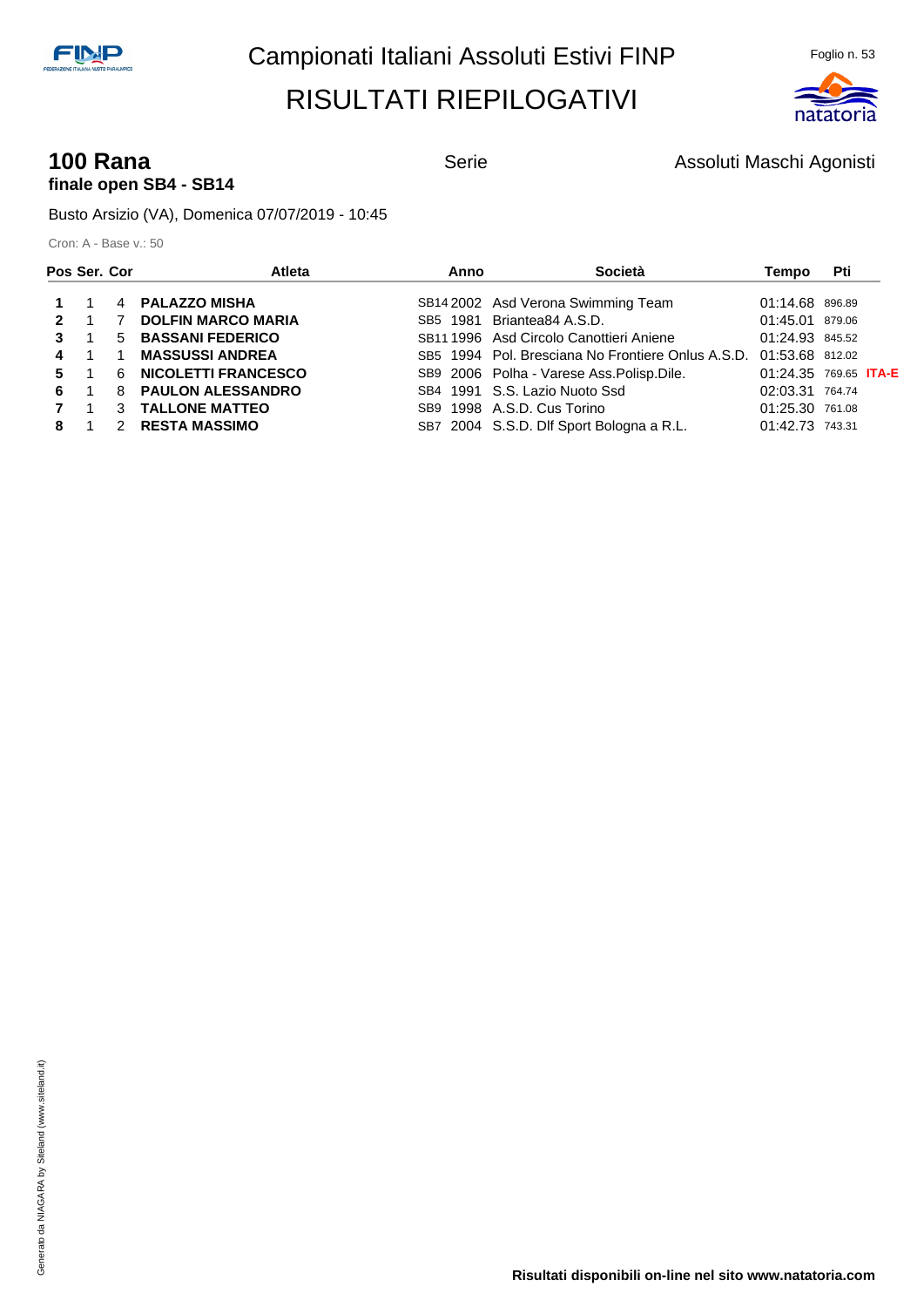# Campionati Italiani Assoluti Estivi FINP

# RISULTATI RIEPILOGATIVI

Foglio n. 53

## 100 Rana

**finale open SB4 - SB14**

Serie

Assoluti Maschi Agonisti

Busto Arsizio (VA), Domenica 07/07/2019 - 10:45

Cron: A - Base v.: 50

| Pos | Ser. | Cor | Atleta | | Anno | Società | Tempo | Pti | |
|---|---|---|---|---|---|---|---|---|---|
| 1 | 1 | 4 | PALAZZO MISHA | SB14 | 2002 | Asd Verona Swimming Team | 01:14.68 | 896.89 | |
| 2 | 1 | 7 | DOLFIN MARCO MARIA | SB5 | 1981 | Briantea84 A.S.D. | 01:45.01 | 879.06 | |
| 3 | 1 | 5 | BASSANI FEDERICO | SB11 | 1996 | Asd Circolo Canottieri Aniene | 01:24.93 | 845.52 | |
| 4 | 1 | 1 | MASSUSSI ANDREA | SB5 | 1994 | Pol. Bresciana No Frontiere Onlus A.S.D. | 01:53.68 | 812.02 | |
| 5 | 1 | 6 | NICOLETTI FRANCESCO | SB9 | 2006 | Polha - Varese Ass.Polisp.Dile. | 01:24.35 | 769.65 | ITA-E |
| 6 | 1 | 8 | PAULON ALESSANDRO | SB4 | 1991 | S.S. Lazio Nuoto Ssd | 02:03.31 | 764.74 | |
| 7 | 1 | 3 | TALLONE MATTEO | SB9 | 1998 | A.S.D. Cus Torino | 01:25.30 | 761.08 | |
| 8 | 1 | 2 | RESTA MASSIMO | SB7 | 2004 | S.S.D. Dlf Sport Bologna a R.L. | 01:42.73 | 743.31 | |

Generato da NIAGARA by Siteland (www.siteland.it)

**Risultati disponibili on-line nel sito www.natatoria.com**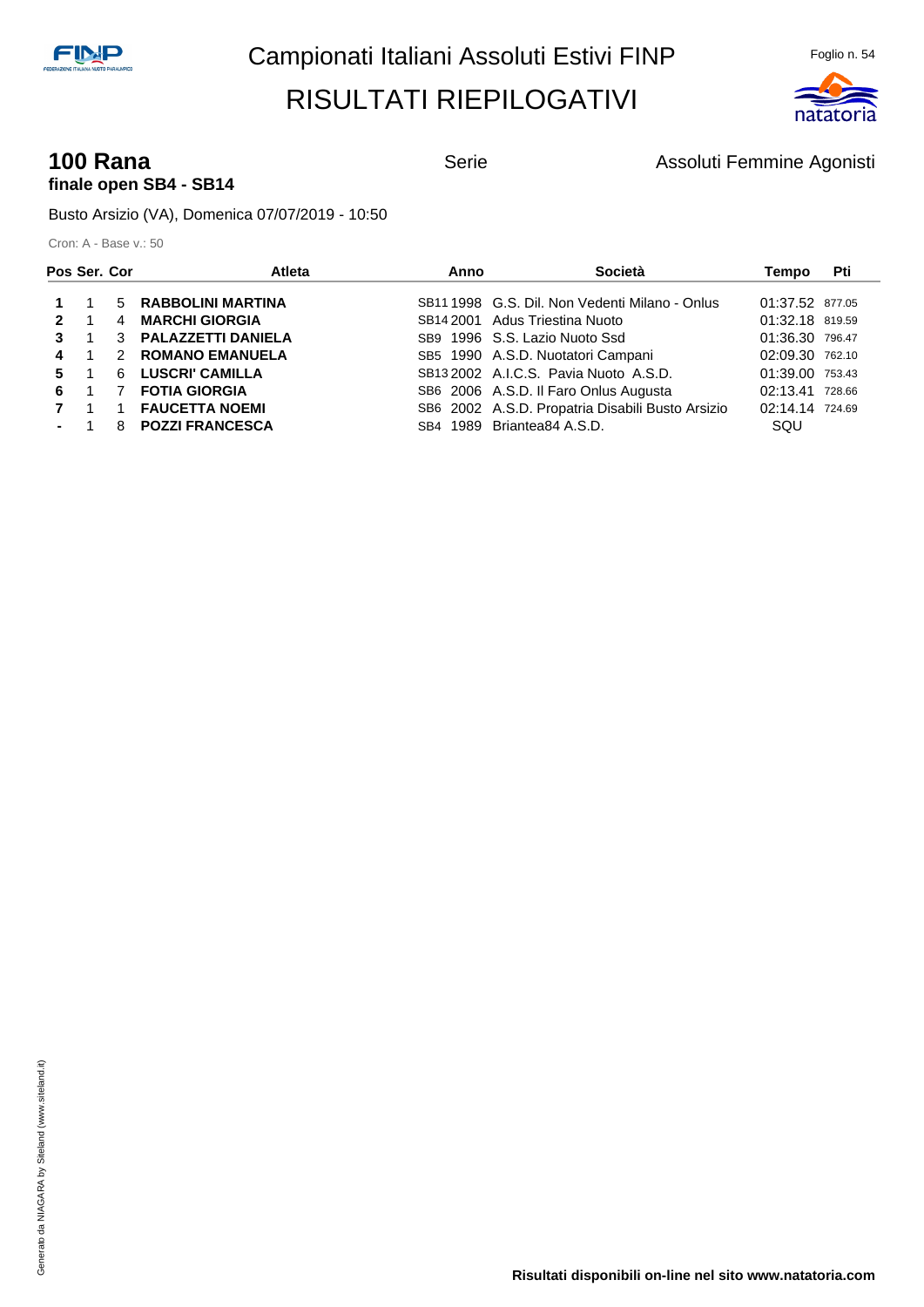# Campionati Italiani Assoluti Estivi FINP

# RISULTATI RIEPILOGATIVI

Foglio n. 54

## 100 Rana

**finale open SB4 - SB14**

Serie

Assoluti Femmine Agonisti

Busto Arsizio (VA), Domenica 07/07/2019 - 10:50

Cron: A - Base v.: 50

| Pos | Ser. | Cor | Atleta | | Anno | Società | Tempo | Pti |
|---|---|---|---|---|---|---|---|---|
| **1** | 1 | 5 | **RABBOLINI MARTINA** | SB11 | 1998 | G.S. Dil. Non Vedenti Milano - Onlus | 01:37.52 | 877.05 |
| **2** | 1 | 4 | **MARCHI GIORGIA** | SB14 | 2001 | Adus Triestina Nuoto | 01:32.18 | 819.59 |
| **3** | 1 | 3 | **PALAZZETTI DANIELA** | SB9 | 1996 | S.S. Lazio Nuoto Ssd | 01:36.30 | 796.47 |
| **4** | 1 | 2 | **ROMANO EMANUELA** | SB5 | 1990 | A.S.D. Nuotatori Campani | 02:09.30 | 762.10 |
| **5** | 1 | 6 | **LUSCRI' CAMILLA** | SB13 | 2002 | A.I.C.S. Pavia Nuoto A.S.D. | 01:39.00 | 753.43 |
| **6** | 1 | 7 | **FOTIA GIORGIA** | SB6 | 2006 | A.S.D. Il Faro Onlus Augusta | 02:13.41 | 728.66 |
| **7** | 1 | 1 | **FAUCETTA NOEMI** | SB6 | 2002 | A.S.D. Propatria Disabili Busto Arsizio | 02:14.14 | 724.69 |
| **-** | 1 | 8 | **POZZI FRANCESCA** | SB4 | 1989 | Briantea84 A.S.D. | SQU | |

Generato da NIAGARA by Siteland (www.siteland.it)

**Risultati disponibili on-line nel sito www.natatoria.com**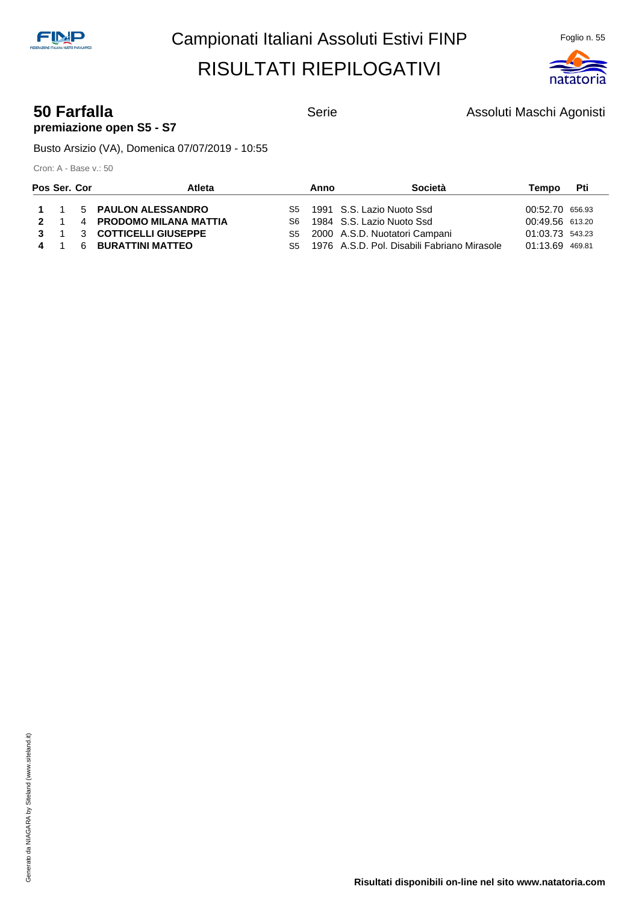# Campionati Italiani Assoluti Estivi FINP

# RISULTATI RIEPILOGATIVI

## 50 Farfalla

**premiazione open S5 - S7**

Serie

Assoluti Maschi Agonisti

Busto Arsizio (VA), Domenica 07/07/2019 - 10:55

Cron: A - Base v.: 50

| Pos | Ser. | Cor | Atleta | | Anno | Società | Tempo | Pti |
|---|---|---|---|---|---|---|---|---|
| **1** | 1 | 5 | **PAULON ALESSANDRO** | S5 | 1991 | S.S. Lazio Nuoto Ssd | 00:52.70 | 656.93 |
| **2** | 1 | 4 | **PRODOMO MILANA MATTIA** | S6 | 1984 | S.S. Lazio Nuoto Ssd | 00:49.56 | 613.20 |
| **3** | 1 | 3 | **COTTICELLI GIUSEPPE** | S5 | 2000 | A.S.D. Nuotatori Campani | 01:03.73 | 543.23 |
| **4** | 1 | 6 | **BURATTINI MATTEO** | S5 | 1976 | A.S.D. Pol. Disabili Fabriano Mirasole | 01:13.69 | 469.81 |

**Risultati disponibili on-line nel sito www.natatoria.com**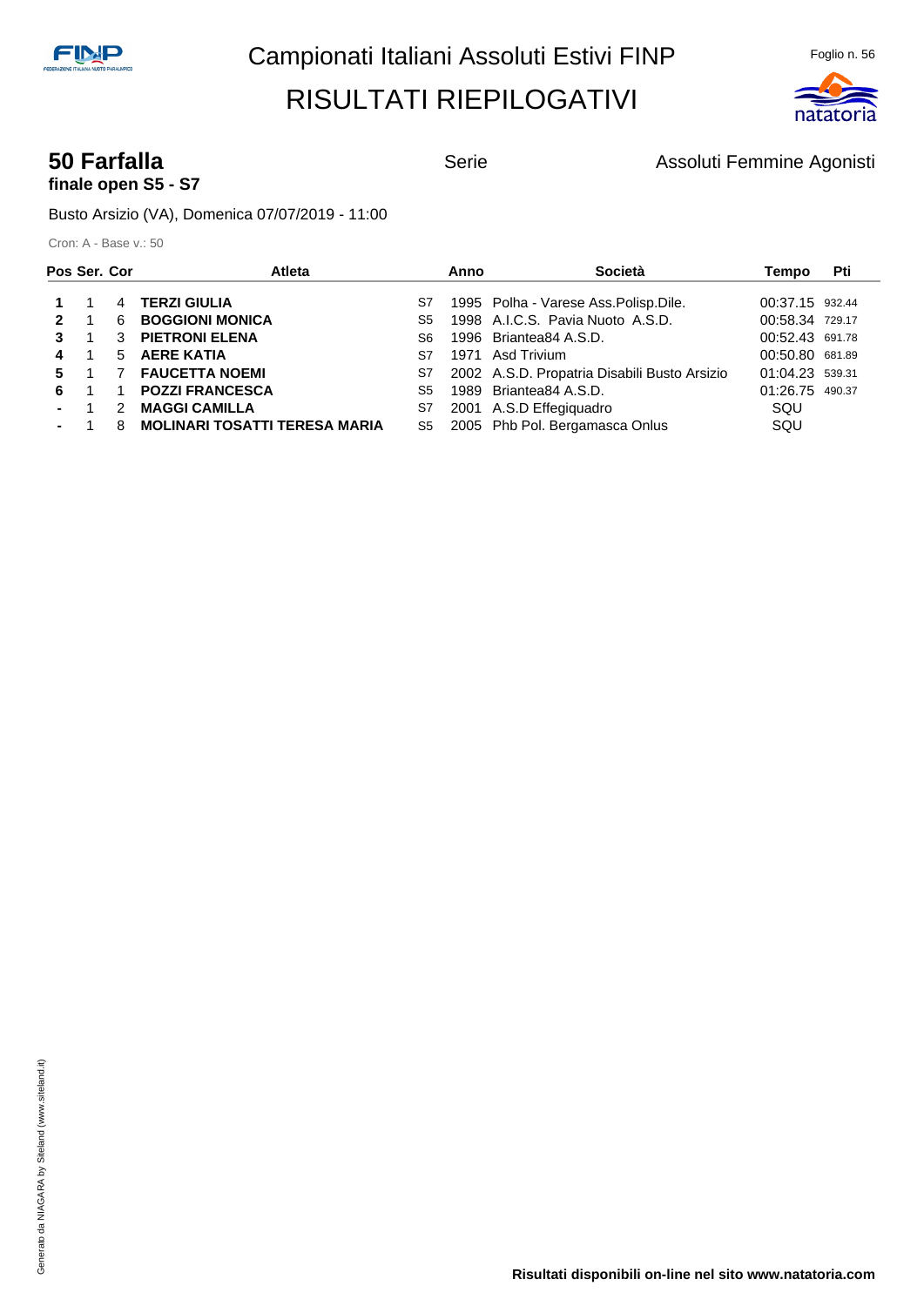Campionati Italiani Assoluti Estivi FINP

RISULTATI RIEPILOGATIVI

## 50 Farfalla

**finale open S5 - S7**

Serie

Assoluti Femmine Agonisti

Busto Arsizio (VA), Domenica 07/07/2019 - 11:00

Cron: A - Base v.: 50

| Pos | Ser. | Cor | Atleta | | Anno | Società | Tempo | Pti |
|---|---|---|---|---|---|---|---|---|
| **1** | 1 | 4 | **TERZI GIULIA** | S7 | 1995 | Polha - Varese Ass.Polisp.Dile. | 00:37.15 | 932.44 |
| **2** | 1 | 6 | **BOGGIONI MONICA** | S5 | 1998 | A.I.C.S. Pavia Nuoto A.S.D. | 00:58.34 | 729.17 |
| **3** | 1 | 3 | **PIETRONI ELENA** | S6 | 1996 | Briantea84 A.S.D. | 00:52.43 | 691.78 |
| **4** | 1 | 5 | **AERE KATIA** | S7 | 1971 | Asd Trivium | 00:50.80 | 681.89 |
| **5** | 1 | 7 | **FAUCETTA NOEMI** | S7 | 2002 | A.S.D. Propatria Disabili Busto Arsizio | 01:04.23 | 539.31 |
| **6** | 1 | 1 | **POZZI FRANCESCA** | S5 | 1989 | Briantea84 A.S.D. | 01:26.75 | 490.37 |
| **-** | 1 | 2 | **MAGGI CAMILLA** | S7 | 2001 | A.S.D Effegiquadro | SQU | |
| **-** | 1 | 8 | **MOLINARI TOSATTI TERESA MARIA** | S5 | 2005 | Phb Pol. Bergamasca Onlus | SQU | |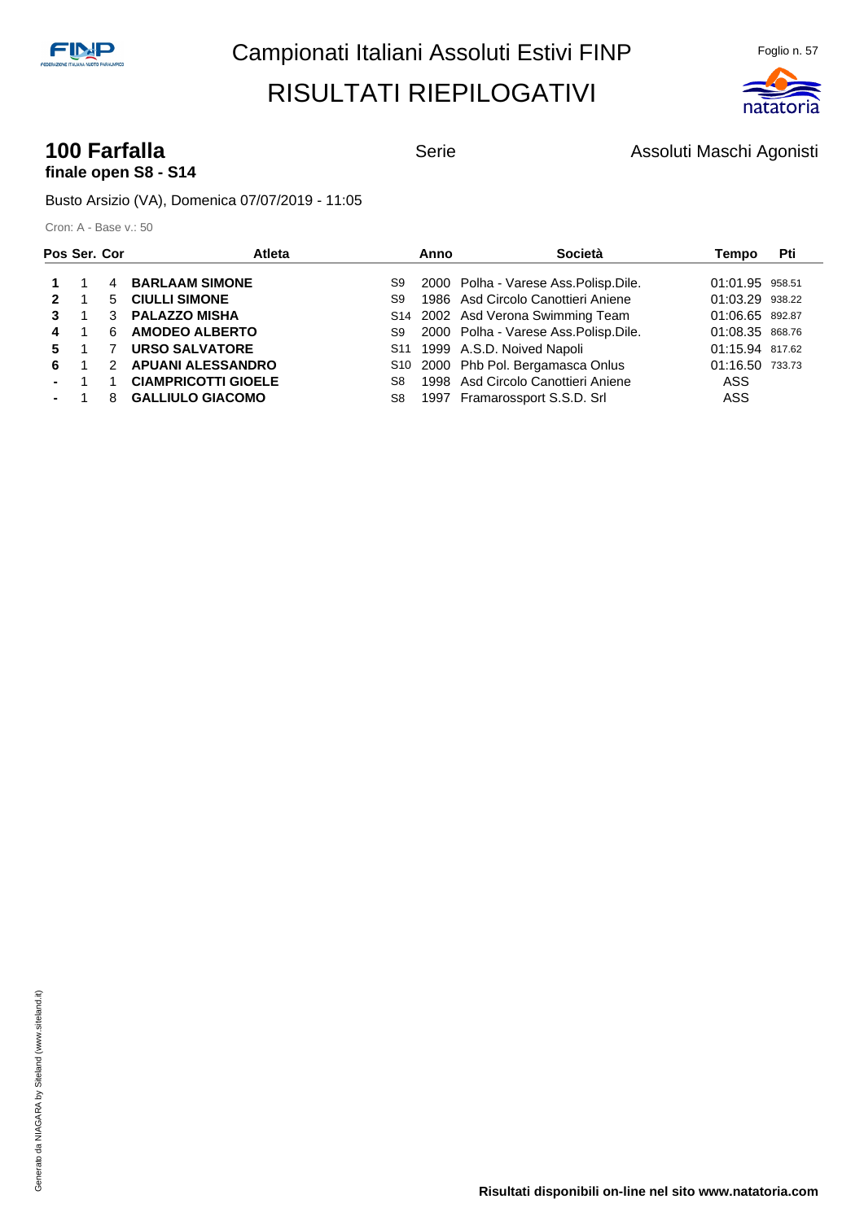# Campionati Italiani Assoluti Estivi FINP

# RISULTATI RIEPILOGATIVI

## 100 Farfalla
**finale open S8 - S14**

Serie

Assoluti Maschi Agonisti

Busto Arsizio (VA), Domenica 07/07/2019 - 11:05

Cron: A - Base v.: 50

| Pos | Ser. | Cor | Atleta | | Anno | Società | Tempo | Pti |
|---|---|---|---|---|---|---|---|---|
| **1** | 1 | 4 | **BARLAAM SIMONE** | S9 | 2000 | Polha - Varese Ass.Polisp.Dile. | 01:01.95 | 958.51 |
| **2** | 1 | 5 | **CIULLI SIMONE** | S9 | 1986 | Asd Circolo Canottieri Aniene | 01:03.29 | 938.22 |
| **3** | 1 | 3 | **PALAZZO MISHA** | S14 | 2002 | Asd Verona Swimming Team | 01:06.65 | 892.87 |
| **4** | 1 | 6 | **AMODEO ALBERTO** | S9 | 2000 | Polha - Varese Ass.Polisp.Dile. | 01:08.35 | 868.76 |
| **5** | 1 | 7 | **URSO SALVATORE** | S11 | 1999 | A.S.D. Noived Napoli | 01:15.94 | 817.62 |
| **6** | 1 | 2 | **APUANI ALESSANDRO** | S10 | 2000 | Phb Pol. Bergamasca Onlus | 01:16.50 | 733.73 |
| **-** | 1 | 1 | **CIAMPRICOTTI GIOELE** | S8 | 1998 | Asd Circolo Canottieri Aniene | ASS | |
| **-** | 1 | 8 | **GALLIULO GIACOMO** | S8 | 1997 | Framarossport S.S.D. Srl | ASS | |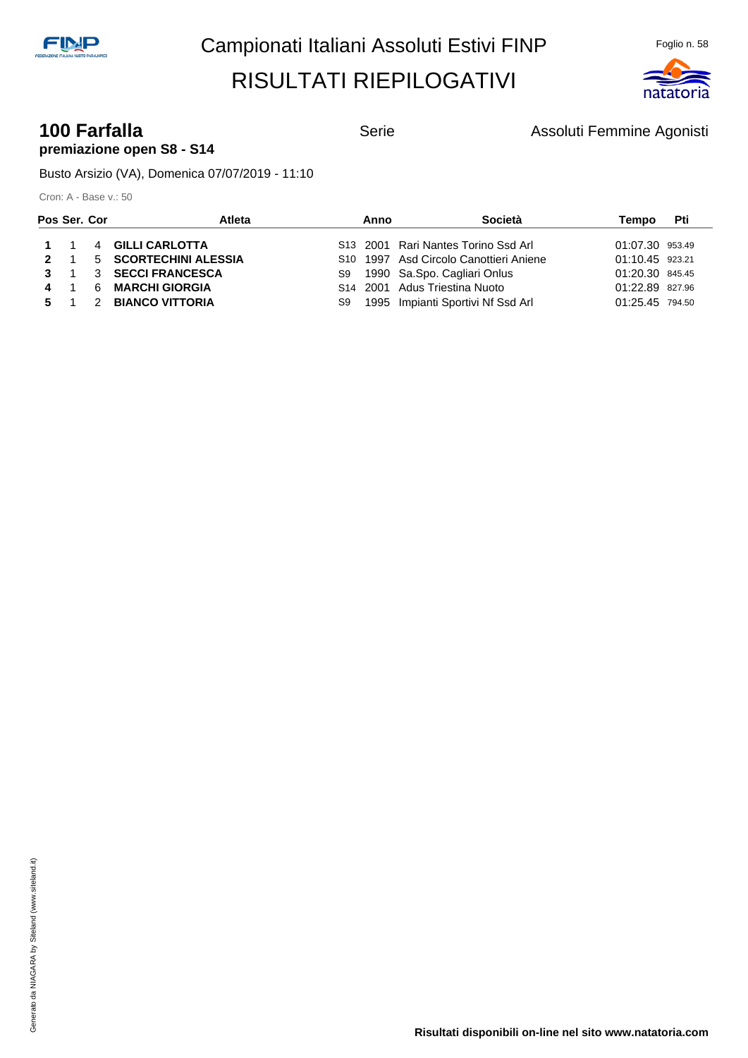# Campionati Italiani Assoluti Estivi FINP

# RISULTATI RIEPILOGATIVI

## 100 Farfalla

**premiazione open S8 - S14**

Serie

Assoluti Femmine Agonisti

Busto Arsizio (VA), Domenica 07/07/2019 - 11:10

Cron: A - Base v.: 50

| Pos | Ser. | Cor | Atleta | | Anno | Società | Tempo | Pti |
|---|---|---|---|---|---|---|---|---|
| **1** | 1 | 4 | **GILLI CARLOTTA** | S13 | 2001 | Rari Nantes Torino Ssd Arl | 01:07.30 | 953.49 |
| **2** | 1 | 5 | **SCORTECHINI ALESSIA** | S10 | 1997 | Asd Circolo Canottieri Aniene | 01:10.45 | 923.21 |
| **3** | 1 | 3 | **SECCI FRANCESCA** | S9 | 1990 | Sa.Spo. Cagliari Onlus | 01:20.30 | 845.45 |
| **4** | 1 | 6 | **MARCHI GIORGIA** | S14 | 2001 | Adus Triestina Nuoto | 01:22.89 | 827.96 |
| **5** | 1 | 2 | **BIANCO VITTORIA** | S9 | 1995 | Impianti Sportivi Nf Ssd Arl | 01:25.45 | 794.50 |

**Risultati disponibili on-line nel sito www.natatoria.com**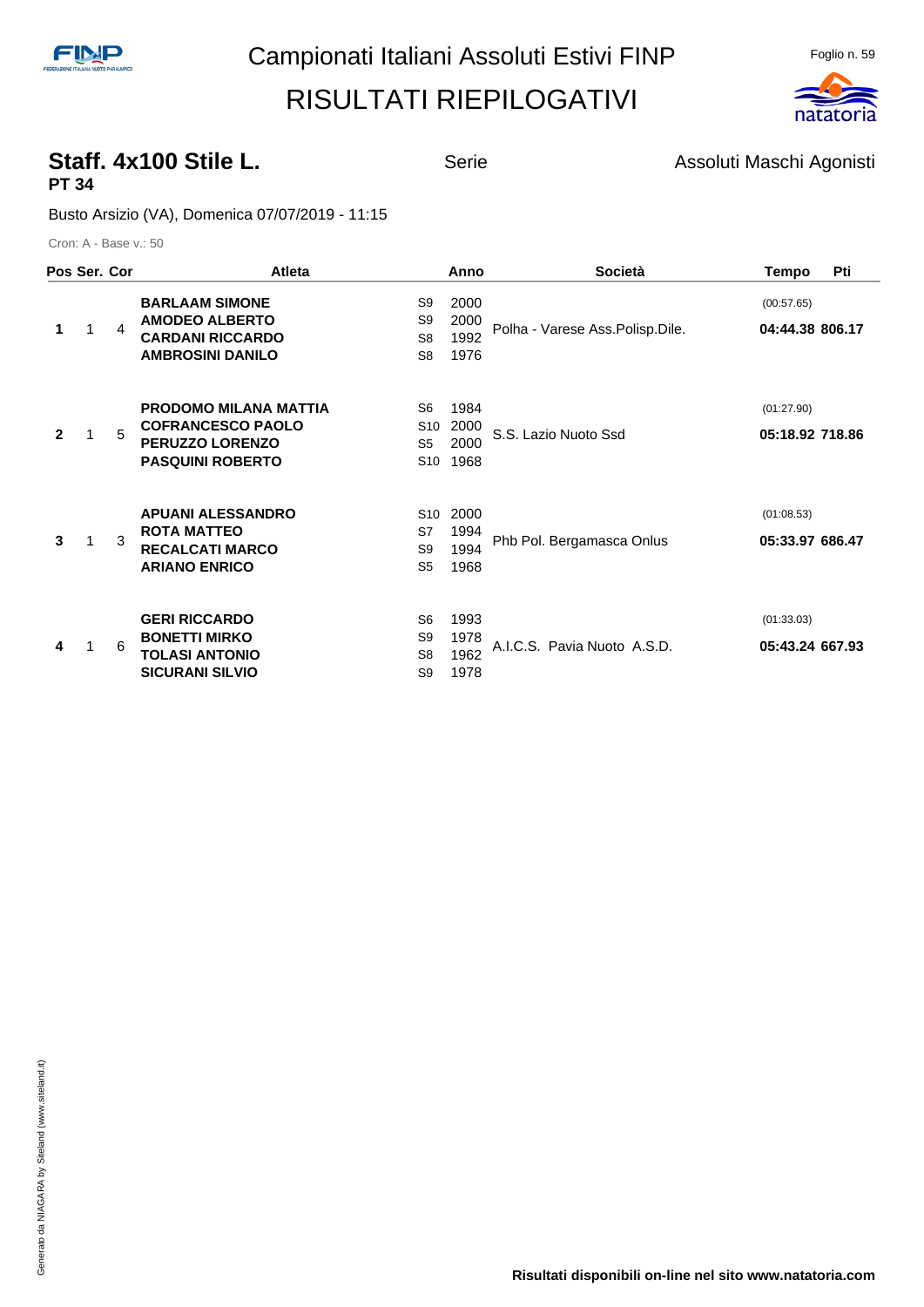# Campionati Italiani Assoluti Estivi FINP

# RISULTATI RIEPILOGATIVI

## Staff. 4x100 Stile L.

**PT 34**

Serie

Assoluti Maschi Agonisti

Busto Arsizio (VA), Domenica 07/07/2019 - 11:15

Cron: A - Base v.: 50

| Pos | Ser. | Cor | Atleta | | Anno | Società | Tempo | Pti |
|---|---|---|---|---|---|---|---|---|
| 1 | 1 | 4 | **BARLAAM SIMONE** | S9 | 2000 | Polha - Varese Ass.Polisp.Dile. | (00:57.65) | |
| | | | **AMODEO ALBERTO** | S9 | 2000 | | **04:44.38** | **806.17** |
| | | | **CARDANI RICCARDO** | S8 | 1992 | | | |
| | | | **AMBROSINI DANILO** | S8 | 1976 | | | |
| 2 | 1 | 5 | **PRODOMO MILANA MATTIA** | S6 | 1984 | S.S. Lazio Nuoto Ssd | (01:27.90) | |
| | | | **COFRANCESCO PAOLO** | S10 | 2000 | | **05:18.92** | **718.86** |
| | | | **PERUZZO LORENZO** | S5 | 2000 | | | |
| | | | **PASQUINI ROBERTO** | S10 | 1968 | | | |
| 3 | 1 | 3 | **APUANI ALESSANDRO** | S10 | 2000 | Phb Pol. Bergamasca Onlus | (01:08.53) | |
| | | | **ROTA MATTEO** | S7 | 1994 | | **05:33.97** | **686.47** |
| | | | **RECALCATI MARCO** | S9 | 1994 | | | |
| | | | **ARIANO ENRICO** | S5 | 1968 | | | |
| 4 | 1 | 6 | **GERI RICCARDO** | S6 | 1993 | A.I.C.S. Pavia Nuoto A.S.D. | (01:33.03) | |
| | | | **BONETTI MIRKO** | S9 | 1978 | | **05:43.24** | **667.93** |
| | | | **TOLASI ANTONIO** | S8 | 1962 | | | |
| | | | **SICURANI SILVIO** | S9 | 1978 | | | |

Generato da NIAGARA by Siteland (www.siteland.it)

**Risultati disponibili on-line nel sito www.natatoria.com**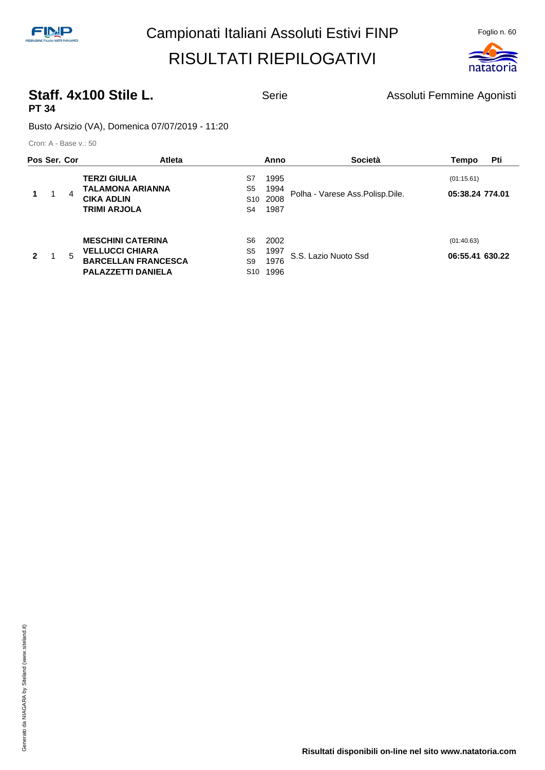# Campionati Italiani Assoluti Estivi FINP

# RISULTATI RIEPILOGATIVI

## Staff. 4x100 Stile L.

**PT 34**

Serie

Assoluti Femmine Agonisti

Busto Arsizio (VA), Domenica 07/07/2019 - 11:20

Cron: A - Base v.: 50

| Pos | Ser. | Cor | Atleta | | Anno | Società | Tempo | Pti |
|---|---|---|---|---|---|---|---|---|
| **1** | 1 | 4 | **TERZI GIULIA** | S7 | 1995 | Polha - Varese Ass.Polisp.Dile. | (01:15.61) | |
| | | | **TALAMONA ARIANNA** | S5 | 1994 | | **05:38.24** | **774.01** |
| | | | **CIKA ADLIN** | S10 | 2008 | | | |
| | | | **TRIMI ARJOLA** | S4 | 1987 | | | |
| **2** | 1 | 5 | **MESCHINI CATERINA** | S6 | 2002 | S.S. Lazio Nuoto Ssd | (01:40.63) | |
| | | | **VELLUCCI CHIARA** | S5 | 1997 | | **06:55.41** | **630.22** |
| | | | **BARCELLAN FRANCESCA** | S9 | 1976 | | | |
| | | | **PALAZZETTI DANIELA** | S10 | 1996 | | | |

Generato da NIAGARA by Siteland (www.siteland.it)

**Risultati disponibili on-line nel sito www.natatoria.com**